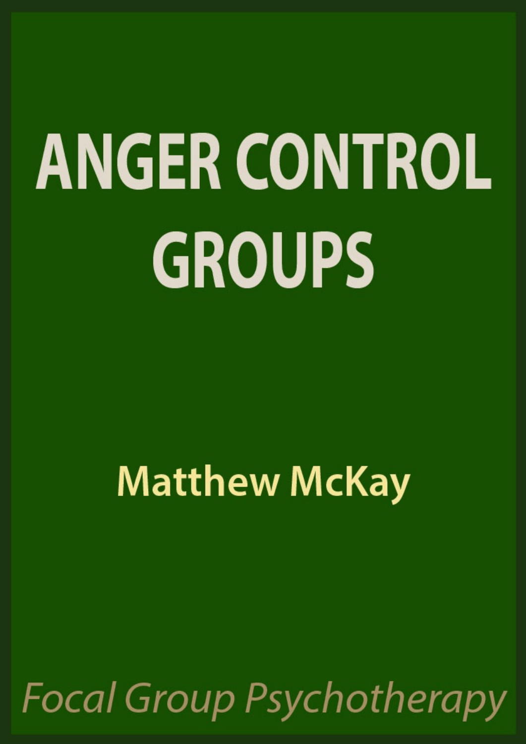# ANGER CONTROL GROUPS

**Matthew McKay**

*Focal Group Psychotherapy*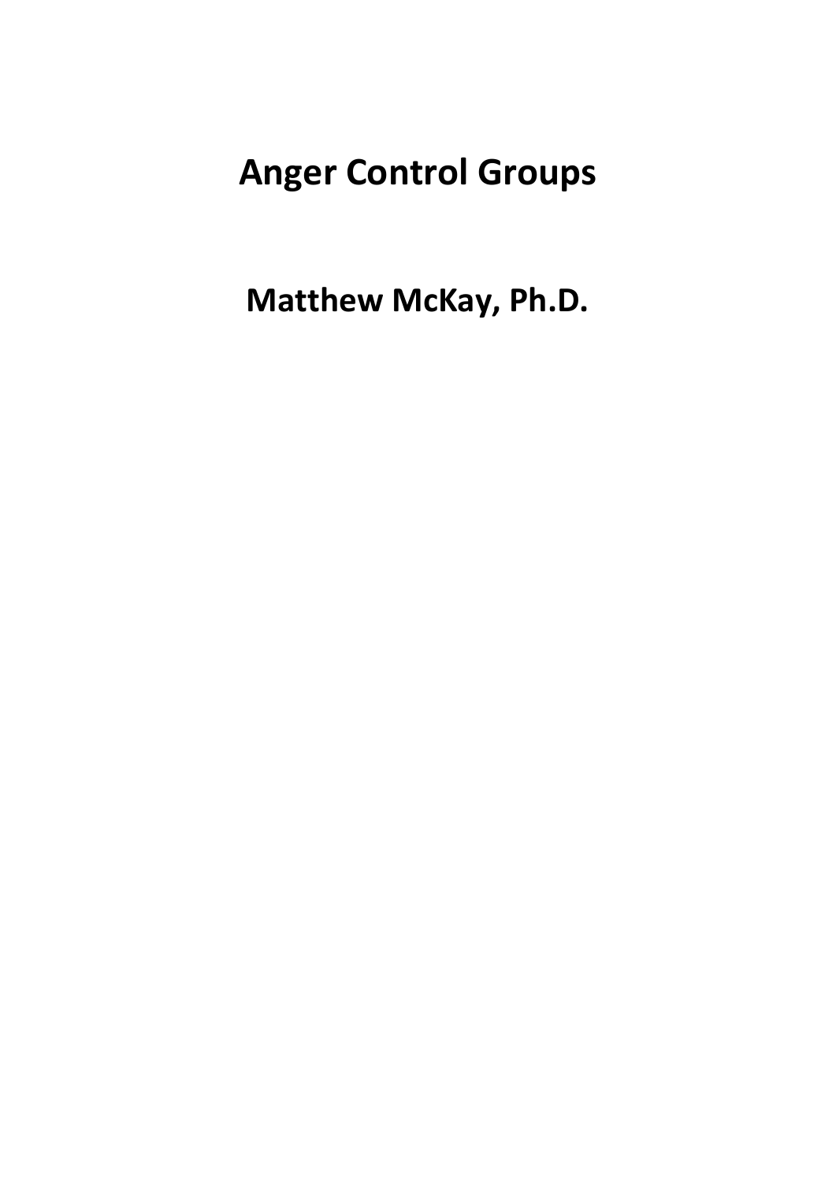# Anger Control Groups

## Matthew McKay, Ph.D.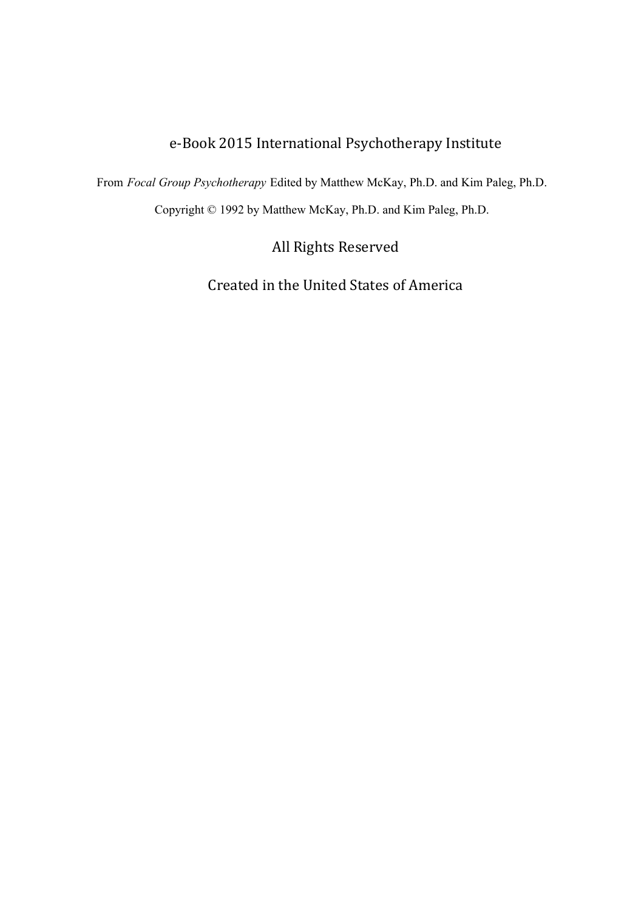e-Book 2015 International Psychotherapy Institute

From *Focal Group Psychotherapy* Edited by Matthew McKay, Ph.D. and Kim Paleg, Ph.D.

Copyright © 1992 by Matthew McKay, Ph.D. and Kim Paleg, Ph.D.

All Rights Reserved

Created in the United States of America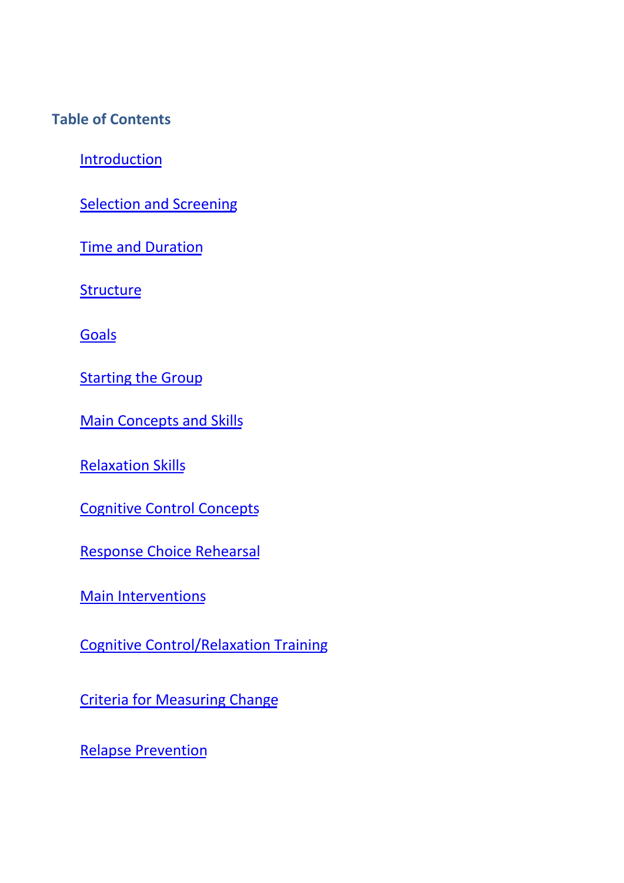## Table of Contents

- Introduction
- Selection and Screening
- Time and Duration
- Structure
- Goals
- Starting the Group
- Main Concepts and Skills
- Relaxation Skills
- Cognitive Control Concepts
- Response Choice Rehearsal
- Main Interventions
- Cognitive Control/Relaxation Training
- Criteria for Measuring Change
- Relapse Prevention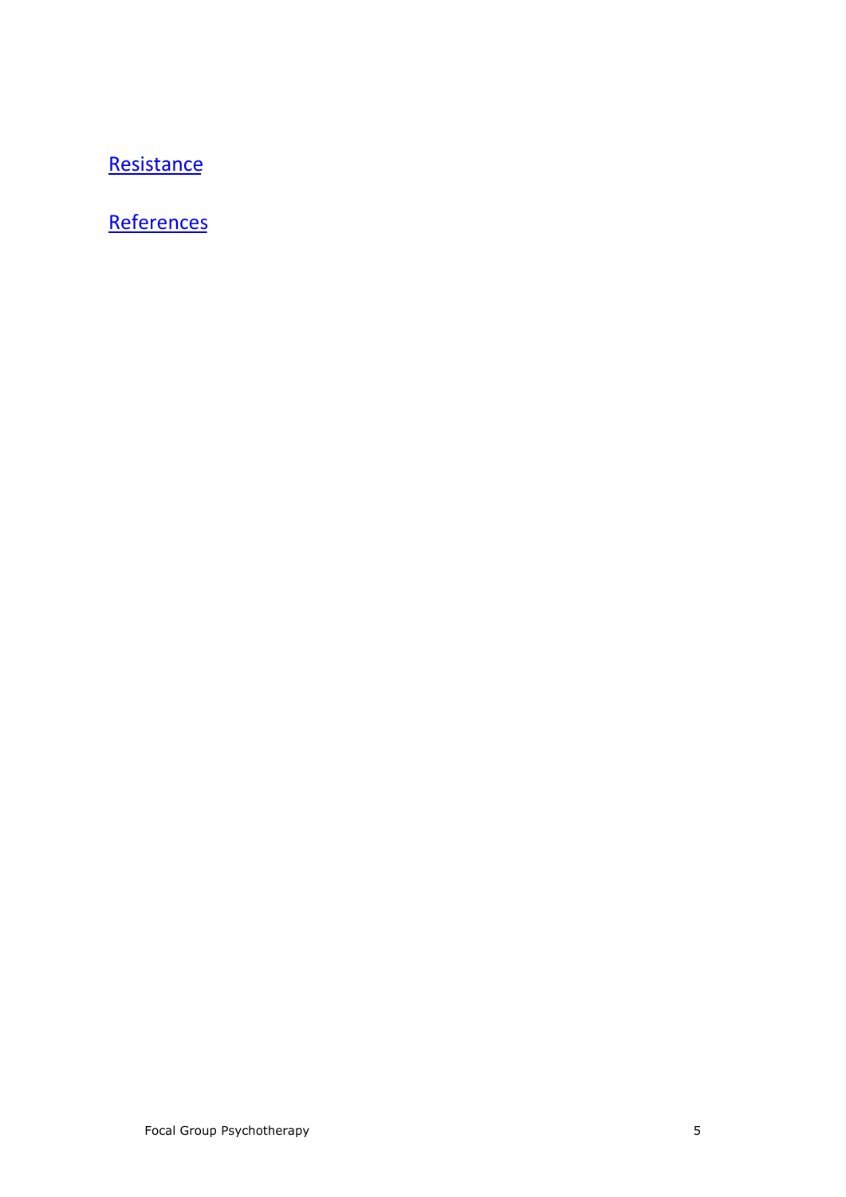[Resistance]

[References]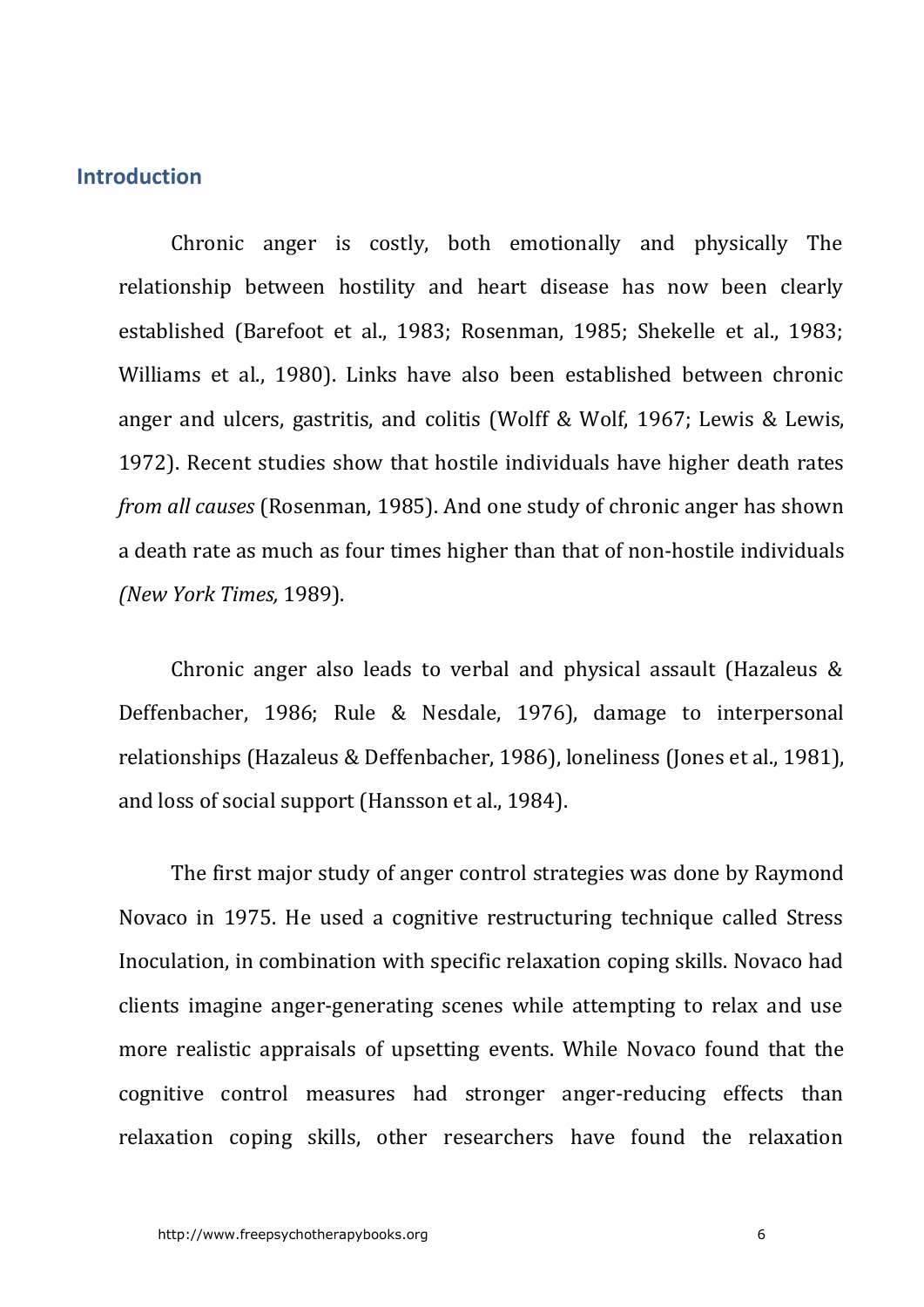## Introduction

Chronic anger is costly, both emotionally and physically The relationship between hostility and heart disease has now been clearly established (Barefoot et al., 1983; Rosenman, 1985; Shekelle et al., 1983; Williams et al., 1980). Links have also been established between chronic anger and ulcers, gastritis, and colitis (Wolff & Wolf, 1967; Lewis & Lewis, 1972). Recent studies show that hostile individuals have higher death rates *from all causes* (Rosenman, 1985). And one study of chronic anger has shown a death rate as much as four times higher than that of non-hostile individuals *(New York Times,* 1989).

Chronic anger also leads to verbal and physical assault (Hazaleus & Deffenbacher, 1986; Rule & Nesdale, 1976), damage to interpersonal relationships (Hazaleus & Deffenbacher, 1986), loneliness (Jones et al., 1981), and loss of social support (Hansson et al., 1984).

The first major study of anger control strategies was done by Raymond Novaco in 1975. He used a cognitive restructuring technique called Stress Inoculation, in combination with specific relaxation coping skills. Novaco had clients imagine anger-generating scenes while attempting to relax and use more realistic appraisals of upsetting events. While Novaco found that the cognitive control measures had stronger anger-reducing effects than relaxation coping skills, other researchers have found the relaxation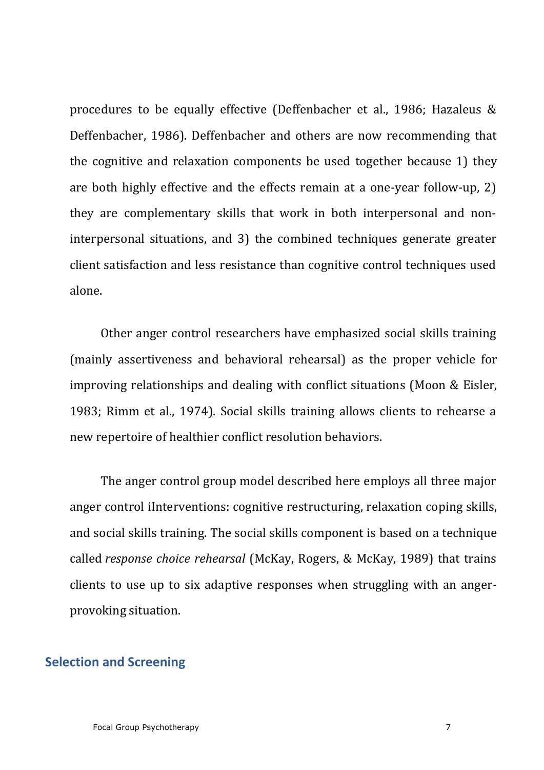procedures to be equally effective (Deffenbacher et al., 1986; Hazaleus & Deffenbacher, 1986). Deffenbacher and others are now recommending that the cognitive and relaxation components be used together because 1) they are both highly effective and the effects remain at a one-year follow-up, 2) they are complementary skills that work in both interpersonal and non-interpersonal situations, and 3) the combined techniques generate greater client satisfaction and less resistance than cognitive control techniques used alone.

Other anger control researchers have emphasized social skills training (mainly assertiveness and behavioral rehearsal) as the proper vehicle for improving relationships and dealing with conflict situations (Moon & Eisler, 1983; Rimm et al., 1974). Social skills training allows clients to rehearse a new repertoire of healthier conflict resolution behaviors.

The anger control group model described here employs all three major anger control iInterventions: cognitive restructuring, relaxation coping skills, and social skills training. The social skills component is based on a technique called *response choice rehearsal* (McKay, Rogers, & McKay, 1989) that trains clients to use up to six adaptive responses when struggling with an anger-provoking situation.

## Selection and Screening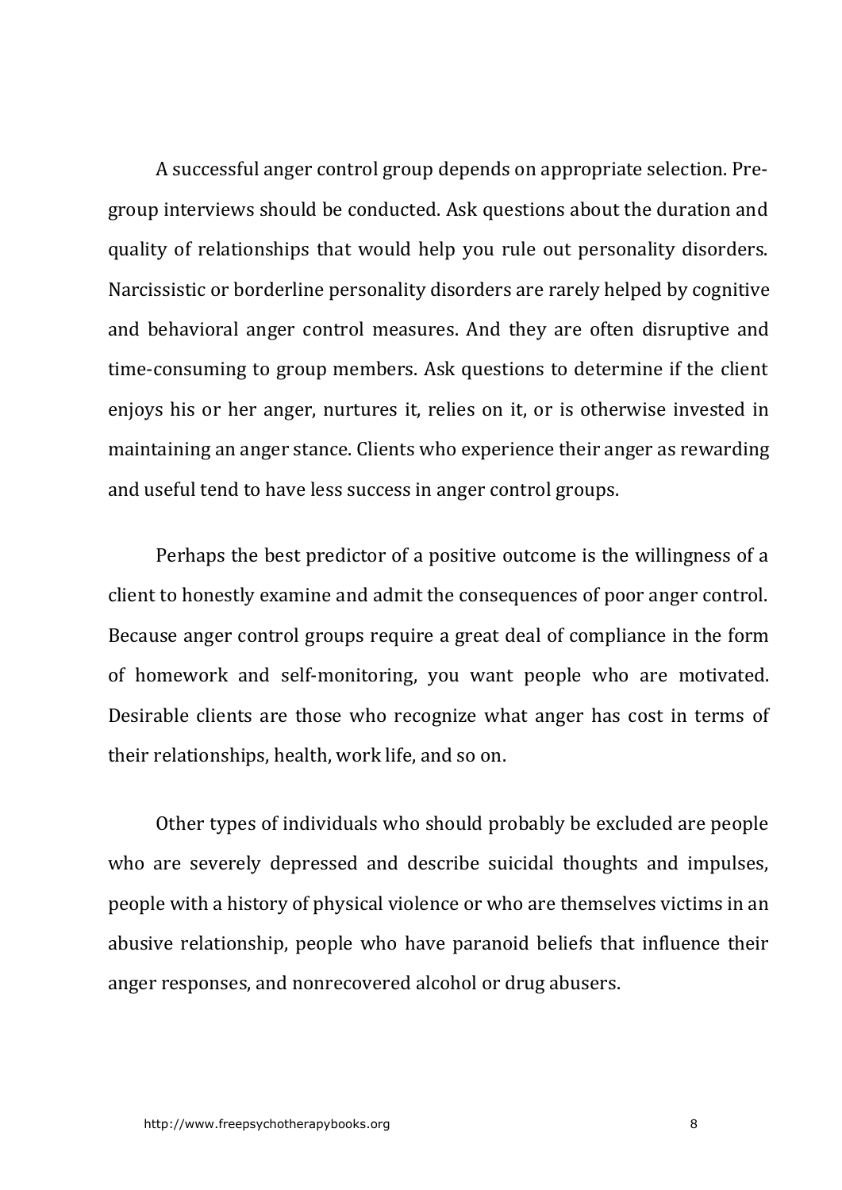A successful anger control group depends on appropriate selection. Pre-group interviews should be conducted. Ask questions about the duration and quality of relationships that would help you rule out personality disorders. Narcissistic or borderline personality disorders are rarely helped by cognitive and behavioral anger control measures. And they are often disruptive and time-consuming to group members. Ask questions to determine if the client enjoys his or her anger, nurtures it, relies on it, or is otherwise invested in maintaining an anger stance. Clients who experience their anger as rewarding and useful tend to have less success in anger control groups.

Perhaps the best predictor of a positive outcome is the willingness of a client to honestly examine and admit the consequences of poor anger control. Because anger control groups require a great deal of compliance in the form of homework and self-monitoring, you want people who are motivated. Desirable clients are those who recognize what anger has cost in terms of their relationships, health, work life, and so on.

Other types of individuals who should probably be excluded are people who are severely depressed and describe suicidal thoughts and impulses, people with a history of physical violence or who are themselves victims in an abusive relationship, people who have paranoid beliefs that influence their anger responses, and nonrecovered alcohol or drug abusers.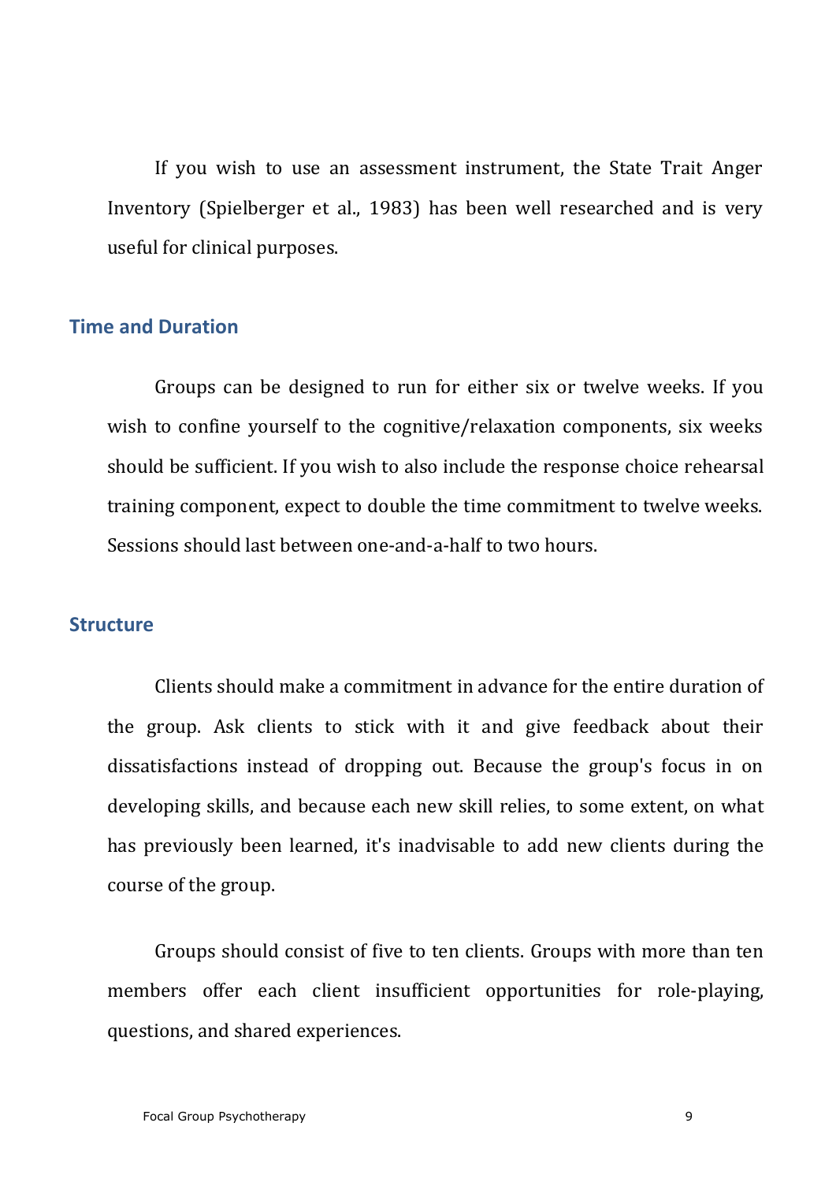If you wish to use an assessment instrument, the State Trait Anger Inventory (Spielberger et al., 1983) has been well researched and is very useful for clinical purposes.

## Time and Duration

Groups can be designed to run for either six or twelve weeks. If you wish to confine yourself to the cognitive/relaxation components, six weeks should be sufficient. If you wish to also include the response choice rehearsal training component, expect to double the time commitment to twelve weeks. Sessions should last between one-and-a-half to two hours.

## Structure

Clients should make a commitment in advance for the entire duration of the group. Ask clients to stick with it and give feedback about their dissatisfactions instead of dropping out. Because the group's focus in on developing skills, and because each new skill relies, to some extent, on what has previously been learned, it's inadvisable to add new clients during the course of the group.

Groups should consist of five to ten clients. Groups with more than ten members offer each client insufficient opportunities for role-playing, questions, and shared experiences.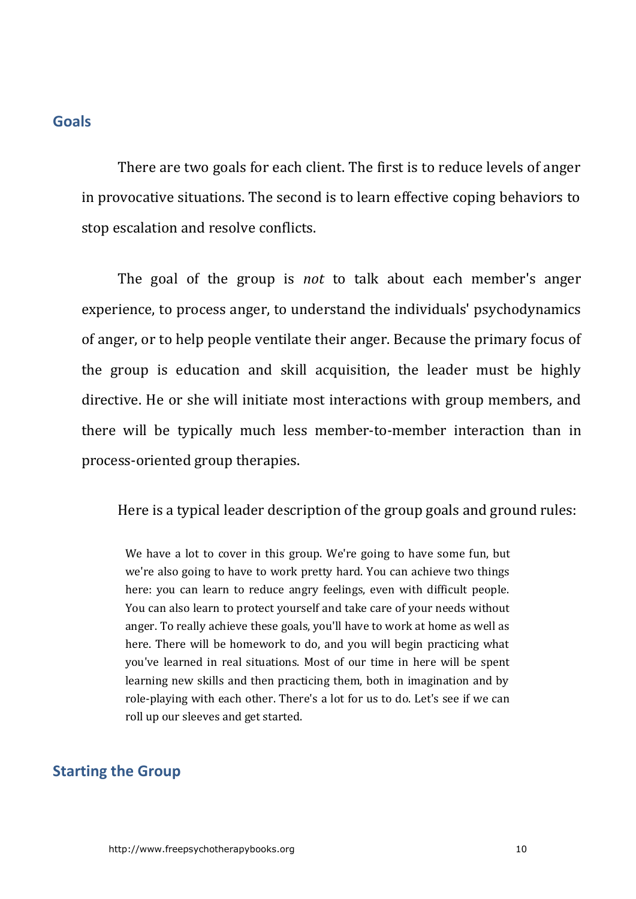## Goals

There are two goals for each client. The first is to reduce levels of anger in provocative situations. The second is to learn effective coping behaviors to stop escalation and resolve conflicts.

The goal of the group is *not* to talk about each member's anger experience, to process anger, to understand the individuals' psychodynamics of anger, or to help people ventilate their anger. Because the primary focus of the group is education and skill acquisition, the leader must be highly directive. He or she will initiate most interactions with group members, and there will be typically much less member-to-member interaction than in process-oriented group therapies.

Here is a typical leader description of the group goals and ground rules:

> We have a lot to cover in this group. We're going to have some fun, but we're also going to have to work pretty hard. You can achieve two things here: you can learn to reduce angry feelings, even with difficult people. You can also learn to protect yourself and take care of your needs without anger. To really achieve these goals, you'll have to work at home as well as here. There will be homework to do, and you will begin practicing what you've learned in real situations. Most of our time in here will be spent learning new skills and then practicing them, both in imagination and by role-playing with each other. There's a lot for us to do. Let's see if we can roll up our sleeves and get started.

## Starting the Group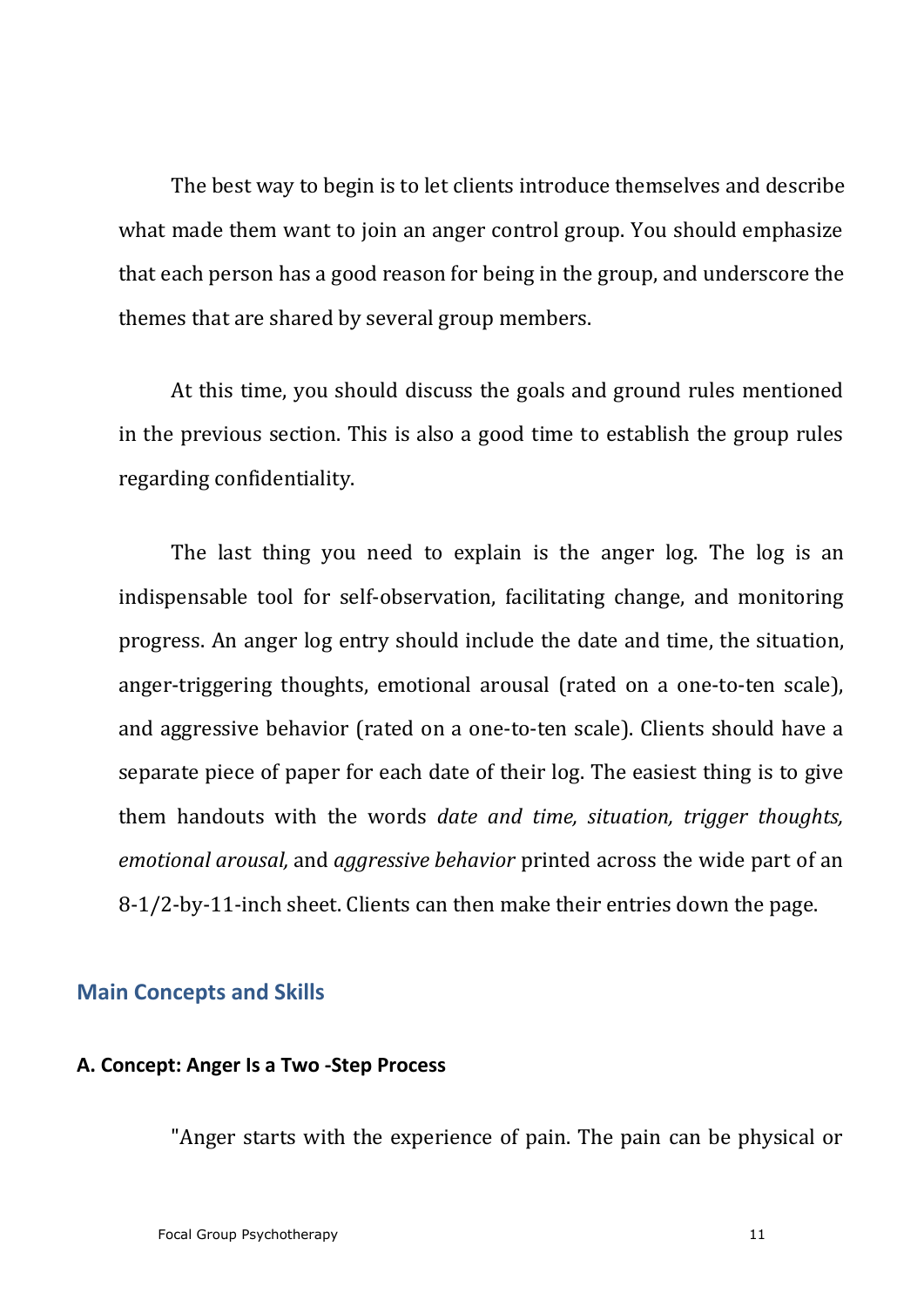The best way to begin is to let clients introduce themselves and describe what made them want to join an anger control group. You should emphasize that each person has a good reason for being in the group, and underscore the themes that are shared by several group members.

At this time, you should discuss the goals and ground rules mentioned in the previous section. This is also a good time to establish the group rules regarding confidentiality.

The last thing you need to explain is the anger log. The log is an indispensable tool for self-observation, facilitating change, and monitoring progress. An anger log entry should include the date and time, the situation, anger-triggering thoughts, emotional arousal (rated on a one-to-ten scale), and aggressive behavior (rated on a one-to-ten scale). Clients should have a separate piece of paper for each date of their log. The easiest thing is to give them handouts with the words *date and time, situation, trigger thoughts, emotional arousal,* and *aggressive behavior* printed across the wide part of an 8-1/2-by-11-inch sheet. Clients can then make their entries down the page.

## Main Concepts and Skills

### A. Concept: Anger Is a Two -Step Process

"Anger starts with the experience of pain. The pain can be physical or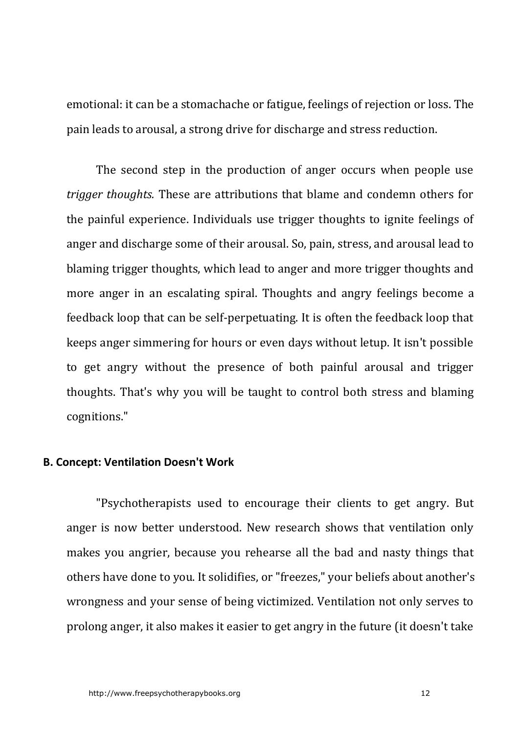emotional: it can be a stomachache or fatigue, feelings of rejection or loss. The pain leads to arousal, a strong drive for discharge and stress reduction.

The second step in the production of anger occurs when people use *trigger thoughts.* These are attributions that blame and condemn others for the painful experience. Individuals use trigger thoughts to ignite feelings of anger and discharge some of their arousal. So, pain, stress, and arousal lead to blaming trigger thoughts, which lead to anger and more trigger thoughts and more anger in an escalating spiral. Thoughts and angry feelings become a feedback loop that can be self-perpetuating. It is often the feedback loop that keeps anger simmering for hours or even days without letup. It isn't possible to get angry without the presence of both painful arousal and trigger thoughts. That's why you will be taught to control both stress and blaming cognitions."

**B. Concept: Ventilation Doesn't Work**

"Psychotherapists used to encourage their clients to get angry. But anger is now better understood. New research shows that ventilation only makes you angrier, because you rehearse all the bad and nasty things that others have done to you. It solidifies, or "freezes," your beliefs about another's wrongness and your sense of being victimized. Ventilation not only serves to prolong anger, it also makes it easier to get angry in the future (it doesn't take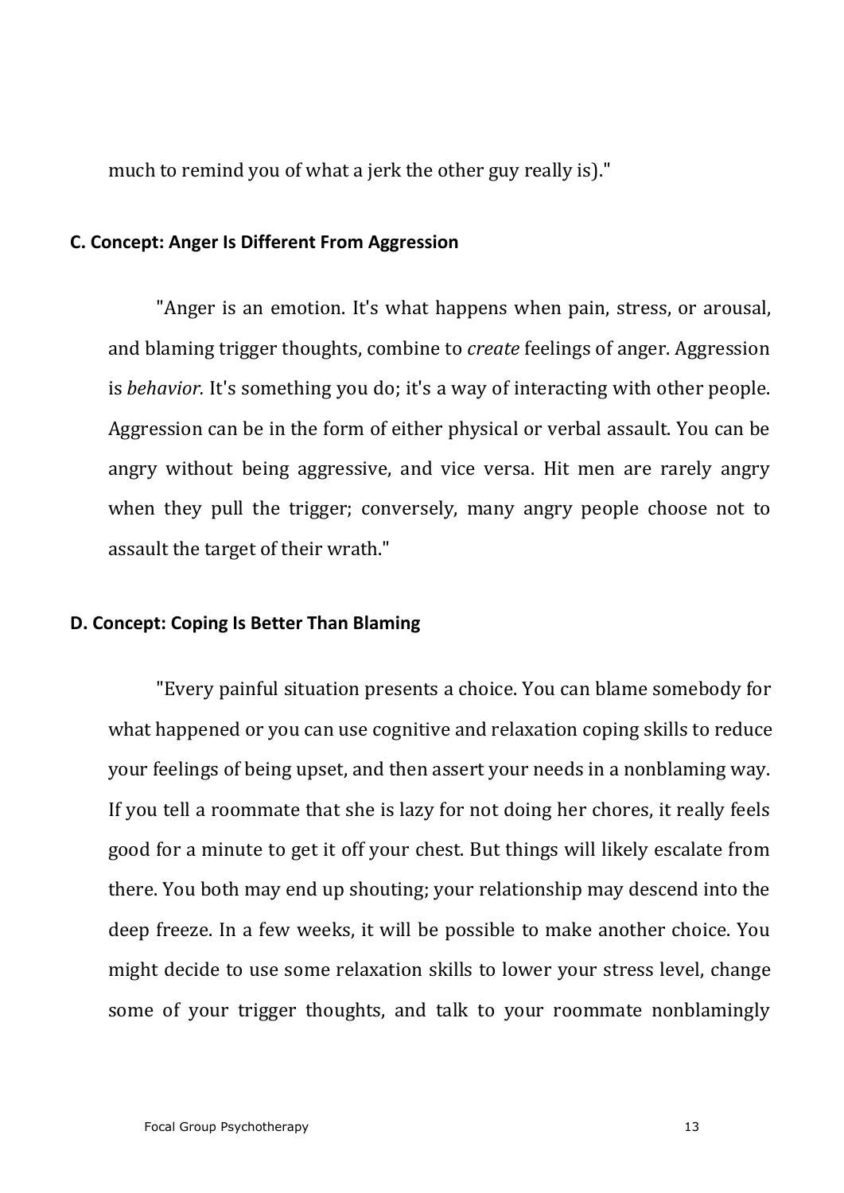much to remind you of what a jerk the other guy really is)."

### C. Concept: Anger Is Different From Aggression

"Anger is an emotion. It's what happens when pain, stress, or arousal, and blaming trigger thoughts, combine to *create* feelings of anger. Aggression is *behavior.* It's something you do; it's a way of interacting with other people. Aggression can be in the form of either physical or verbal assault. You can be angry without being aggressive, and vice versa. Hit men are rarely angry when they pull the trigger; conversely, many angry people choose not to assault the target of their wrath."

### D. Concept: Coping Is Better Than Blaming

"Every painful situation presents a choice. You can blame somebody for what happened or you can use cognitive and relaxation coping skills to reduce your feelings of being upset, and then assert your needs in a nonblaming way. If you tell a roommate that she is lazy for not doing her chores, it really feels good for a minute to get it off your chest. But things will likely escalate from there. You both may end up shouting; your relationship may descend into the deep freeze. In a few weeks, it will be possible to make another choice. You might decide to use some relaxation skills to lower your stress level, change some of your trigger thoughts, and talk to your roommate nonblamingly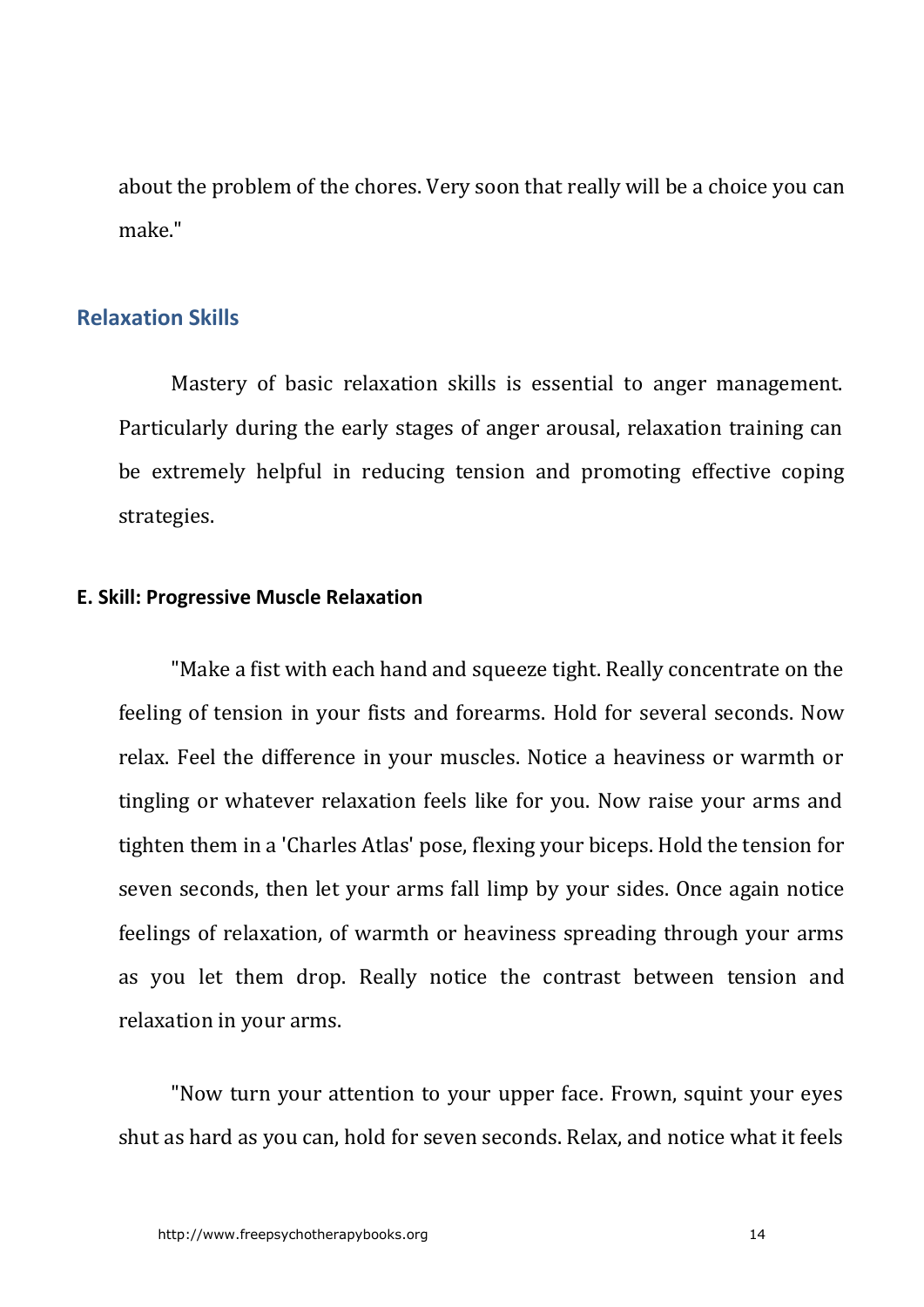about the problem of the chores. Very soon that really will be a choice you can make."

## Relaxation Skills

Mastery of basic relaxation skills is essential to anger management. Particularly during the early stages of anger arousal, relaxation training can be extremely helpful in reducing tension and promoting effective coping strategies.

### E. Skill: Progressive Muscle Relaxation

"Make a fist with each hand and squeeze tight. Really concentrate on the feeling of tension in your fists and forearms. Hold for several seconds. Now relax. Feel the difference in your muscles. Notice a heaviness or warmth or tingling or whatever relaxation feels like for you. Now raise your arms and tighten them in a 'Charles Atlas' pose, flexing your biceps. Hold the tension for seven seconds, then let your arms fall limp by your sides. Once again notice feelings of relaxation, of warmth or heaviness spreading through your arms as you let them drop. Really notice the contrast between tension and relaxation in your arms.

"Now turn your attention to your upper face. Frown, squint your eyes shut as hard as you can, hold for seven seconds. Relax, and notice what it feels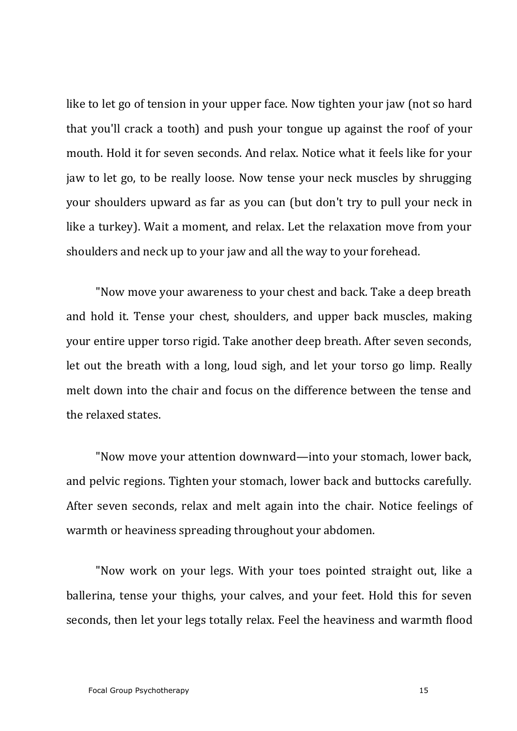like to let go of tension in your upper face. Now tighten your jaw (not so hard that you'll crack a tooth) and push your tongue up against the roof of your mouth. Hold it for seven seconds. And relax. Notice what it feels like for your jaw to let go, to be really loose. Now tense your neck muscles by shrugging your shoulders upward as far as you can (but don't try to pull your neck in like a turkey). Wait a moment, and relax. Let the relaxation move from your shoulders and neck up to your jaw and all the way to your forehead.

"Now move your awareness to your chest and back. Take a deep breath and hold it. Tense your chest, shoulders, and upper back muscles, making your entire upper torso rigid. Take another deep breath. After seven seconds, let out the breath with a long, loud sigh, and let your torso go limp. Really melt down into the chair and focus on the difference between the tense and the relaxed states.

"Now move your attention downward—into your stomach, lower back, and pelvic regions. Tighten your stomach, lower back and buttocks carefully. After seven seconds, relax and melt again into the chair. Notice feelings of warmth or heaviness spreading throughout your abdomen.

"Now work on your legs. With your toes pointed straight out, like a ballerina, tense your thighs, your calves, and your feet. Hold this for seven seconds, then let your legs totally relax. Feel the heaviness and warmth flood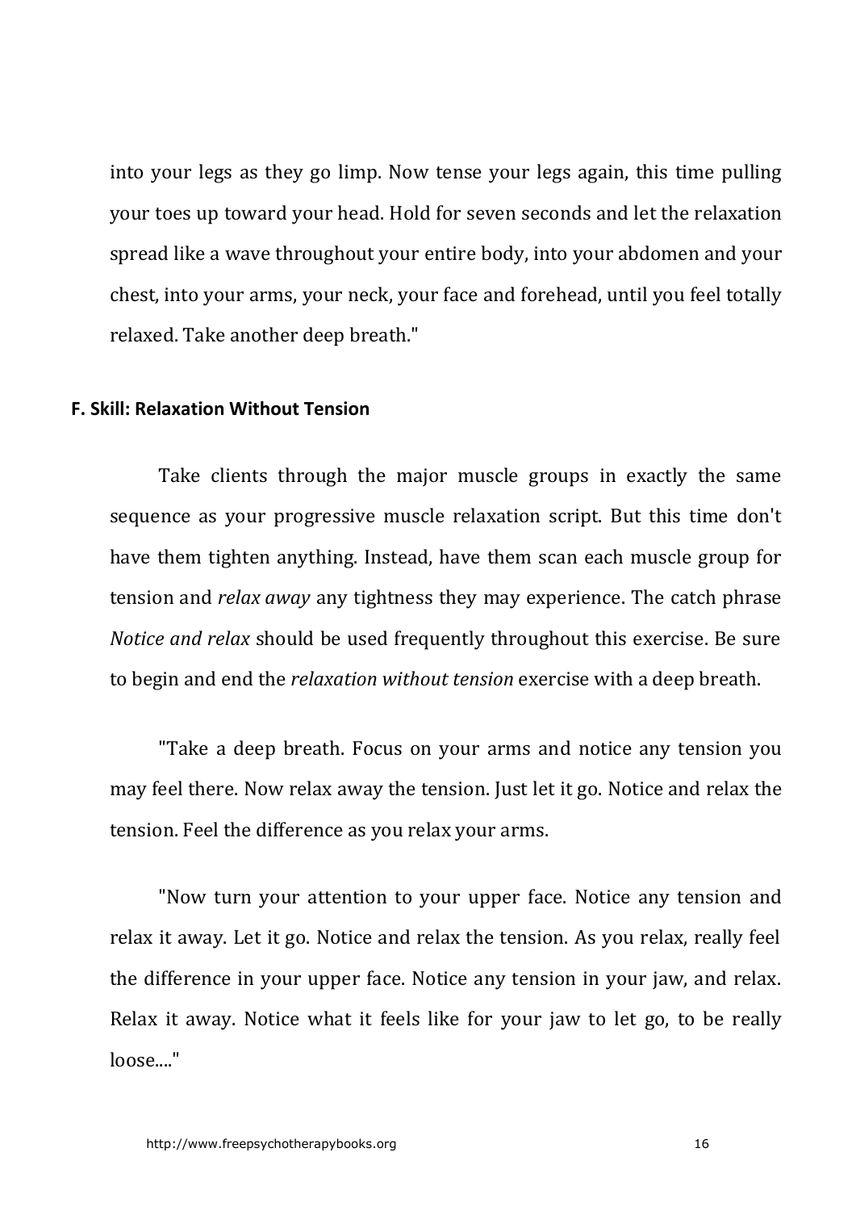into your legs as they go limp. Now tense your legs again, this time pulling your toes up toward your head. Hold for seven seconds and let the relaxation spread like a wave throughout your entire body, into your abdomen and your chest, into your arms, your neck, your face and forehead, until you feel totally relaxed. Take another deep breath."

#### F. Skill: Relaxation Without Tension

Take clients through the major muscle groups in exactly the same sequence as your progressive muscle relaxation script. But this time don't have them tighten anything. Instead, have them scan each muscle group for tension and *relax away* any tightness they may experience. The catch phrase *Notice and relax* should be used frequently throughout this exercise. Be sure to begin and end the *relaxation without tension* exercise with a deep breath.

"Take a deep breath. Focus on your arms and notice any tension you may feel there. Now relax away the tension. Just let it go. Notice and relax the tension. Feel the difference as you relax your arms.

"Now turn your attention to your upper face. Notice any tension and relax it away. Let it go. Notice and relax the tension. As you relax, really feel the difference in your upper face. Notice any tension in your jaw, and relax. Relax it away. Notice what it feels like for your jaw to let go, to be really loose...."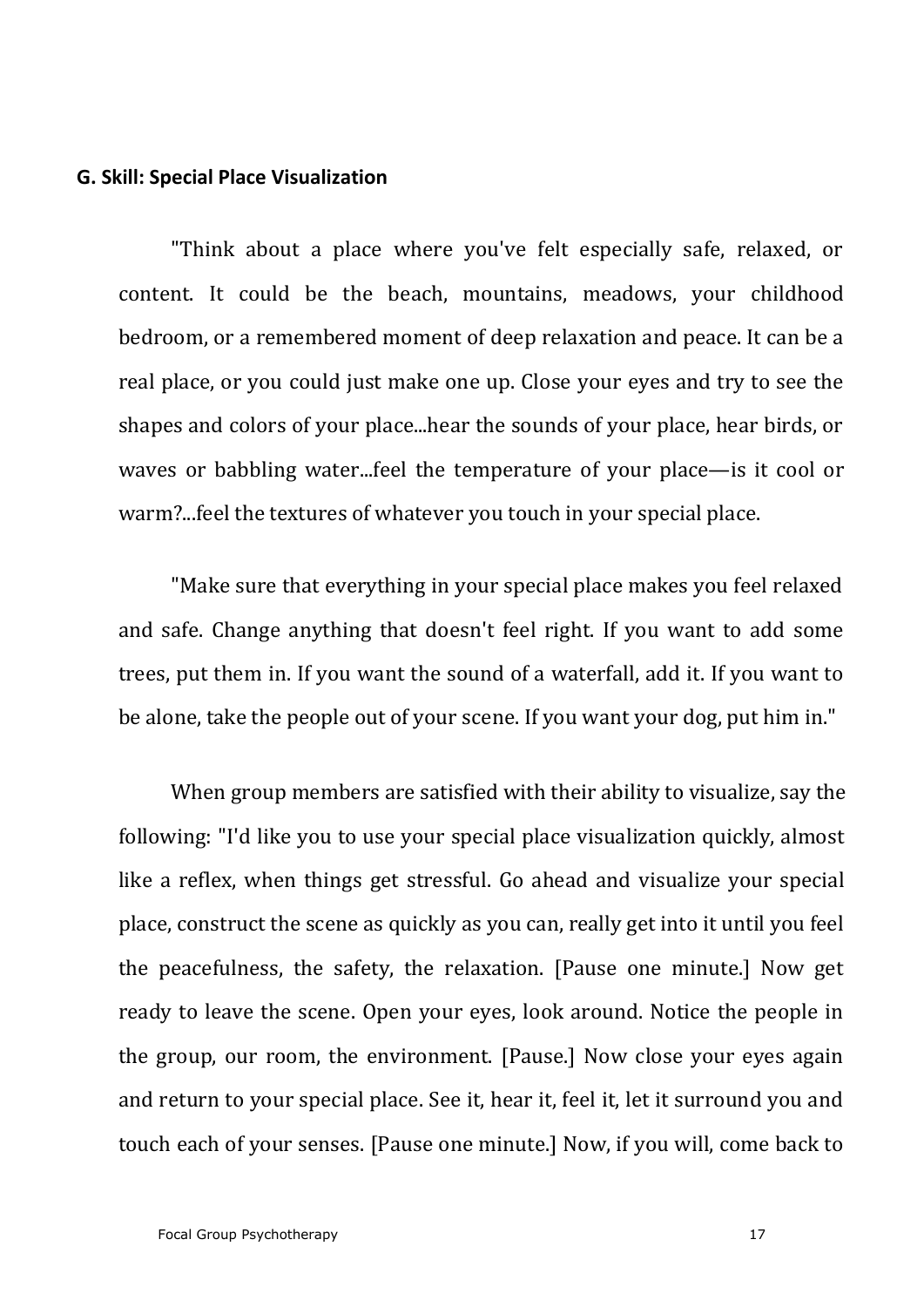**G. Skill: Special Place Visualization**

"Think about a place where you've felt especially safe, relaxed, or content. It could be the beach, mountains, meadows, your childhood bedroom, or a remembered moment of deep relaxation and peace. It can be a real place, or you could just make one up. Close your eyes and try to see the shapes and colors of your place...hear the sounds of your place, hear birds, or waves or babbling water...feel the temperature of your place—is it cool or warm?...feel the textures of whatever you touch in your special place.

"Make sure that everything in your special place makes you feel relaxed and safe. Change anything that doesn't feel right. If you want to add some trees, put them in. If you want the sound of a waterfall, add it. If you want to be alone, take the people out of your scene. If you want your dog, put him in."

When group members are satisfied with their ability to visualize, say the following: "I'd like you to use your special place visualization quickly, almost like a reflex, when things get stressful. Go ahead and visualize your special place, construct the scene as quickly as you can, really get into it until you feel the peacefulness, the safety, the relaxation. [Pause one minute.] Now get ready to leave the scene. Open your eyes, look around. Notice the people in the group, our room, the environment. [Pause.] Now close your eyes again and return to your special place. See it, hear it, feel it, let it surround you and touch each of your senses. [Pause one minute.] Now, if you will, come back to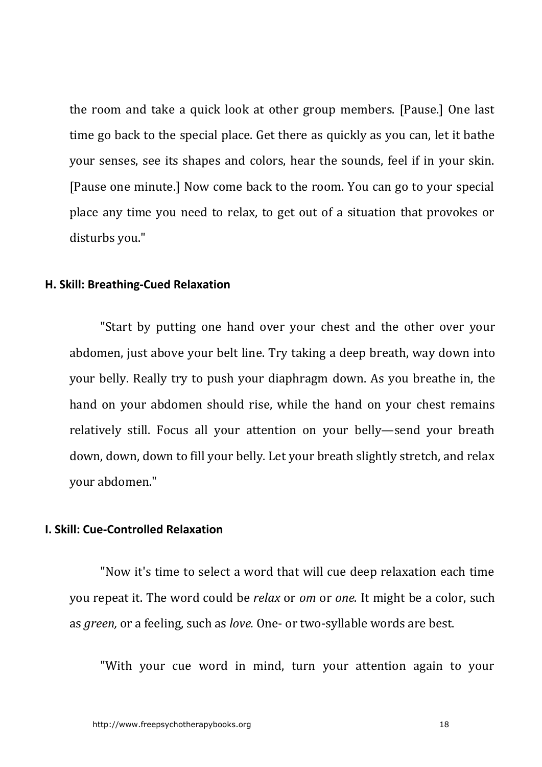the room and take a quick look at other group members. [Pause.] One last time go back to the special place. Get there as quickly as you can, let it bathe your senses, see its shapes and colors, hear the sounds, feel if in your skin. [Pause one minute.] Now come back to the room. You can go to your special place any time you need to relax, to get out of a situation that provokes or disturbs you."

### H. Skill: Breathing-Cued Relaxation

"Start by putting one hand over your chest and the other over your abdomen, just above your belt line. Try taking a deep breath, way down into your belly. Really try to push your diaphragm down. As you breathe in, the hand on your abdomen should rise, while the hand on your chest remains relatively still. Focus all your attention on your belly—send your breath down, down, down to fill your belly. Let your breath slightly stretch, and relax your abdomen."

### I. Skill: Cue-Controlled Relaxation

"Now it's time to select a word that will cue deep relaxation each time you repeat it. The word could be *relax* or *om* or *one.* It might be a color, such as *green,* or a feeling, such as *love.* One- or two-syllable words are best.

"With your cue word in mind, turn your attention again to your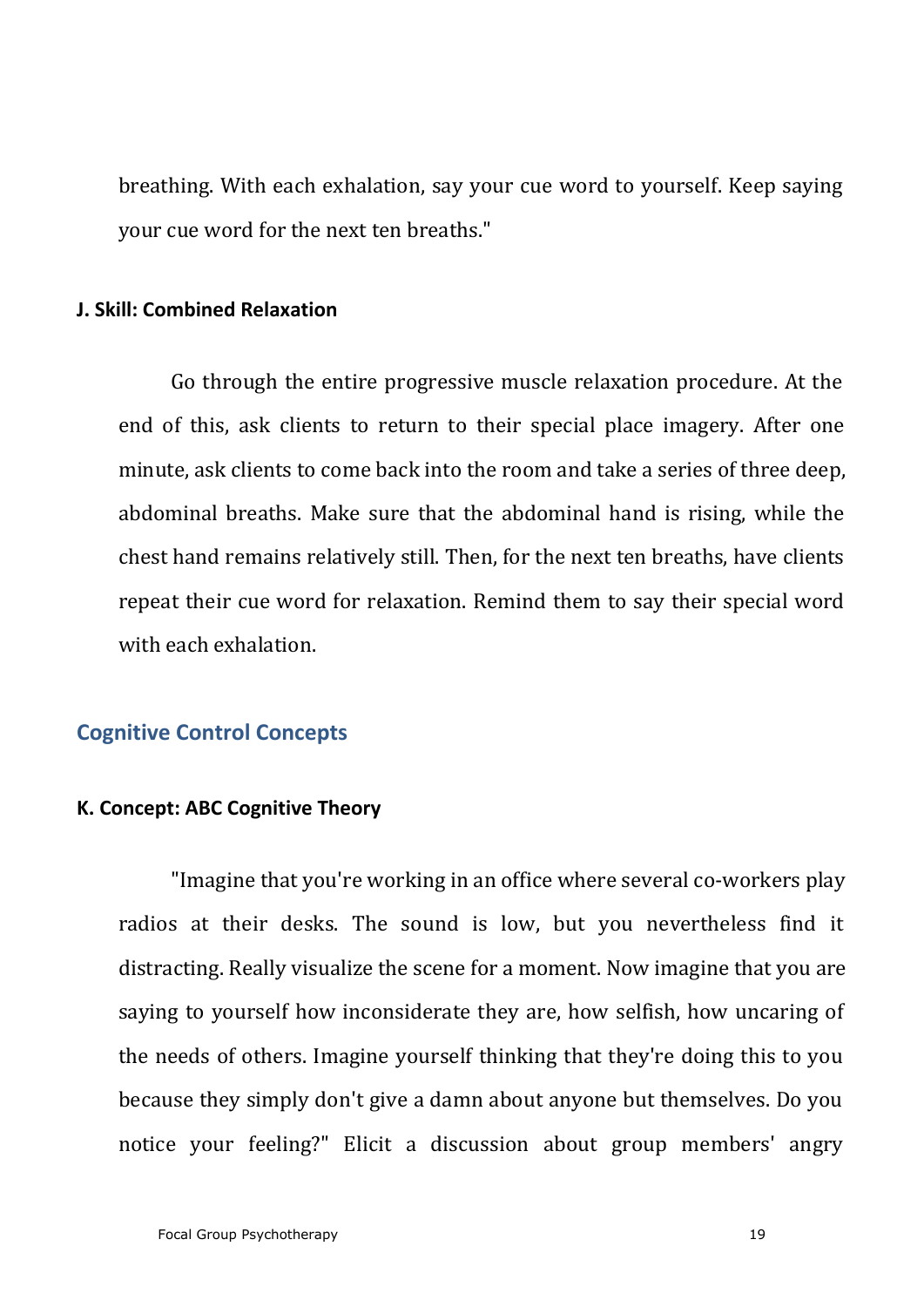breathing. With each exhalation, say your cue word to yourself. Keep saying your cue word for the next ten breaths."

#### J. Skill: Combined Relaxation

Go through the entire progressive muscle relaxation procedure. At the end of this, ask clients to return to their special place imagery. After one minute, ask clients to come back into the room and take a series of three deep, abdominal breaths. Make sure that the abdominal hand is rising, while the chest hand remains relatively still. Then, for the next ten breaths, have clients repeat their cue word for relaxation. Remind them to say their special word with each exhalation.

### Cognitive Control Concepts

#### K. Concept: ABC Cognitive Theory

"Imagine that you're working in an office where several co-workers play radios at their desks. The sound is low, but you nevertheless find it distracting. Really visualize the scene for a moment. Now imagine that you are saying to yourself how inconsiderate they are, how selfish, how uncaring of the needs of others. Imagine yourself thinking that they're doing this to you because they simply don't give a damn about anyone but themselves. Do you notice your feeling?" Elicit a discussion about group members' angry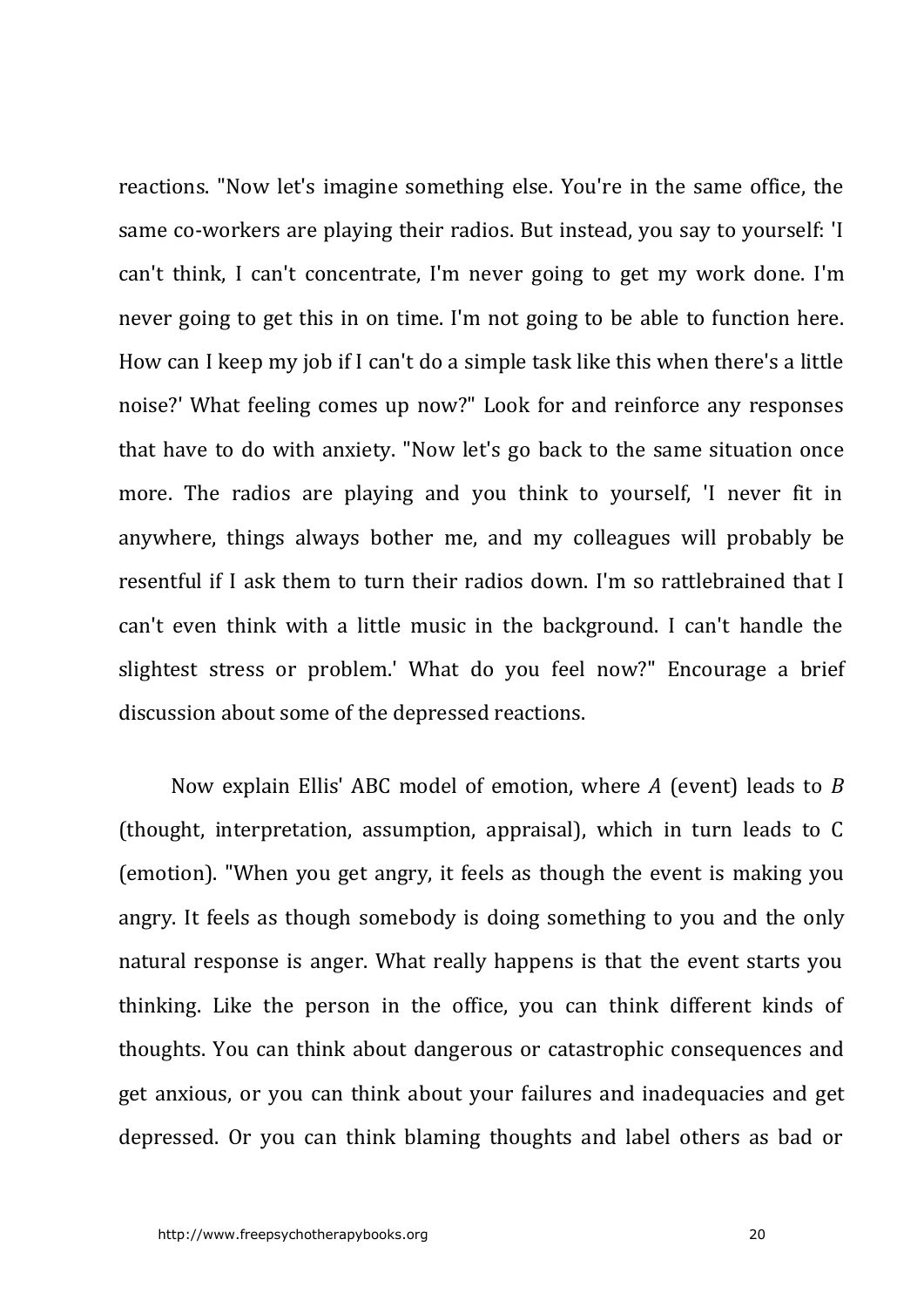reactions. "Now let's imagine something else. You're in the same office, the same co-workers are playing their radios. But instead, you say to yourself: 'I can't think, I can't concentrate, I'm never going to get my work done. I'm never going to get this in on time. I'm not going to be able to function here. How can I keep my job if I can't do a simple task like this when there's a little noise?' What feeling comes up now?" Look for and reinforce any responses that have to do with anxiety. "Now let's go back to the same situation once more. The radios are playing and you think to yourself, 'I never fit in anywhere, things always bother me, and my colleagues will probably be resentful if I ask them to turn their radios down. I'm so rattlebrained that I can't even think with a little music in the background. I can't handle the slightest stress or problem.' What do you feel now?" Encourage a brief discussion about some of the depressed reactions.

Now explain Ellis' ABC model of emotion, where *A* (event) leads to *B* (thought, interpretation, assumption, appraisal), which in turn leads to C (emotion). "When you get angry, it feels as though the event is making you angry. It feels as though somebody is doing something to you and the only natural response is anger. What really happens is that the event starts you thinking. Like the person in the office, you can think different kinds of thoughts. You can think about dangerous or catastrophic consequences and get anxious, or you can think about your failures and inadequacies and get depressed. Or you can think blaming thoughts and label others as bad or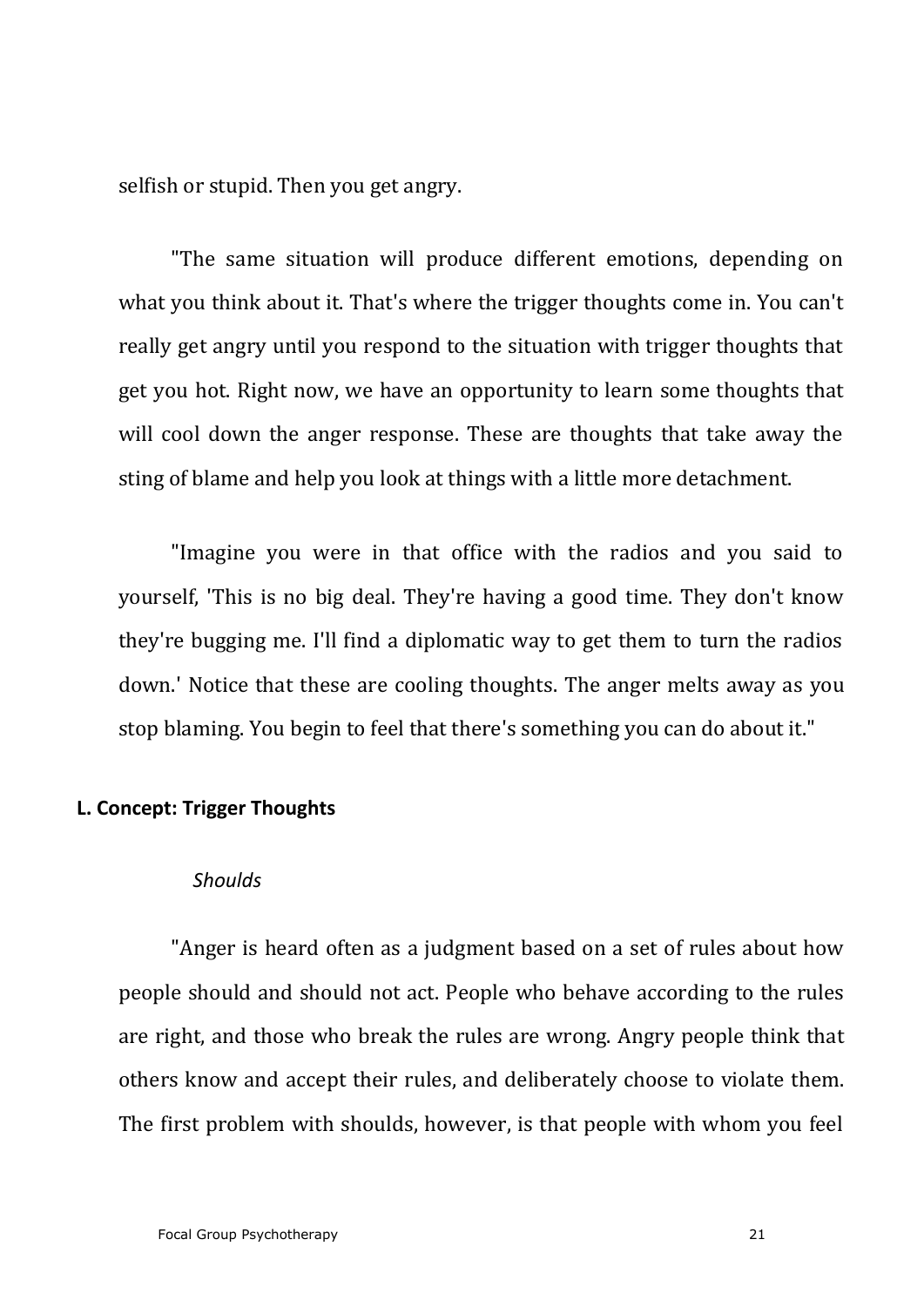selfish or stupid. Then you get angry.

"The same situation will produce different emotions, depending on what you think about it. That's where the trigger thoughts come in. You can't really get angry until you respond to the situation with trigger thoughts that get you hot. Right now, we have an opportunity to learn some thoughts that will cool down the anger response. These are thoughts that take away the sting of blame and help you look at things with a little more detachment.

"Imagine you were in that office with the radios and you said to yourself, 'This is no big deal. They're having a good time. They don't know they're bugging me. I'll find a diplomatic way to get them to turn the radios down.' Notice that these are cooling thoughts. The anger melts away as you stop blaming. You begin to feel that there's something you can do about it."

### L. Concept: Trigger Thoughts

*Shoulds*

"Anger is heard often as a judgment based on a set of rules about how people should and should not act. People who behave according to the rules are right, and those who break the rules are wrong. Angry people think that others know and accept their rules, and deliberately choose to violate them. The first problem with shoulds, however, is that people with whom you feel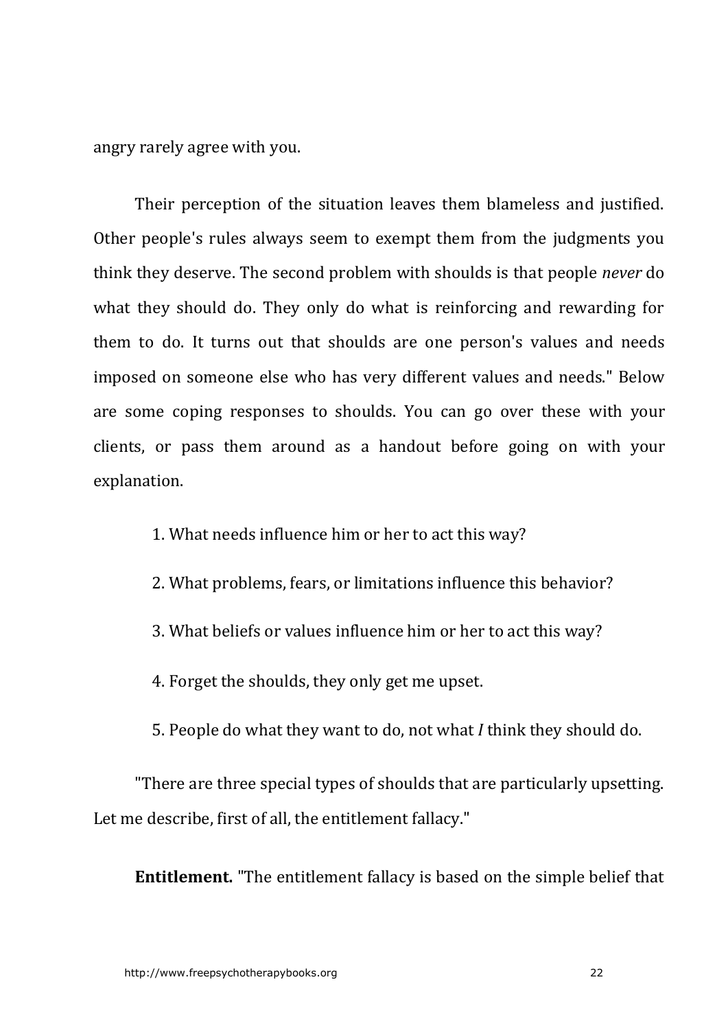angry rarely agree with you.

Their perception of the situation leaves them blameless and justified. Other people's rules always seem to exempt them from the judgments you think they deserve. The second problem with shoulds is that people *never* do what they should do. They only do what is reinforcing and rewarding for them to do. It turns out that shoulds are one person's values and needs imposed on someone else who has very different values and needs." Below are some coping responses to shoulds. You can go over these with your clients, or pass them around as a handout before going on with your explanation.

1. What needs influence him or her to act this way?
2. What problems, fears, or limitations influence this behavior?
3. What beliefs or values influence him or her to act this way?
4. Forget the shoulds, they only get me upset.
5. People do what they want to do, not what *I* think they should do.

"There are three special types of shoulds that are particularly upsetting. Let me describe, first of all, the entitlement fallacy."

**Entitlement.** "The entitlement fallacy is based on the simple belief that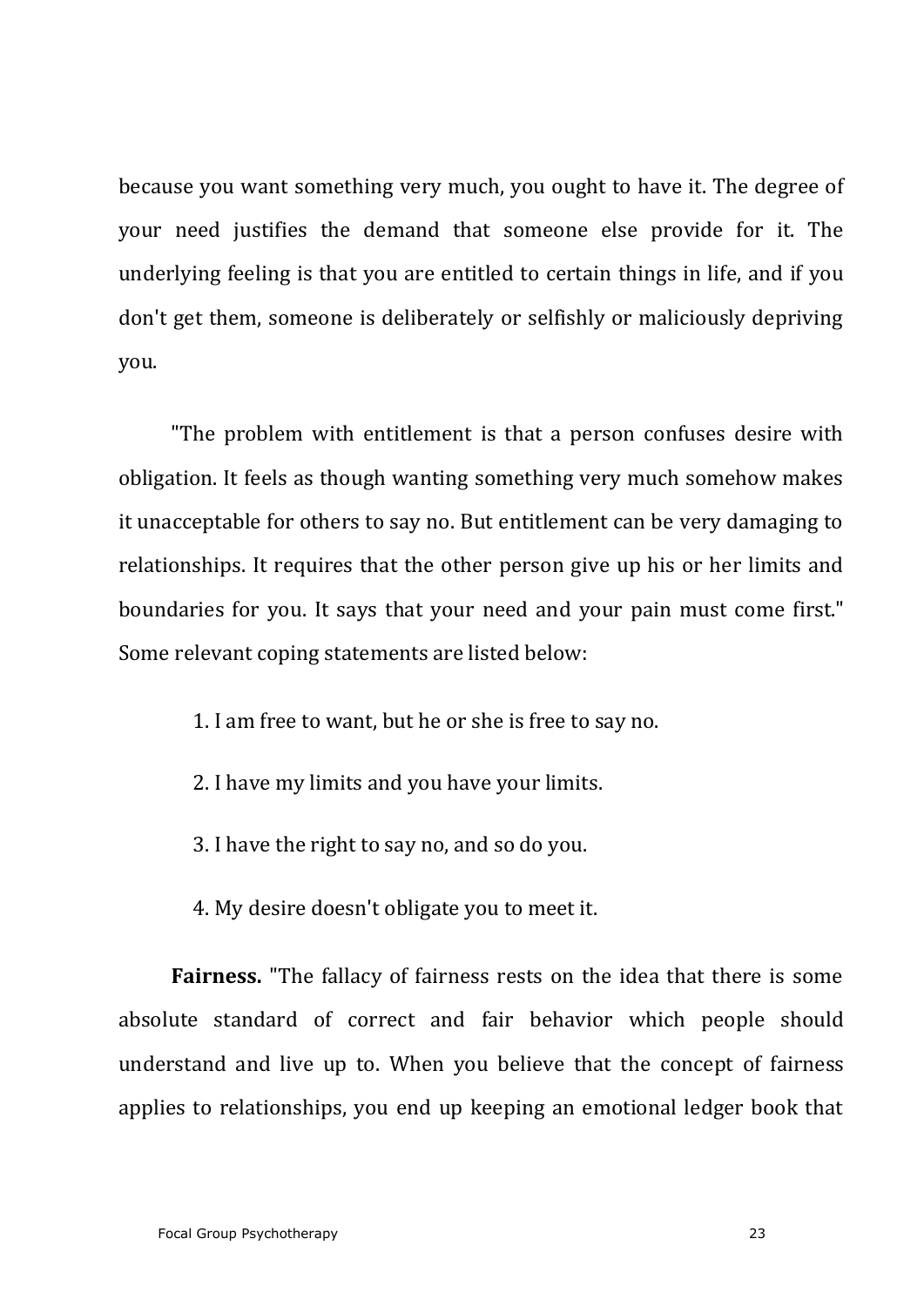because you want something very much, you ought to have it. The degree of your need justifies the demand that someone else provide for it. The underlying feeling is that you are entitled to certain things in life, and if you don't get them, someone is deliberately or selfishly or maliciously depriving you.

"The problem with entitlement is that a person confuses desire with obligation. It feels as though wanting something very much somehow makes it unacceptable for others to say no. But entitlement can be very damaging to relationships. It requires that the other person give up his or her limits and boundaries for you. It says that your need and your pain must come first." Some relevant coping statements are listed below:

1. I am free to want, but he or she is free to say no.

2. I have my limits and you have your limits.

3. I have the right to say no, and so do you.

4. My desire doesn't obligate you to meet it.

**Fairness.** "The fallacy of fairness rests on the idea that there is some absolute standard of correct and fair behavior which people should understand and live up to. When you believe that the concept of fairness applies to relationships, you end up keeping an emotional ledger book that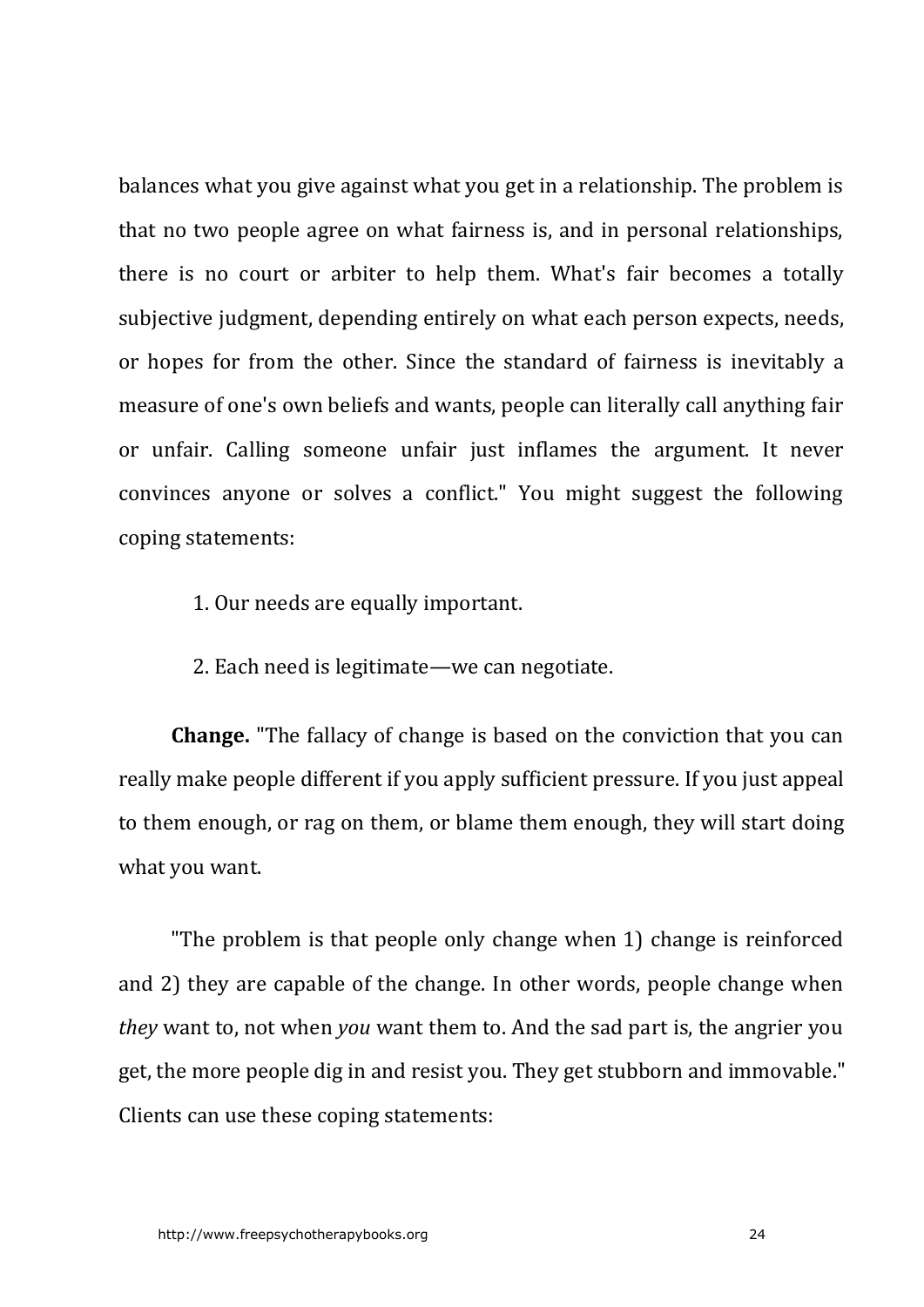balances what you give against what you get in a relationship. The problem is that no two people agree on what fairness is, and in personal relationships, there is no court or arbiter to help them. What's fair becomes a totally subjective judgment, depending entirely on what each person expects, needs, or hopes for from the other. Since the standard of fairness is inevitably a measure of one's own beliefs and wants, people can literally call anything fair or unfair. Calling someone unfair just inflames the argument. It never convinces anyone or solves a conflict." You might suggest the following coping statements:

1. Our needs are equally important.
2. Each need is legitimate—we can negotiate.

**Change.** "The fallacy of change is based on the conviction that you can really make people different if you apply sufficient pressure. If you just appeal to them enough, or rag on them, or blame them enough, they will start doing what you want.

"The problem is that people only change when 1) change is reinforced and 2) they are capable of the change. In other words, people change when *they* want to, not when *you* want them to. And the sad part is, the angrier you get, the more people dig in and resist you. They get stubborn and immovable." Clients can use these coping statements: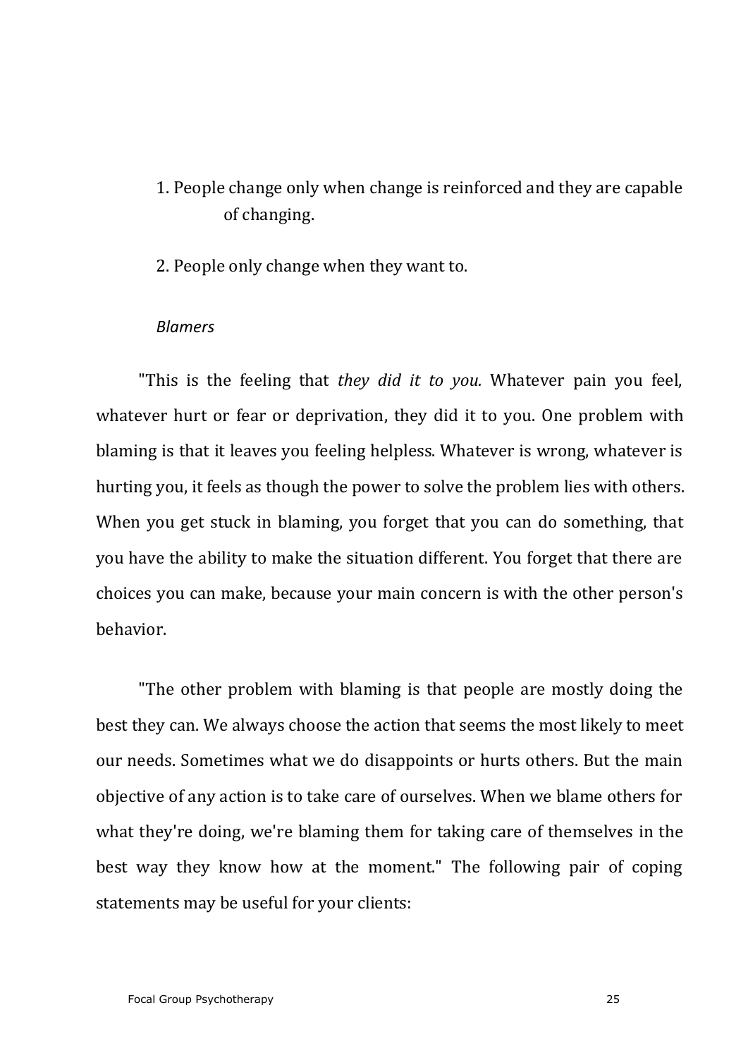1. People change only when change is reinforced and they are capable of changing.

2. People only change when they want to.

*Blamers*

"This is the feeling that *they did it to you.* Whatever pain you feel, whatever hurt or fear or deprivation, they did it to you. One problem with blaming is that it leaves you feeling helpless. Whatever is wrong, whatever is hurting you, it feels as though the power to solve the problem lies with others. When you get stuck in blaming, you forget that you can do something, that you have the ability to make the situation different. You forget that there are choices you can make, because your main concern is with the other person's behavior.

"The other problem with blaming is that people are mostly doing the best they can. We always choose the action that seems the most likely to meet our needs. Sometimes what we do disappoints or hurts others. But the main objective of any action is to take care of ourselves. When we blame others for what they're doing, we're blaming them for taking care of themselves in the best way they know how at the moment." The following pair of coping statements may be useful for your clients: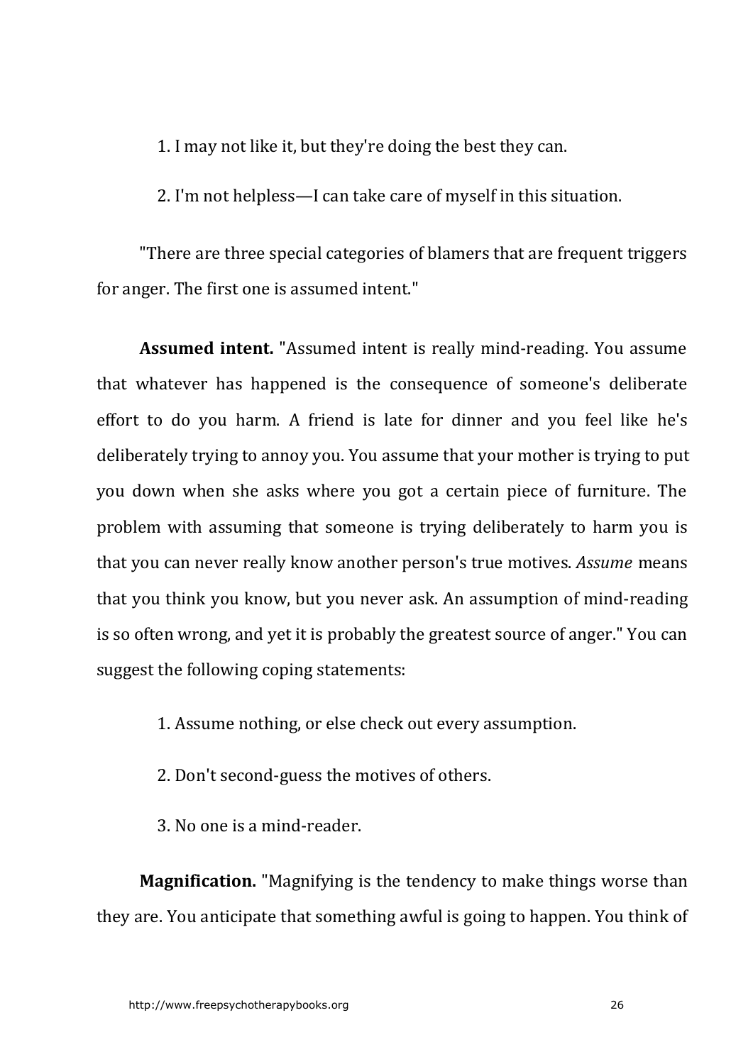1. I may not like it, but they're doing the best they can.

2. I'm not helpless—I can take care of myself in this situation.

"There are three special categories of blamers that are frequent triggers for anger. The first one is assumed intent."

**Assumed intent.** "Assumed intent is really mind-reading. You assume that whatever has happened is the consequence of someone's deliberate effort to do you harm. A friend is late for dinner and you feel like he's deliberately trying to annoy you. You assume that your mother is trying to put you down when she asks where you got a certain piece of furniture. The problem with assuming that someone is trying deliberately to harm you is that you can never really know another person's true motives. *Assume* means that you think you know, but you never ask. An assumption of mind-reading is so often wrong, and yet it is probably the greatest source of anger." You can suggest the following coping statements:

1. Assume nothing, or else check out every assumption.

2. Don't second-guess the motives of others.

3. No one is a mind-reader.

**Magnification.** "Magnifying is the tendency to make things worse than they are. You anticipate that something awful is going to happen. You think of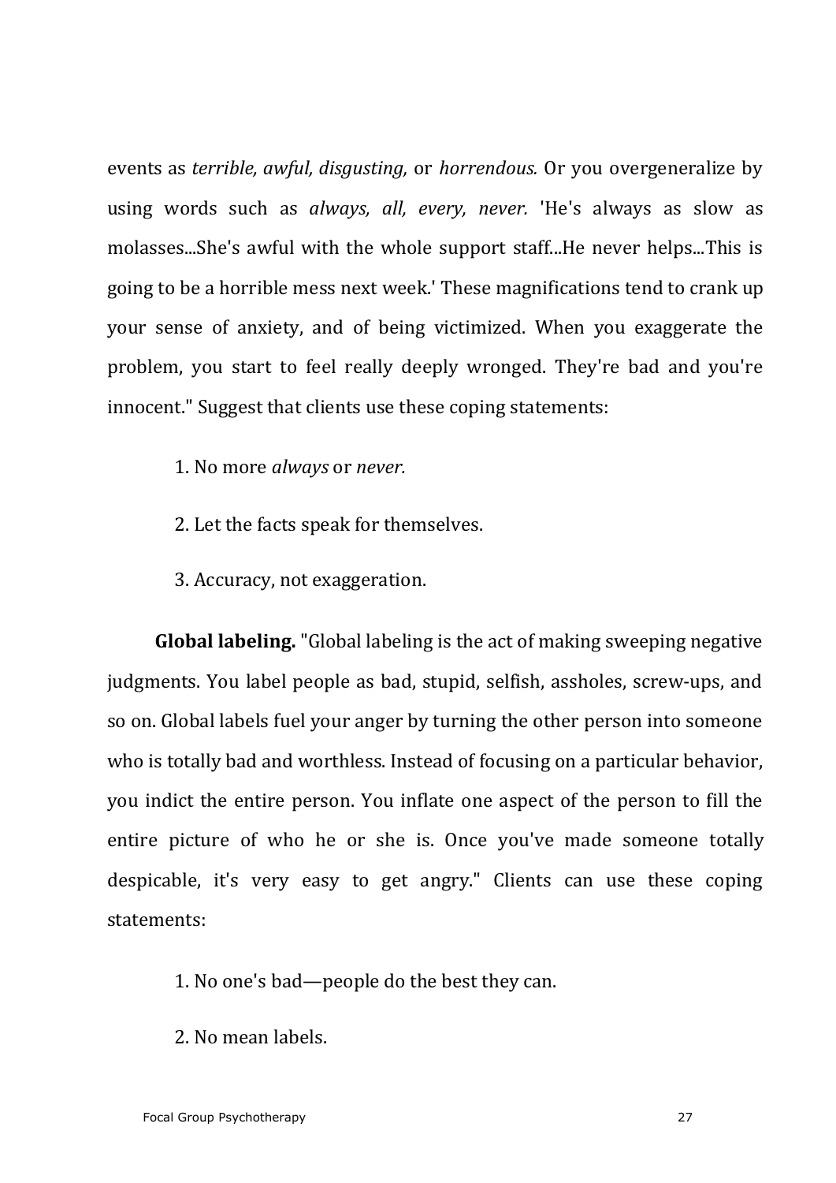events as *terrible, awful, disgusting,* or *horrendous.* Or you overgeneralize by using words such as *always, all, every, never.* 'He's always as slow as molasses...She's awful with the whole support staff...He never helps...This is going to be a horrible mess next week.' These magnifications tend to crank up your sense of anxiety, and of being victimized. When you exaggerate the problem, you start to feel really deeply wronged. They're bad and you're innocent." Suggest that clients use these coping statements:

1. No more *always* or *never.*

2. Let the facts speak for themselves.

3. Accuracy, not exaggeration.

**Global labeling.** "Global labeling is the act of making sweeping negative judgments. You label people as bad, stupid, selfish, assholes, screw-ups, and so on. Global labels fuel your anger by turning the other person into someone who is totally bad and worthless. Instead of focusing on a particular behavior, you indict the entire person. You inflate one aspect of the person to fill the entire picture of who he or she is. Once you've made someone totally despicable, it's very easy to get angry." Clients can use these coping statements:

1. No one's bad—people do the best they can.

2. No mean labels.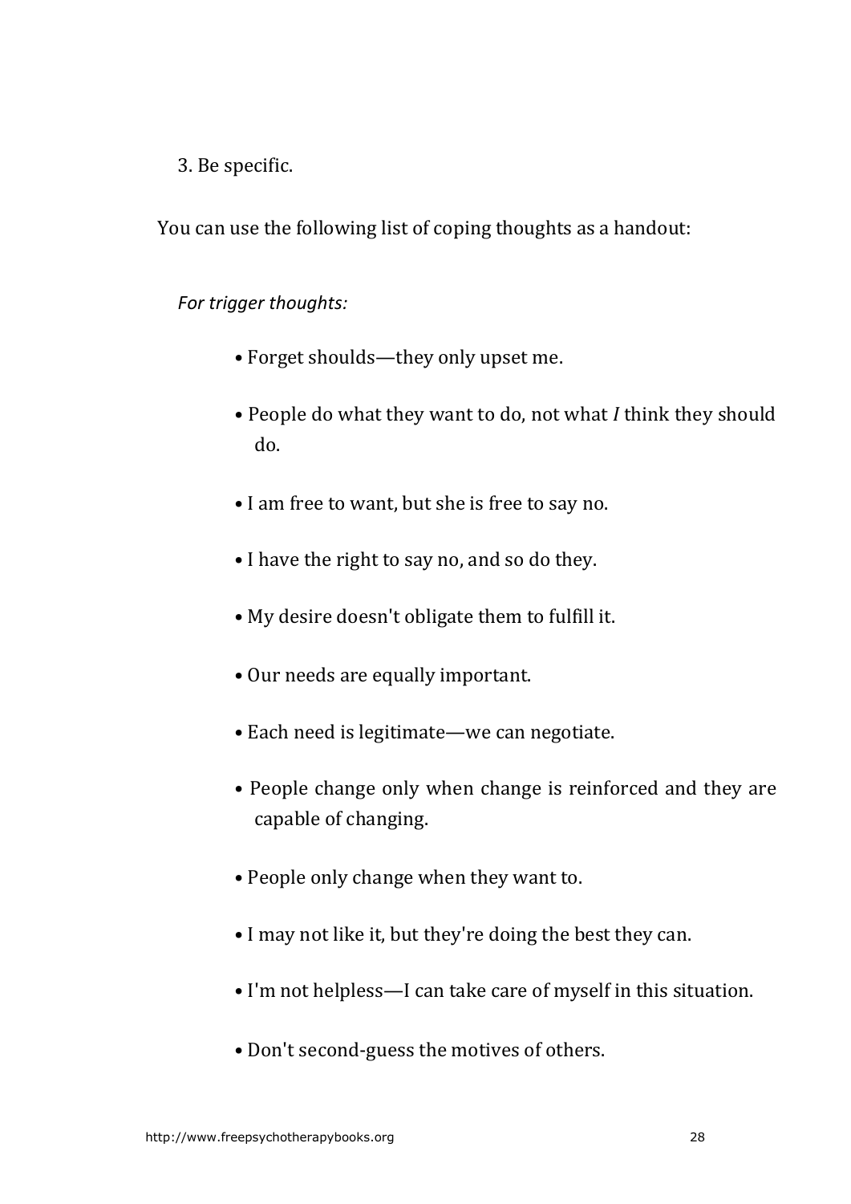3. Be specific.

You can use the following list of coping thoughts as a handout:

*For trigger thoughts:*

- Forget shoulds—they only upset me.
- People do what they want to do, not what *I* think they should do.
- I am free to want, but she is free to say no.
- I have the right to say no, and so do they.
- My desire doesn't obligate them to fulfill it.
- Our needs are equally important.
- Each need is legitimate—we can negotiate.
- People change only when change is reinforced and they are capable of changing.
- People only change when they want to.
- I may not like it, but they're doing the best they can.
- I'm not helpless—I can take care of myself in this situation.
- Don't second-guess the motives of others.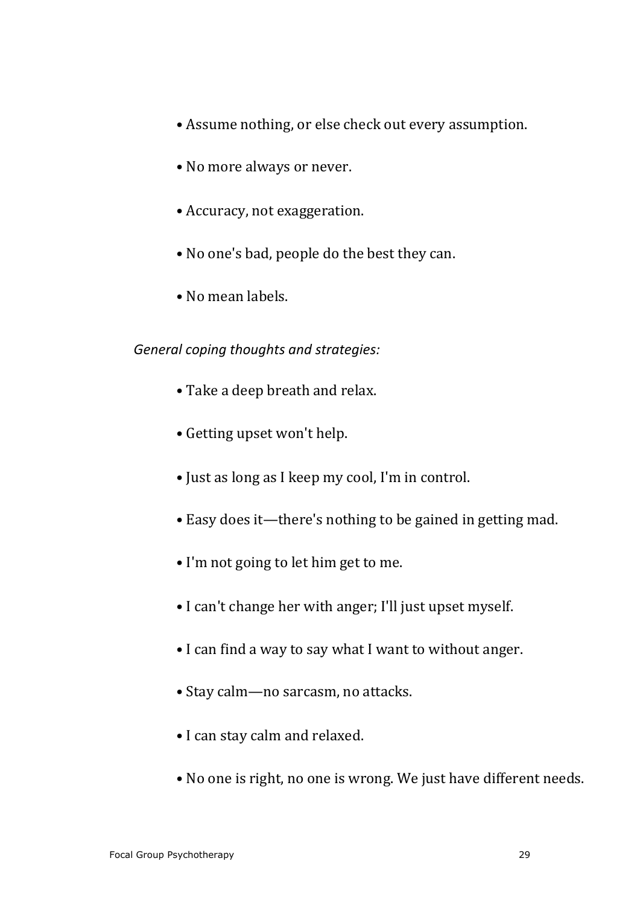- Assume nothing, or else check out every assumption.
- No more always or never.
- Accuracy, not exaggeration.
- No one's bad, people do the best they can.
- No mean labels.

*General coping thoughts and strategies:*

- Take a deep breath and relax.
- Getting upset won't help.
- Just as long as I keep my cool, I'm in control.
- Easy does it—there's nothing to be gained in getting mad.
- I'm not going to let him get to me.
- I can't change her with anger; I'll just upset myself.
- I can find a way to say what I want to without anger.
- Stay calm—no sarcasm, no attacks.
- I can stay calm and relaxed.
- No one is right, no one is wrong. We just have different needs.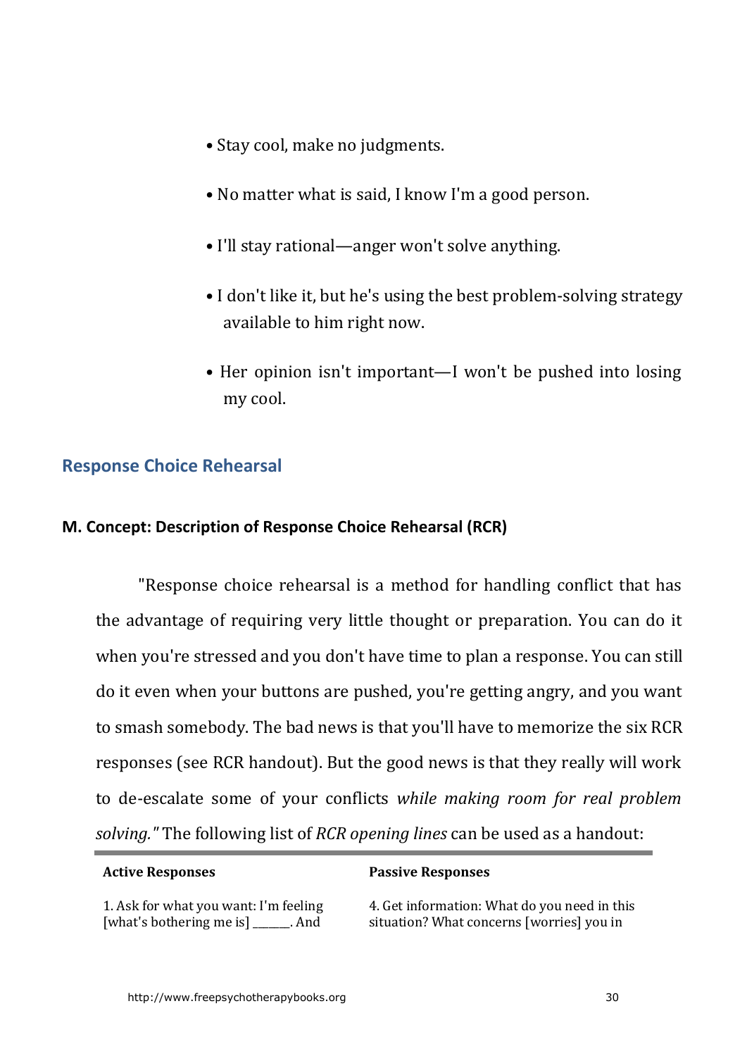- Stay cool, make no judgments.
- No matter what is said, I know I'm a good person.
- I'll stay rational—anger won't solve anything.
- I don't like it, but he's using the best problem-solving strategy available to him right now.
- Her opinion isn't important—I won't be pushed into losing my cool.

## Response Choice Rehearsal

### M. Concept: Description of Response Choice Rehearsal (RCR)

"Response choice rehearsal is a method for handling conflict that has the advantage of requiring very little thought or preparation. You can do it when you're stressed and you don't have time to plan a response. You can still do it even when your buttons are pushed, you're getting angry, and you want to smash somebody. The bad news is that you'll have to memorize the six RCR responses (see RCR handout). But the good news is that they really will work to de-escalate some of your conflicts *while making room for real problem solving."* The following list of *RCR opening lines* can be used as a handout:

| Active Responses | Passive Responses |
|---|---|
| 1. Ask for what you want: I'm feeling [what's bothering me is] ______. And | 4. Get information: What do you need in this situation? What concerns [worries] you in |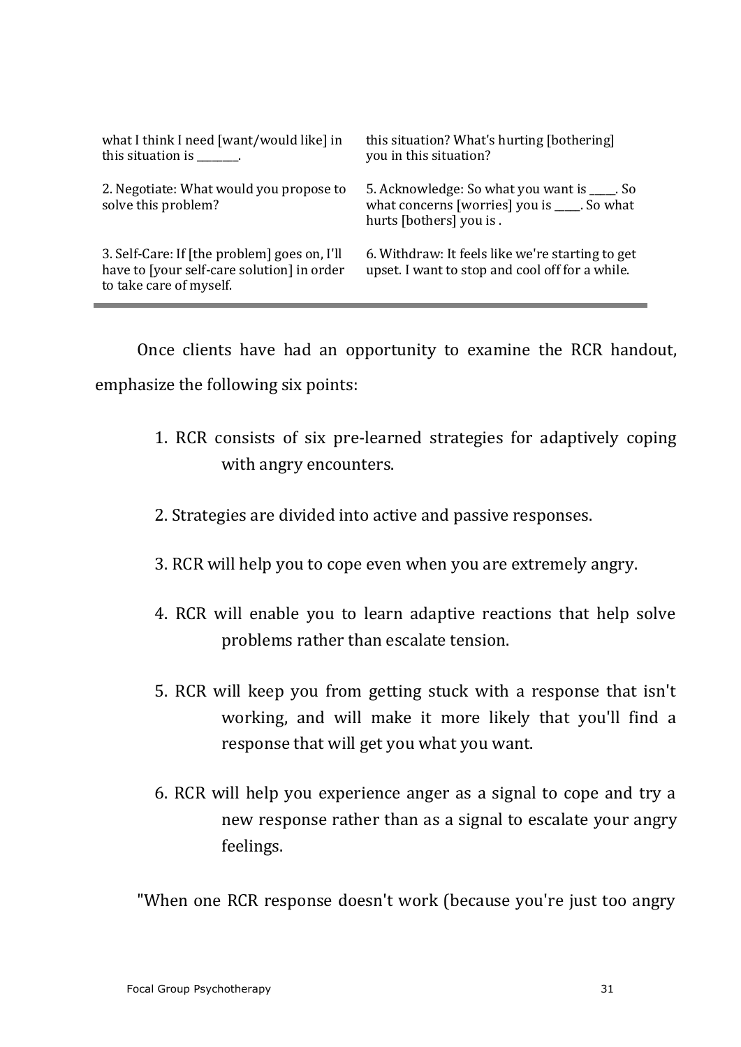| | |
|---|---|
| what I think I need [want/would like] in this situation is _______. | this situation? What's hurting [bothering] you in this situation? |
| 2. Negotiate: What would you propose to solve this problem? | 5. Acknowledge: So what you want is _____. So what concerns [worries] you is _____. So what hurts [bothers] you is . |
| 3. Self-Care: If [the problem] goes on, I'll have to [your self-care solution] in order to take care of myself. | 6. Withdraw: It feels like we're starting to get upset. I want to stop and cool off for a while. |

Once clients have had an opportunity to examine the RCR handout, emphasize the following six points:

1. RCR consists of six pre-learned strategies for adaptively coping with angry encounters.
2. Strategies are divided into active and passive responses.
3. RCR will help you to cope even when you are extremely angry.
4. RCR will enable you to learn adaptive reactions that help solve problems rather than escalate tension.
5. RCR will keep you from getting stuck with a response that isn't working, and will make it more likely that you'll find a response that will get you what you want.
6. RCR will help you experience anger as a signal to cope and try a new response rather than as a signal to escalate your angry feelings.

"When one RCR response doesn't work (because you're just too angry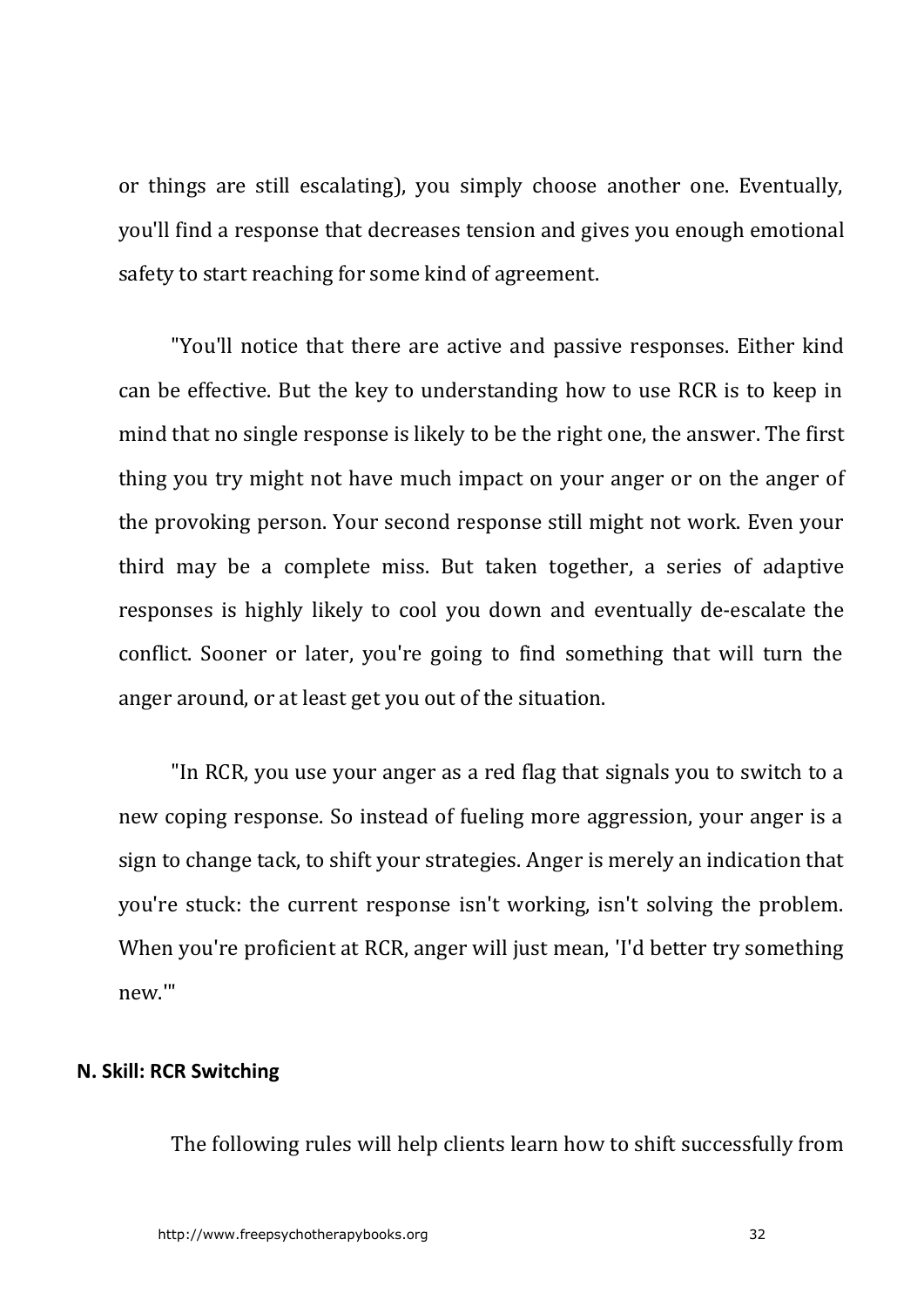or things are still escalating), you simply choose another one. Eventually, you'll find a response that decreases tension and gives you enough emotional safety to start reaching for some kind of agreement.

"You'll notice that there are active and passive responses. Either kind can be effective. But the key to understanding how to use RCR is to keep in mind that no single response is likely to be the right one, the answer. The first thing you try might not have much impact on your anger or on the anger of the provoking person. Your second response still might not work. Even your third may be a complete miss. But taken together, a series of adaptive responses is highly likely to cool you down and eventually de-escalate the conflict. Sooner or later, you're going to find something that will turn the anger around, or at least get you out of the situation.

"In RCR, you use your anger as a red flag that signals you to switch to a new coping response. So instead of fueling more aggression, your anger is a sign to change tack, to shift your strategies. Anger is merely an indication that you're stuck: the current response isn't working, isn't solving the problem. When you're proficient at RCR, anger will just mean, 'I'd better try something new.'"

**N. Skill: RCR Switching**

The following rules will help clients learn how to shift successfully from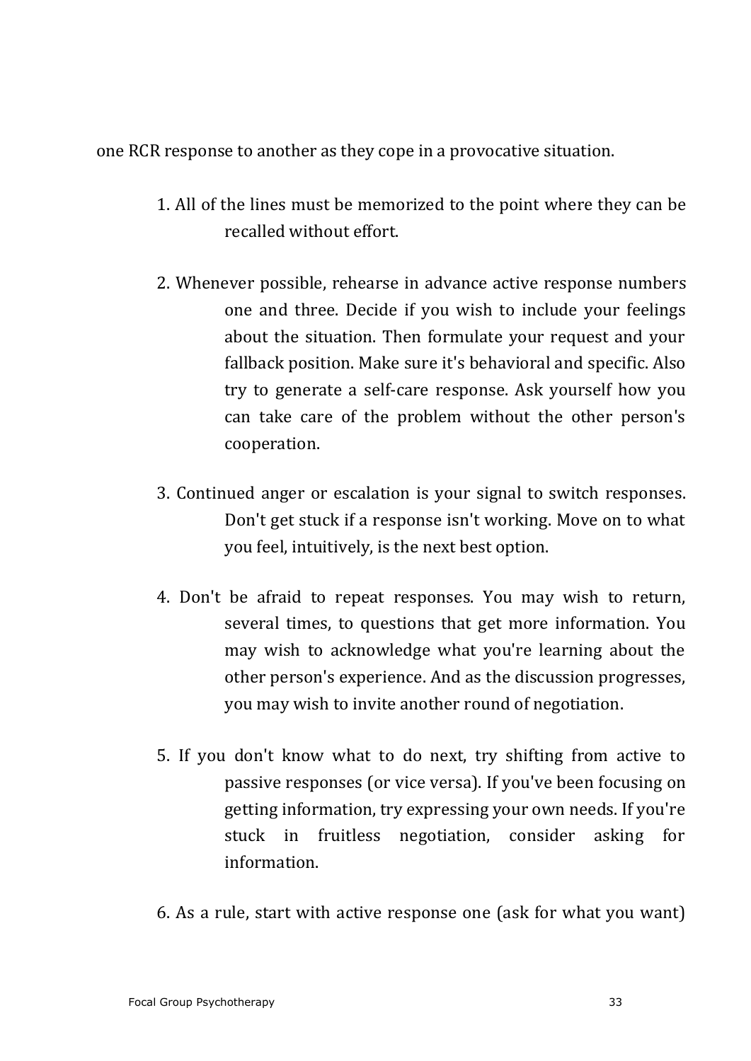one RCR response to another as they cope in a provocative situation.

1. All of the lines must be memorized to the point where they can be recalled without effort.

2. Whenever possible, rehearse in advance active response numbers one and three. Decide if you wish to include your feelings about the situation. Then formulate your request and your fallback position. Make sure it's behavioral and specific. Also try to generate a self-care response. Ask yourself how you can take care of the problem without the other person's cooperation.

3. Continued anger or escalation is your signal to switch responses. Don't get stuck if a response isn't working. Move on to what you feel, intuitively, is the next best option.

4. Don't be afraid to repeat responses. You may wish to return, several times, to questions that get more information. You may wish to acknowledge what you're learning about the other person's experience. And as the discussion progresses, you may wish to invite another round of negotiation.

5. If you don't know what to do next, try shifting from active to passive responses (or vice versa). If you've been focusing on getting information, try expressing your own needs. If you're stuck in fruitless negotiation, consider asking for information.

6. As a rule, start with active response one (ask for what you want)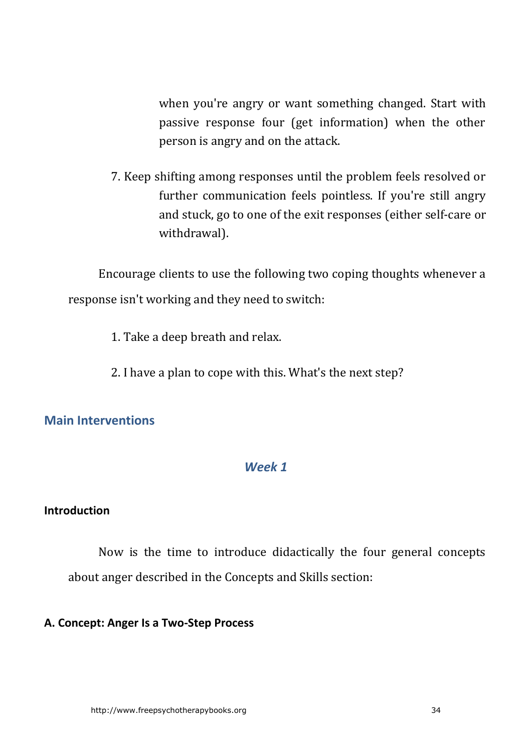when you're angry or want something changed. Start with passive response four (get information) when the other person is angry and on the attack.

7. Keep shifting among responses until the problem feels resolved or further communication feels pointless. If you're still angry and stuck, go to one of the exit responses (either self-care or withdrawal).

Encourage clients to use the following two coping thoughts whenever a response isn't working and they need to switch:

1. Take a deep breath and relax.

2. I have a plan to cope with this. What's the next step?

## Main Interventions

### *Week 1*

#### Introduction

Now is the time to introduce didactically the four general concepts about anger described in the Concepts and Skills section:

#### A. Concept: Anger Is a Two-Step Process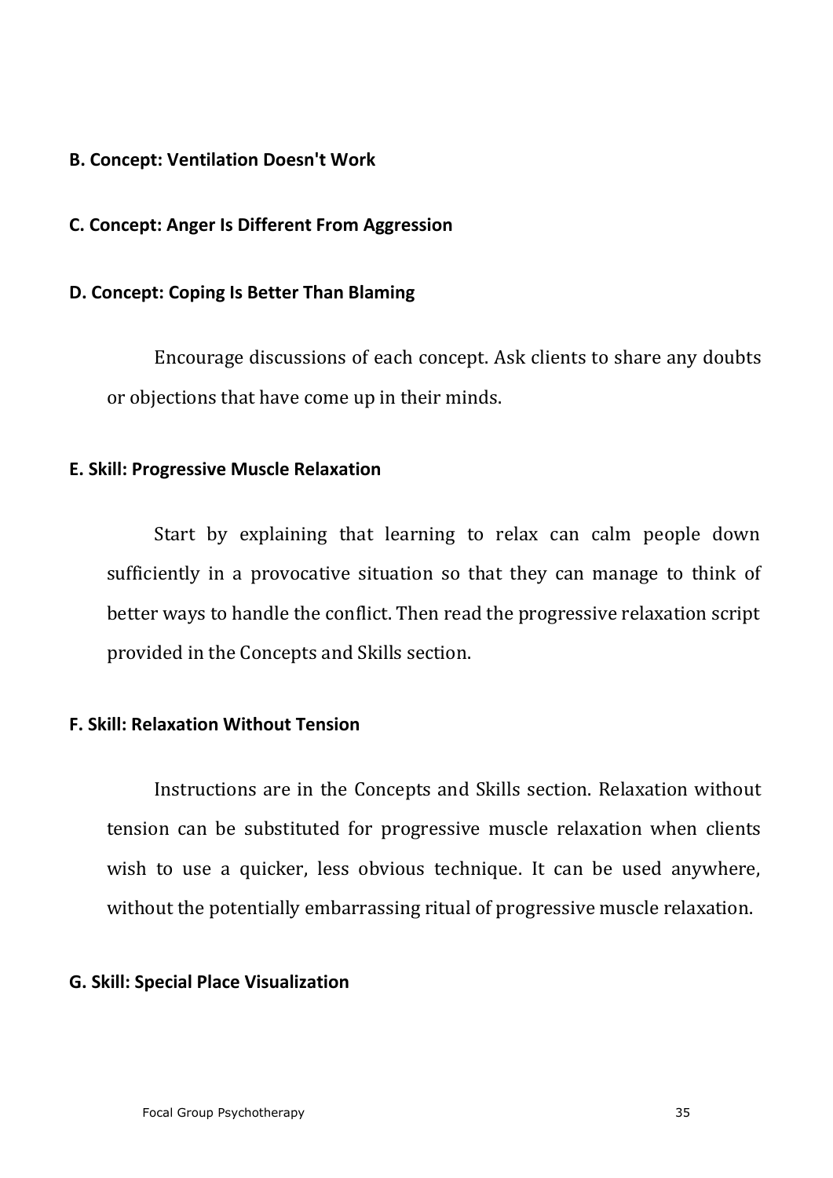**B. Concept: Ventilation Doesn't Work**

**C. Concept: Anger Is Different From Aggression**

**D. Concept: Coping Is Better Than Blaming**

Encourage discussions of each concept. Ask clients to share any doubts or objections that have come up in their minds.

**E. Skill: Progressive Muscle Relaxation**

Start by explaining that learning to relax can calm people down sufficiently in a provocative situation so that they can manage to think of better ways to handle the conflict. Then read the progressive relaxation script provided in the Concepts and Skills section.

**F. Skill: Relaxation Without Tension**

Instructions are in the Concepts and Skills section. Relaxation without tension can be substituted for progressive muscle relaxation when clients wish to use a quicker, less obvious technique. It can be used anywhere, without the potentially embarrassing ritual of progressive muscle relaxation.

**G. Skill: Special Place Visualization**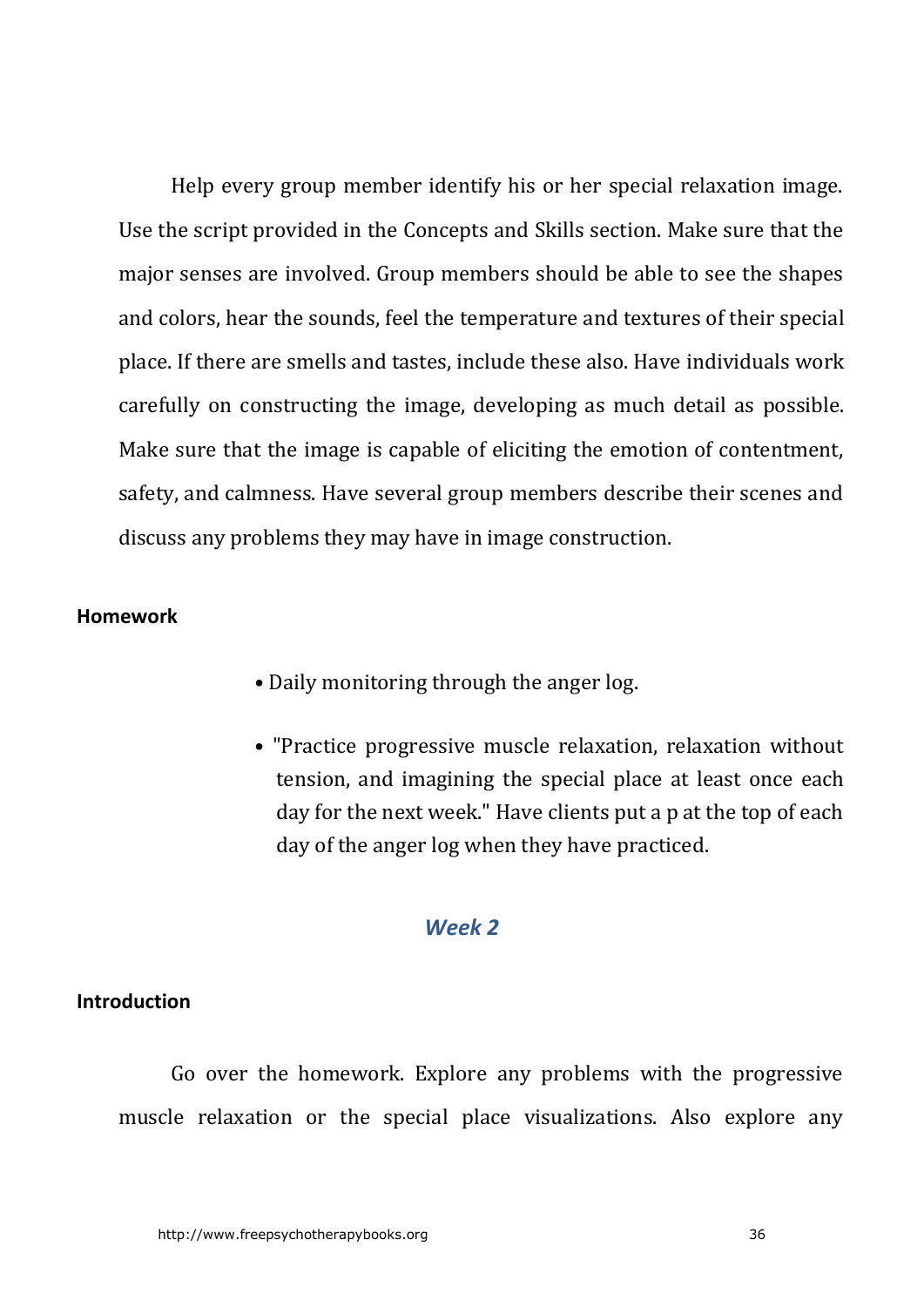Help every group member identify his or her special relaxation image. Use the script provided in the Concepts and Skills section. Make sure that the major senses are involved. Group members should be able to see the shapes and colors, hear the sounds, feel the temperature and textures of their special place. If there are smells and tastes, include these also. Have individuals work carefully on constructing the image, developing as much detail as possible. Make sure that the image is capable of eliciting the emotion of contentment, safety, and calmness. Have several group members describe their scenes and discuss any problems they may have in image construction.

**Homework**

- Daily monitoring through the anger log.
- "Practice progressive muscle relaxation, relaxation without tension, and imagining the special place at least once each day for the next week." Have clients put a p at the top of each day of the anger log when they have practiced.

## *Week 2*

**Introduction**

Go over the homework. Explore any problems with the progressive muscle relaxation or the special place visualizations. Also explore any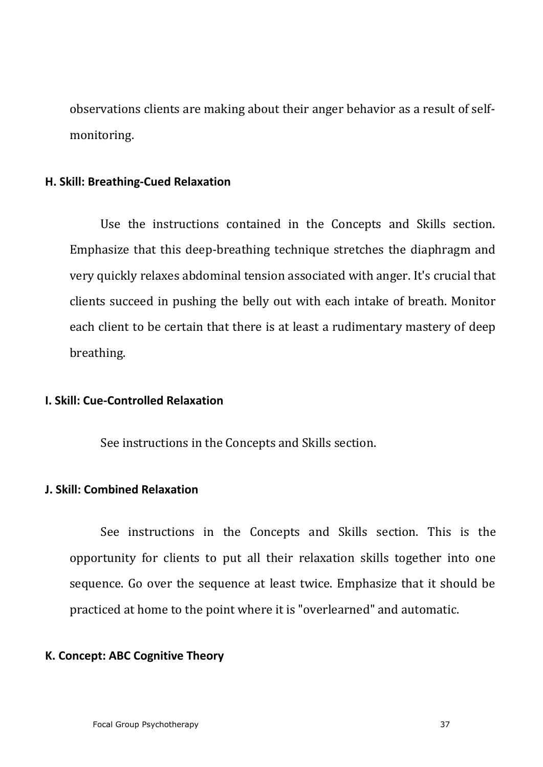observations clients are making about their anger behavior as a result of self-monitoring.

### H. Skill: Breathing-Cued Relaxation

Use the instructions contained in the Concepts and Skills section. Emphasize that this deep-breathing technique stretches the diaphragm and very quickly relaxes abdominal tension associated with anger. It's crucial that clients succeed in pushing the belly out with each intake of breath. Monitor each client to be certain that there is at least a rudimentary mastery of deep breathing.

### I. Skill: Cue-Controlled Relaxation

See instructions in the Concepts and Skills section.

### J. Skill: Combined Relaxation

See instructions in the Concepts and Skills section. This is the opportunity for clients to put all their relaxation skills together into one sequence. Go over the sequence at least twice. Emphasize that it should be practiced at home to the point where it is "overlearned" and automatic.

### K. Concept: ABC Cognitive Theory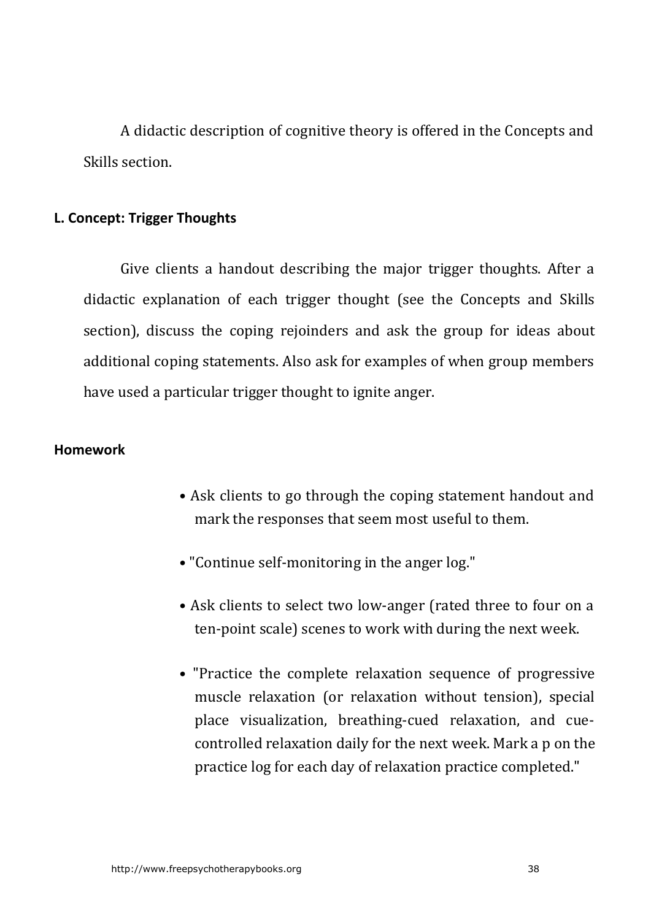A didactic description of cognitive theory is offered in the Concepts and Skills section.

#### L. Concept: Trigger Thoughts

Give clients a handout describing the major trigger thoughts. After a didactic explanation of each trigger thought (see the Concepts and Skills section), discuss the coping rejoinders and ask the group for ideas about additional coping statements. Also ask for examples of when group members have used a particular trigger thought to ignite anger.

#### Homework

- Ask clients to go through the coping statement handout and mark the responses that seem most useful to them.
- "Continue self-monitoring in the anger log."
- Ask clients to select two low-anger (rated three to four on a ten-point scale) scenes to work with during the next week.
- "Practice the complete relaxation sequence of progressive muscle relaxation (or relaxation without tension), special place visualization, breathing-cued relaxation, and cue-controlled relaxation daily for the next week. Mark a p on the practice log for each day of relaxation practice completed."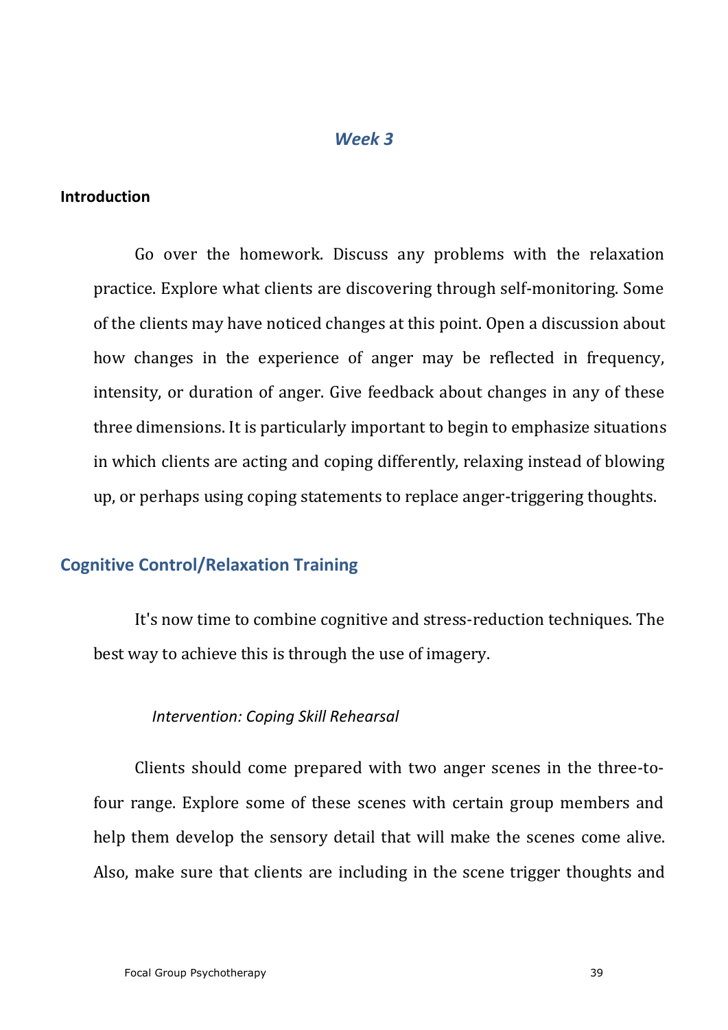## *Week 3*

### Introduction

Go over the homework. Discuss any problems with the relaxation practice. Explore what clients are discovering through self-monitoring. Some of the clients may have noticed changes at this point. Open a discussion about how changes in the experience of anger may be reflected in frequency, intensity, or duration of anger. Give feedback about changes in any of these three dimensions. It is particularly important to begin to emphasize situations in which clients are acting and coping differently, relaxing instead of blowing up, or perhaps using coping statements to replace anger-triggering thoughts.

## Cognitive Control/Relaxation Training

It's now time to combine cognitive and stress-reduction techniques. The best way to achieve this is through the use of imagery.

#### *Intervention: Coping Skill Rehearsal*

Clients should come prepared with two anger scenes in the three-to-four range. Explore some of these scenes with certain group members and help them develop the sensory detail that will make the scenes come alive. Also, make sure that clients are including in the scene trigger thoughts and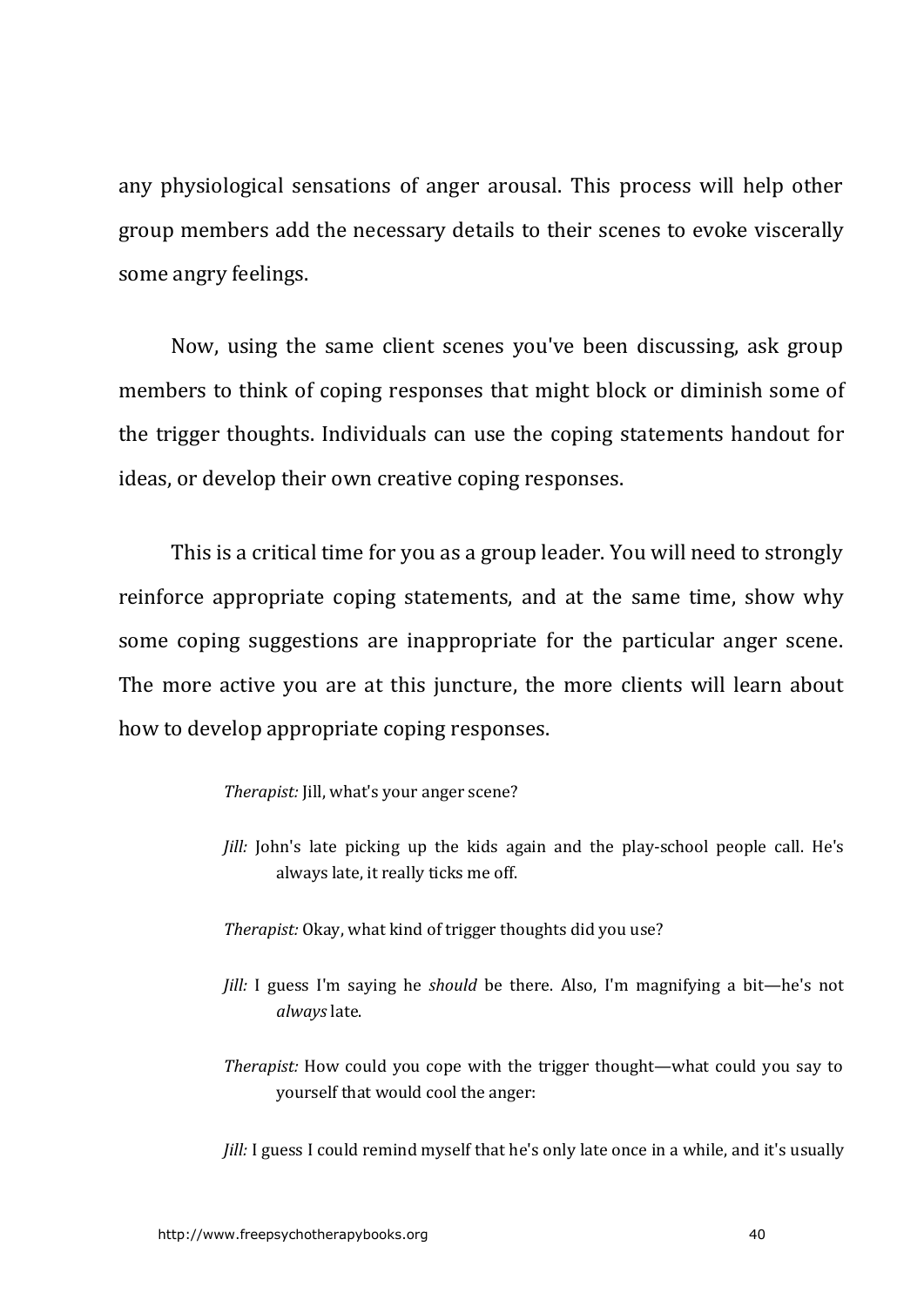any physiological sensations of anger arousal. This process will help other group members add the necessary details to their scenes to evoke viscerally some angry feelings.

Now, using the same client scenes you've been discussing, ask group members to think of coping responses that might block or diminish some of the trigger thoughts. Individuals can use the coping statements handout for ideas, or develop their own creative coping responses.

This is a critical time for you as a group leader. You will need to strongly reinforce appropriate coping statements, and at the same time, show why some coping suggestions are inappropriate for the particular anger scene. The more active you are at this juncture, the more clients will learn about how to develop appropriate coping responses.

> *Therapist:* Jill, what's your anger scene?
>
> *Jill:* John's late picking up the kids again and the play-school people call. He's always late, it really ticks me off.
>
> *Therapist:* Okay, what kind of trigger thoughts did you use?
>
> *Jill:* I guess I'm saying he *should* be there. Also, I'm magnifying a bit—he's not *always* late.
>
> *Therapist:* How could you cope with the trigger thought—what could you say to yourself that would cool the anger:
>
> *Jill:* I guess I could remind myself that he's only late once in a while, and it's usually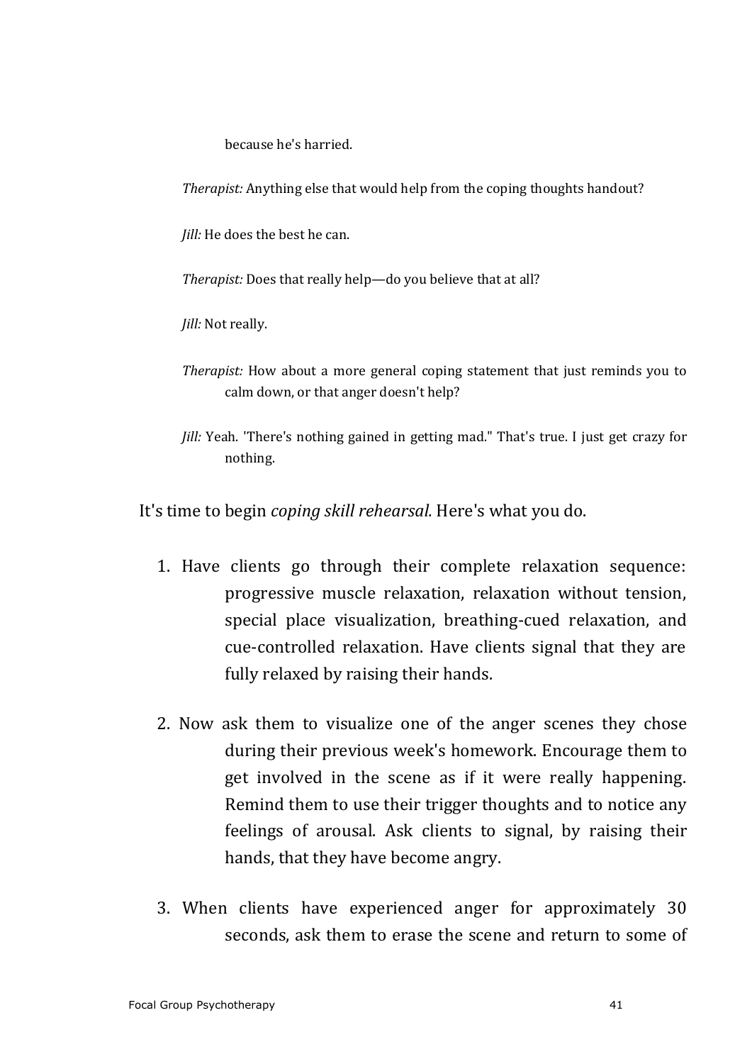because he's harried.

*Therapist:* Anything else that would help from the coping thoughts handout?

*Jill:* He does the best he can.

*Therapist:* Does that really help—do you believe that at all?

*Jill:* Not really.

*Therapist:* How about a more general coping statement that just reminds you to calm down, or that anger doesn't help?

*Jill:* Yeah. 'There's nothing gained in getting mad." That's true. I just get crazy for nothing.

It's time to begin *coping skill rehearsal.* Here's what you do.

1. Have clients go through their complete relaxation sequence: progressive muscle relaxation, relaxation without tension, special place visualization, breathing-cued relaxation, and cue-controlled relaxation. Have clients signal that they are fully relaxed by raising their hands.

2. Now ask them to visualize one of the anger scenes they chose during their previous week's homework. Encourage them to get involved in the scene as if it were really happening. Remind them to use their trigger thoughts and to notice any feelings of arousal. Ask clients to signal, by raising their hands, that they have become angry.

3. When clients have experienced anger for approximately 30 seconds, ask them to erase the scene and return to some of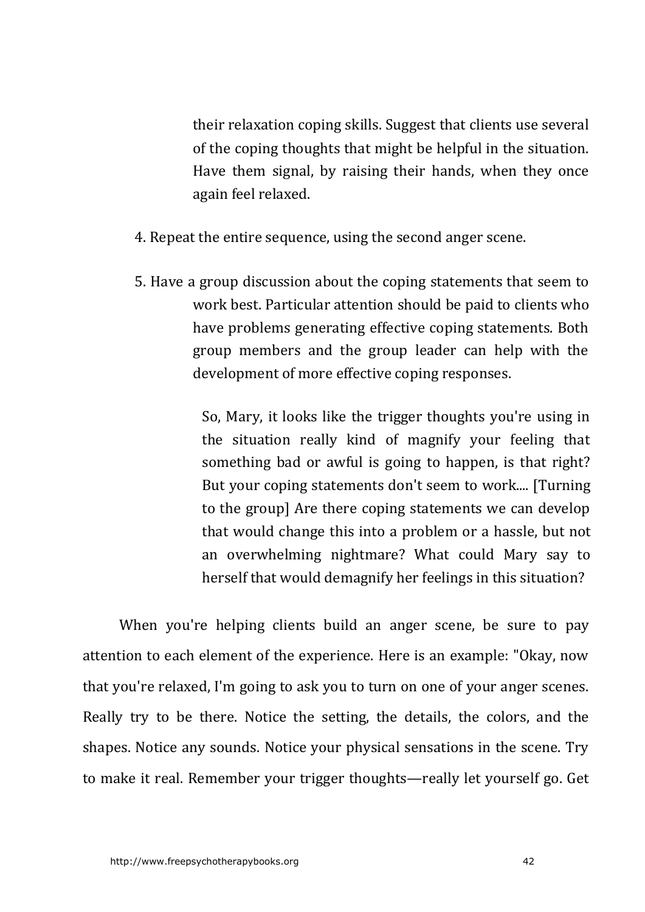their relaxation coping skills. Suggest that clients use several of the coping thoughts that might be helpful in the situation. Have them signal, by raising their hands, when they once again feel relaxed.

4. Repeat the entire sequence, using the second anger scene.

5. Have a group discussion about the coping statements that seem to work best. Particular attention should be paid to clients who have problems generating effective coping statements. Both group members and the group leader can help with the development of more effective coping responses.

> So, Mary, it looks like the trigger thoughts you're using in the situation really kind of magnify your feeling that something bad or awful is going to happen, is that right? But your coping statements don't seem to work.... [Turning to the group] Are there coping statements we can develop that would change this into a problem or a hassle, but not an overwhelming nightmare? What could Mary say to herself that would demagnify her feelings in this situation?

When you're helping clients build an anger scene, be sure to pay attention to each element of the experience. Here is an example: "Okay, now that you're relaxed, I'm going to ask you to turn on one of your anger scenes. Really try to be there. Notice the setting, the details, the colors, and the shapes. Notice any sounds. Notice your physical sensations in the scene. Try to make it real. Remember your trigger thoughts—really let yourself go. Get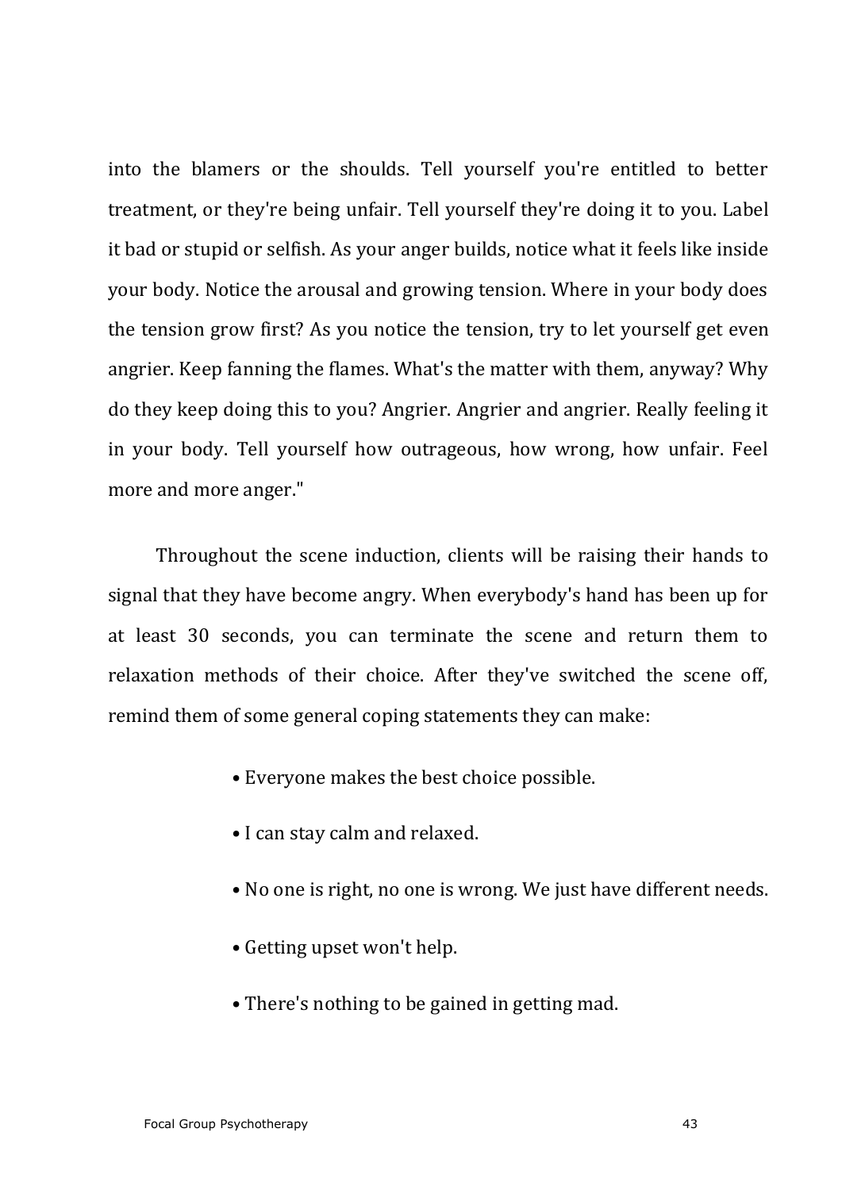into the blamers or the shoulds. Tell yourself you're entitled to better treatment, or they're being unfair. Tell yourself they're doing it to you. Label it bad or stupid or selfish. As your anger builds, notice what it feels like inside your body. Notice the arousal and growing tension. Where in your body does the tension grow first? As you notice the tension, try to let yourself get even angrier. Keep fanning the flames. What's the matter with them, anyway? Why do they keep doing this to you? Angrier. Angrier and angrier. Really feeling it in your body. Tell yourself how outrageous, how wrong, how unfair. Feel more and more anger."

Throughout the scene induction, clients will be raising their hands to signal that they have become angry. When everybody's hand has been up for at least 30 seconds, you can terminate the scene and return them to relaxation methods of their choice. After they've switched the scene off, remind them of some general coping statements they can make:

- Everyone makes the best choice possible.
- I can stay calm and relaxed.
- No one is right, no one is wrong. We just have different needs.
- Getting upset won't help.
- There's nothing to be gained in getting mad.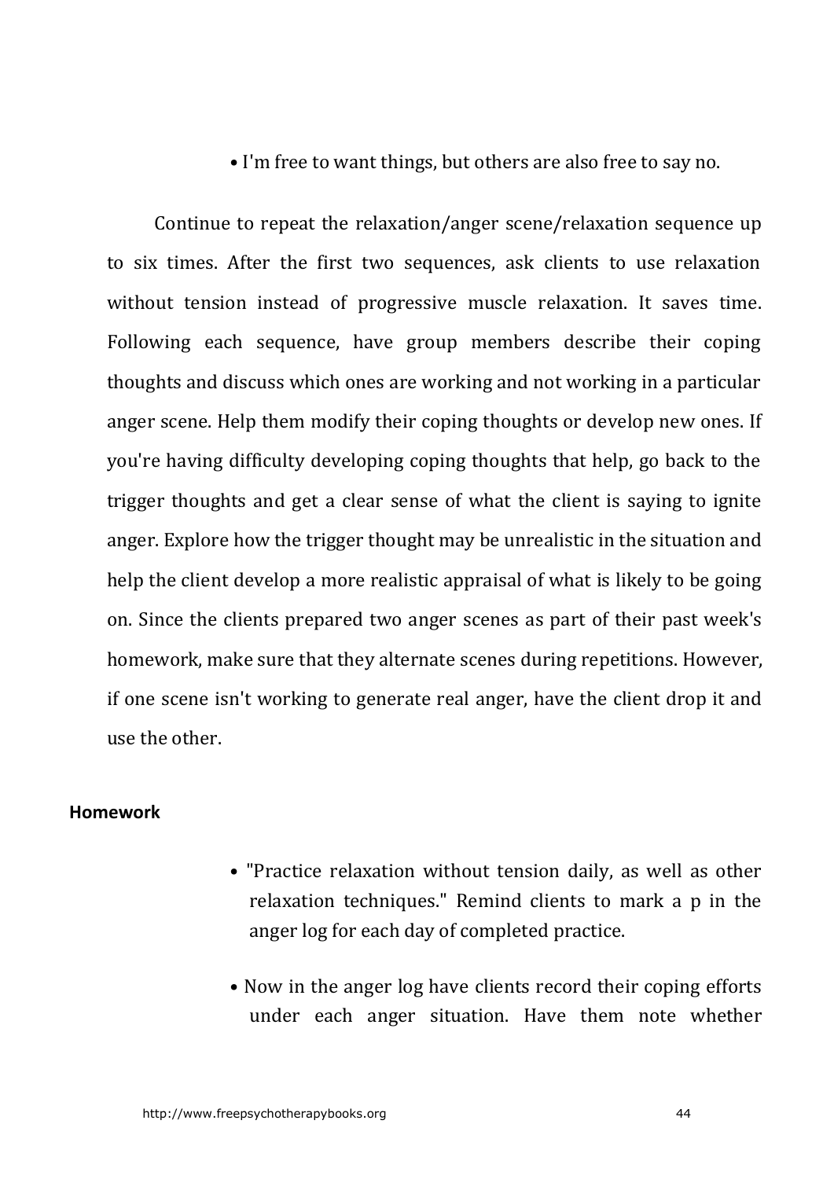- I'm free to want things, but others are also free to say no.

Continue to repeat the relaxation/anger scene/relaxation sequence up to six times. After the first two sequences, ask clients to use relaxation without tension instead of progressive muscle relaxation. It saves time. Following each sequence, have group members describe their coping thoughts and discuss which ones are working and not working in a particular anger scene. Help them modify their coping thoughts or develop new ones. If you're having difficulty developing coping thoughts that help, go back to the trigger thoughts and get a clear sense of what the client is saying to ignite anger. Explore how the trigger thought may be unrealistic in the situation and help the client develop a more realistic appraisal of what is likely to be going on. Since the clients prepared two anger scenes as part of their past week's homework, make sure that they alternate scenes during repetitions. However, if one scene isn't working to generate real anger, have the client drop it and use the other.

**Homework**

- "Practice relaxation without tension daily, as well as other relaxation techniques." Remind clients to mark a p in the anger log for each day of completed practice.

- Now in the anger log have clients record their coping efforts under each anger situation. Have them note whether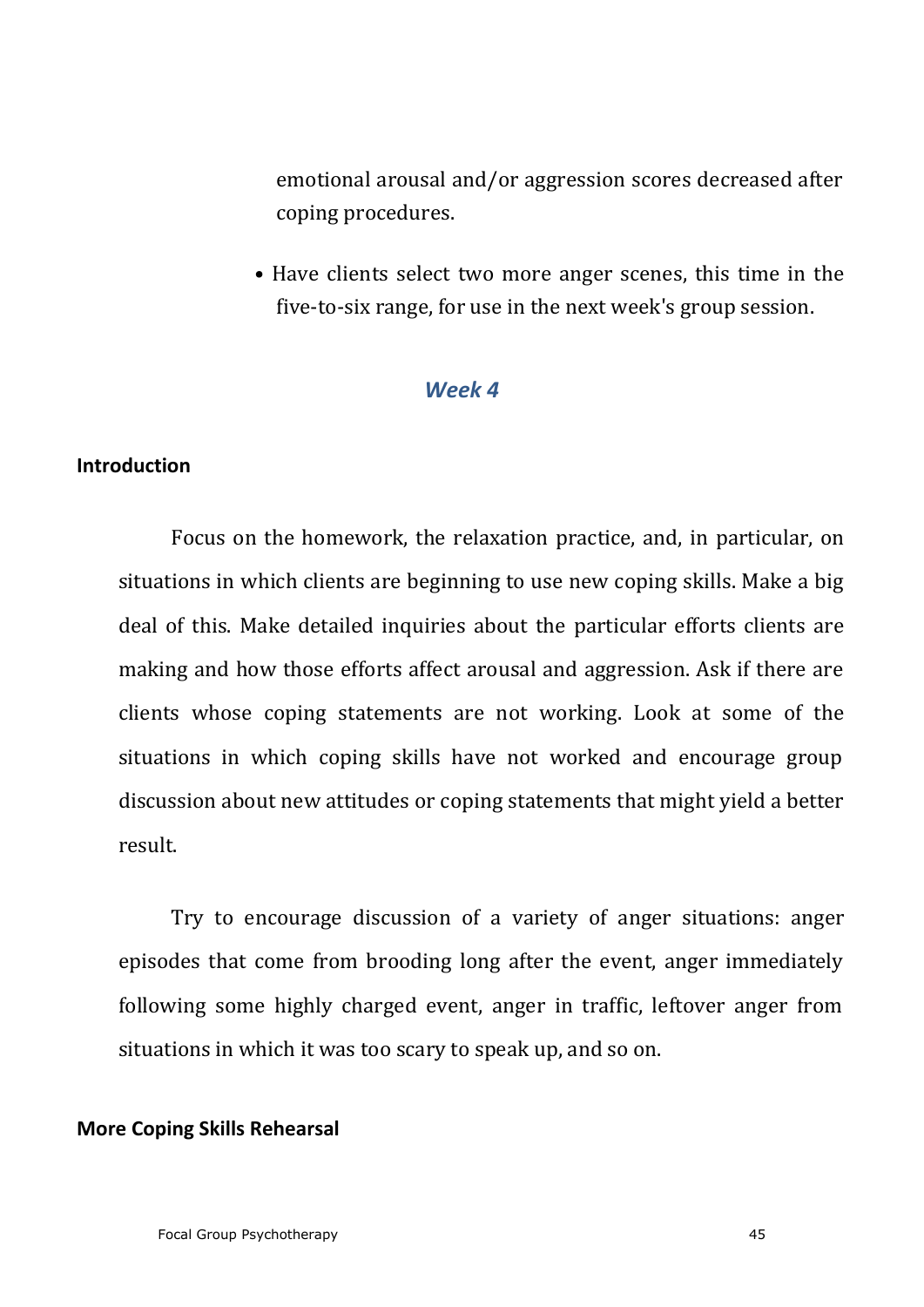emotional arousal and/or aggression scores decreased after coping procedures.

- Have clients select two more anger scenes, this time in the five-to-six range, for use in the next week's group session.

## *Week 4*

### Introduction

Focus on the homework, the relaxation practice, and, in particular, on situations in which clients are beginning to use new coping skills. Make a big deal of this. Make detailed inquiries about the particular efforts clients are making and how those efforts affect arousal and aggression. Ask if there are clients whose coping statements are not working. Look at some of the situations in which coping skills have not worked and encourage group discussion about new attitudes or coping statements that might yield a better result.

Try to encourage discussion of a variety of anger situations: anger episodes that come from brooding long after the event, anger immediately following some highly charged event, anger in traffic, leftover anger from situations in which it was too scary to speak up, and so on.

### More Coping Skills Rehearsal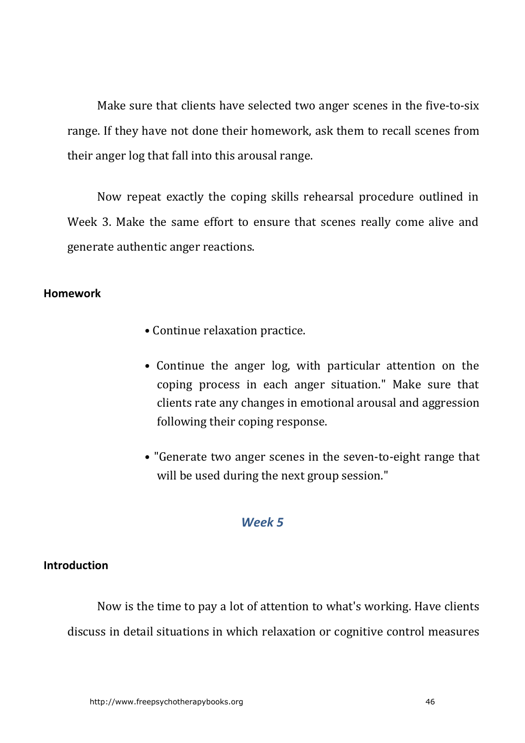Make sure that clients have selected two anger scenes in the five-to-six range. If they have not done their homework, ask them to recall scenes from their anger log that fall into this arousal range.

Now repeat exactly the coping skills rehearsal procedure outlined in Week 3. Make the same effort to ensure that scenes really come alive and generate authentic anger reactions.

#### Homework

- Continue relaxation practice.
- Continue the anger log, with particular attention on the coping process in each anger situation." Make sure that clients rate any changes in emotional arousal and aggression following their coping response.
- "Generate two anger scenes in the seven-to-eight range that will be used during the next group session."

### *Week 5*

#### Introduction

Now is the time to pay a lot of attention to what's working. Have clients discuss in detail situations in which relaxation or cognitive control measures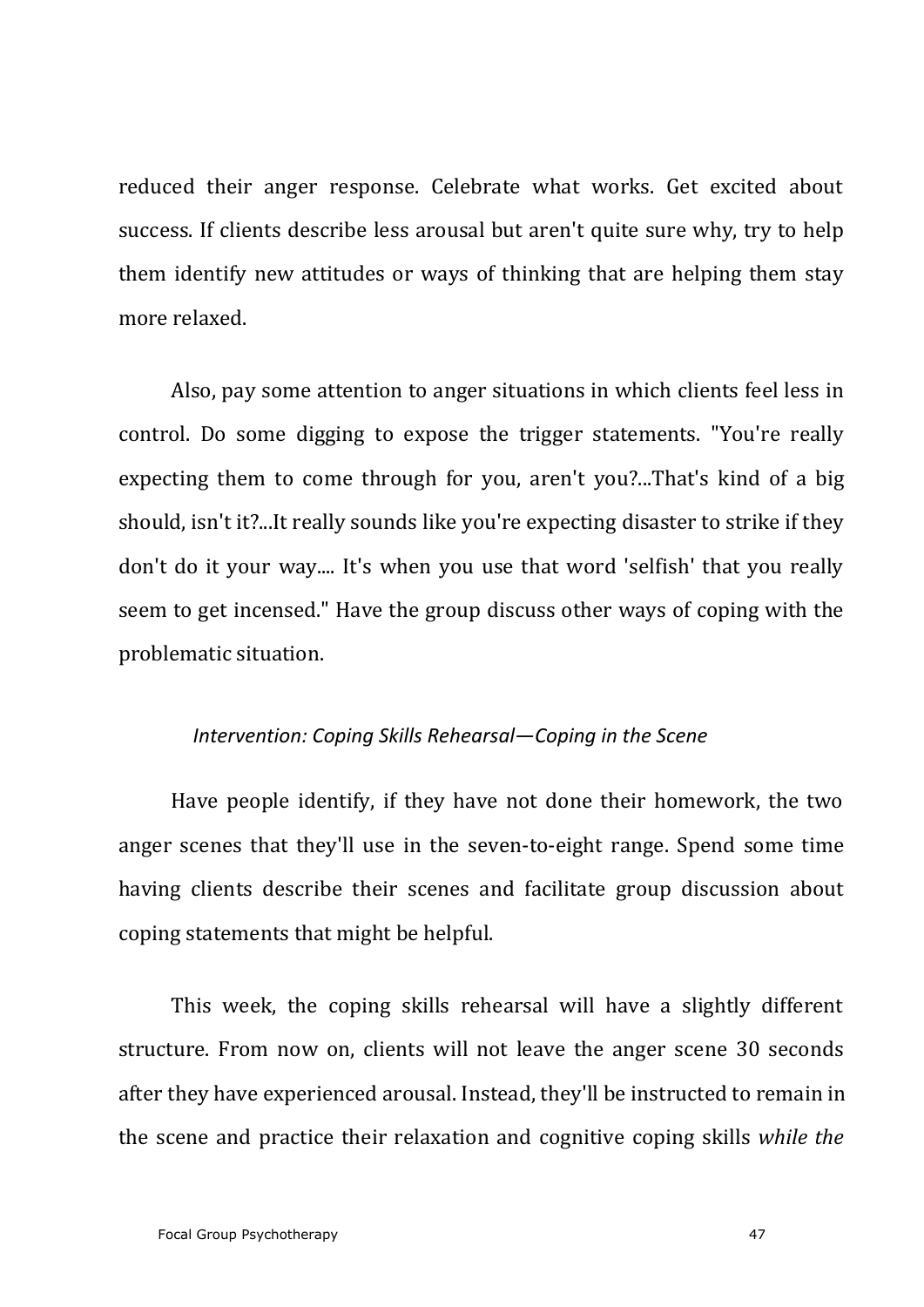reduced their anger response. Celebrate what works. Get excited about success. If clients describe less arousal but aren't quite sure why, try to help them identify new attitudes or ways of thinking that are helping them stay more relaxed.

Also, pay some attention to anger situations in which clients feel less in control. Do some digging to expose the trigger statements. "You're really expecting them to come through for you, aren't you?...That's kind of a big should, isn't it?...It really sounds like you're expecting disaster to strike if they don't do it your way.... It's when you use that word 'selfish' that you really seem to get incensed." Have the group discuss other ways of coping with the problematic situation.

### *Intervention: Coping Skills Rehearsal—Coping in the Scene*

Have people identify, if they have not done their homework, the two anger scenes that they'll use in the seven-to-eight range. Spend some time having clients describe their scenes and facilitate group discussion about coping statements that might be helpful.

This week, the coping skills rehearsal will have a slightly different structure. From now on, clients will not leave the anger scene 30 seconds after they have experienced arousal. Instead, they'll be instructed to remain in the scene and practice their relaxation and cognitive coping skills *while the*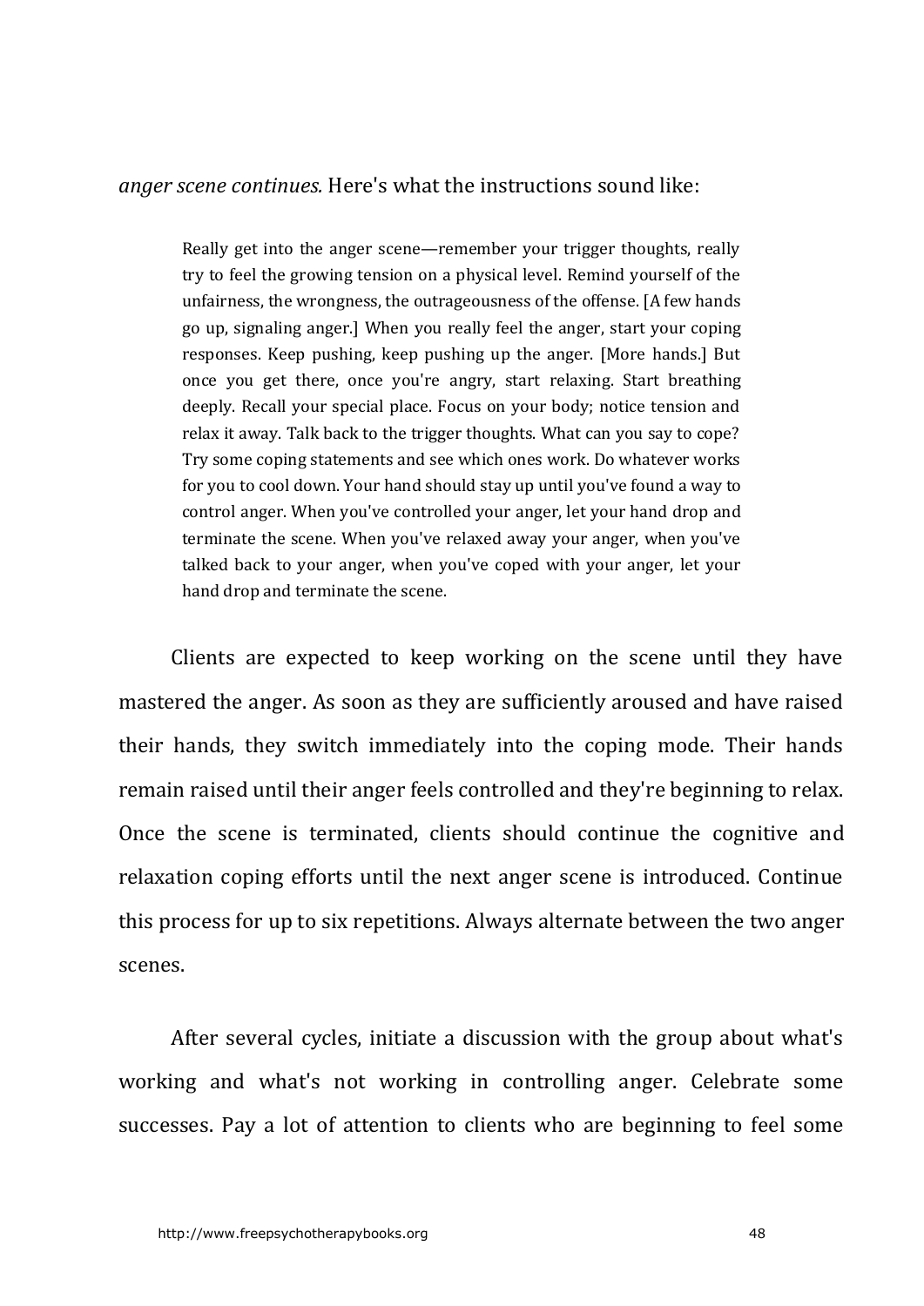*anger scene continues.* Here's what the instructions sound like:

> Really get into the anger scene—remember your trigger thoughts, really try to feel the growing tension on a physical level. Remind yourself of the unfairness, the wrongness, the outrageousness of the offense. [A few hands go up, signaling anger.] When you really feel the anger, start your coping responses. Keep pushing, keep pushing up the anger. [More hands.] But once you get there, once you're angry, start relaxing. Start breathing deeply. Recall your special place. Focus on your body; notice tension and relax it away. Talk back to the trigger thoughts. What can you say to cope? Try some coping statements and see which ones work. Do whatever works for you to cool down. Your hand should stay up until you've found a way to control anger. When you've controlled your anger, let your hand drop and terminate the scene. When you've relaxed away your anger, when you've talked back to your anger, when you've coped with your anger, let your hand drop and terminate the scene.

Clients are expected to keep working on the scene until they have mastered the anger. As soon as they are sufficiently aroused and have raised their hands, they switch immediately into the coping mode. Their hands remain raised until their anger feels controlled and they're beginning to relax. Once the scene is terminated, clients should continue the cognitive and relaxation coping efforts until the next anger scene is introduced. Continue this process for up to six repetitions. Always alternate between the two anger scenes.

After several cycles, initiate a discussion with the group about what's working and what's not working in controlling anger. Celebrate some successes. Pay a lot of attention to clients who are beginning to feel some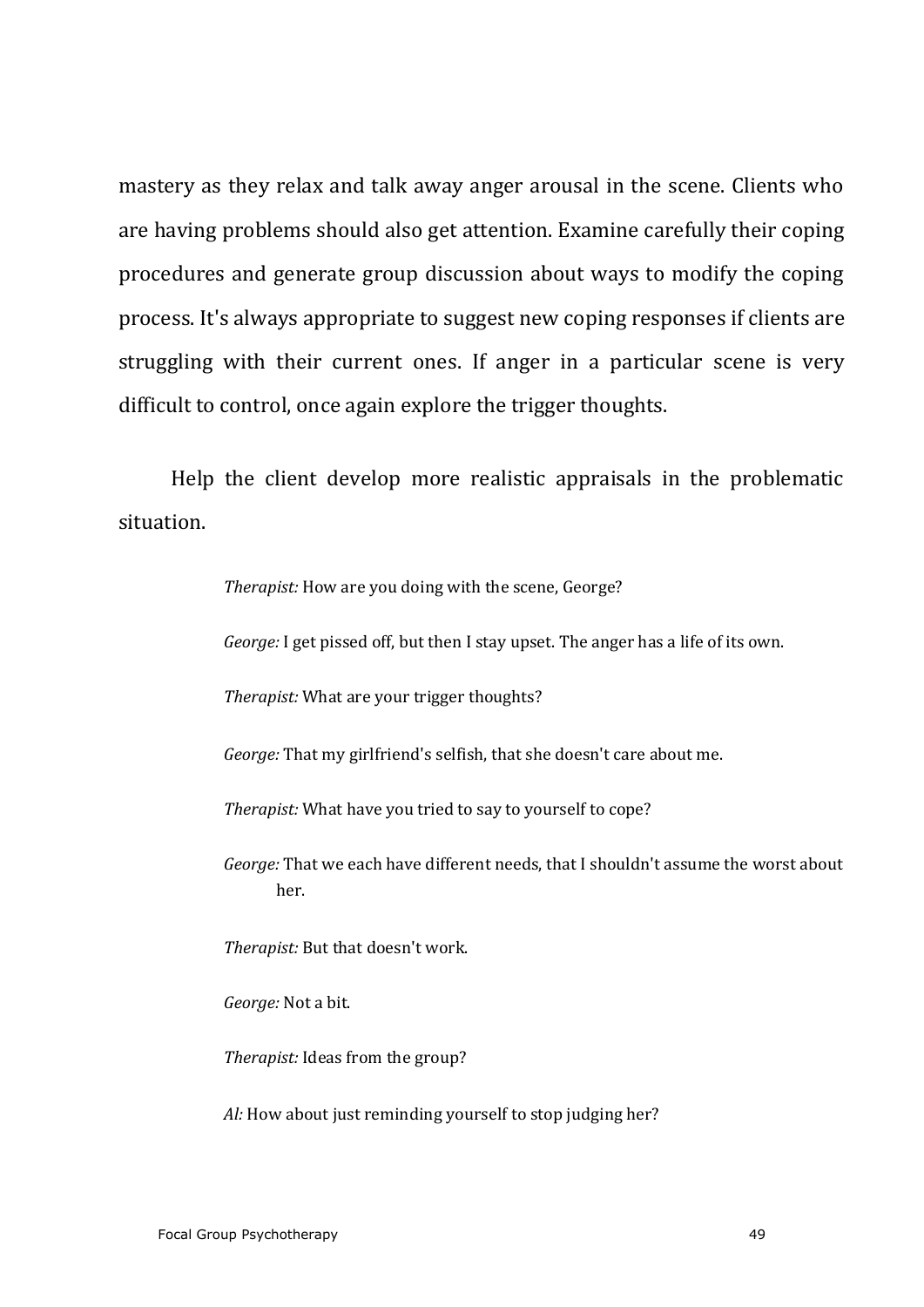mastery as they relax and talk away anger arousal in the scene. Clients who are having problems should also get attention. Examine carefully their coping procedures and generate group discussion about ways to modify the coping process. It's always appropriate to suggest new coping responses if clients are struggling with their current ones. If anger in a particular scene is very difficult to control, once again explore the trigger thoughts.

Help the client develop more realistic appraisals in the problematic situation.

> *Therapist:* How are you doing with the scene, George?
>
> *George:* I get pissed off, but then I stay upset. The anger has a life of its own.
>
> *Therapist:* What are your trigger thoughts?
>
> *George:* That my girlfriend's selfish, that she doesn't care about me.
>
> *Therapist:* What have you tried to say to yourself to cope?
>
> *George:* That we each have different needs, that I shouldn't assume the worst about her.
>
> *Therapist:* But that doesn't work.
>
> *George:* Not a bit.
>
> *Therapist:* Ideas from the group?
>
> *Al:* How about just reminding yourself to stop judging her?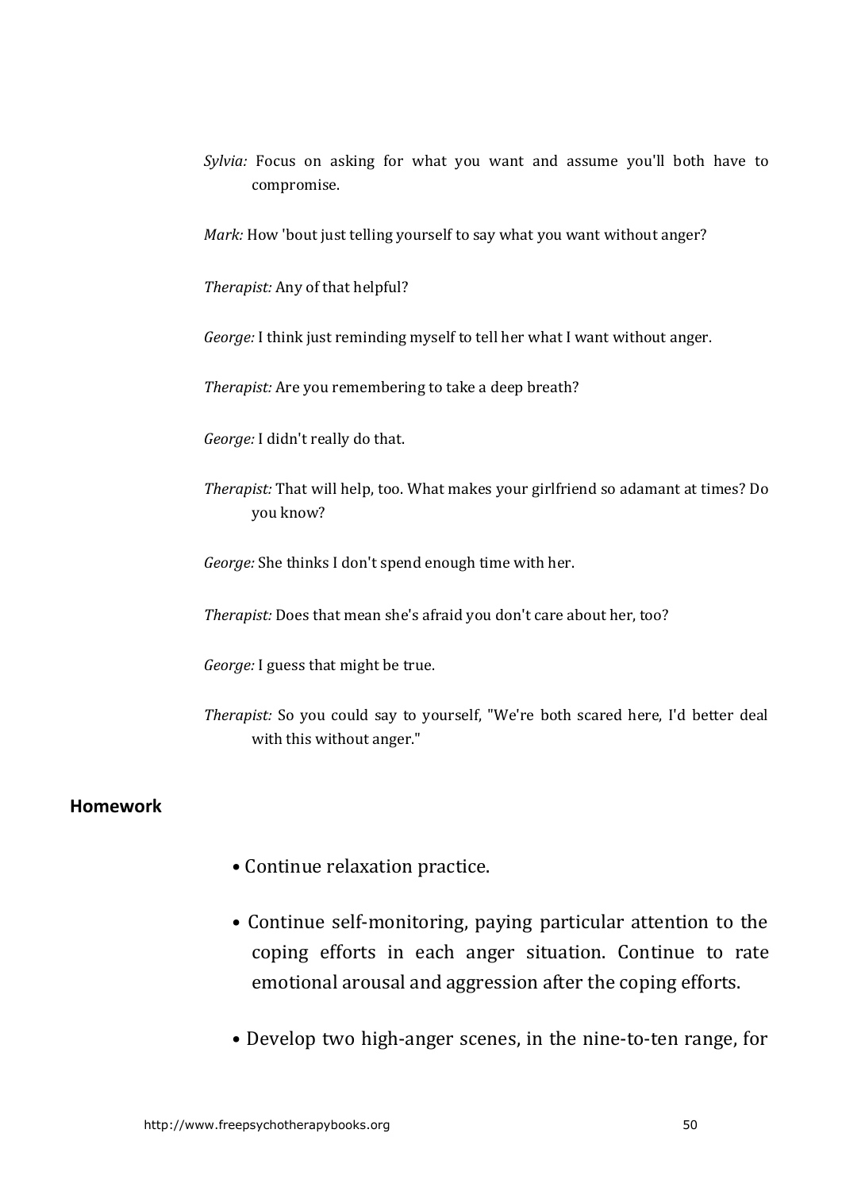*Sylvia:* Focus on asking for what you want and assume you'll both have to compromise.

*Mark:* How 'bout just telling yourself to say what you want without anger?

*Therapist:* Any of that helpful?

*George:* I think just reminding myself to tell her what I want without anger.

*Therapist:* Are you remembering to take a deep breath?

*George:* I didn't really do that.

*Therapist:* That will help, too. What makes your girlfriend so adamant at times? Do you know?

*George:* She thinks I don't spend enough time with her.

*Therapist:* Does that mean she's afraid you don't care about her, too?

*George:* I guess that might be true.

*Therapist:* So you could say to yourself, "We're both scared here, I'd better deal with this without anger."

### Homework

- Continue relaxation practice.
- Continue self-monitoring, paying particular attention to the coping efforts in each anger situation. Continue to rate emotional arousal and aggression after the coping efforts.
- Develop two high-anger scenes, in the nine-to-ten range, for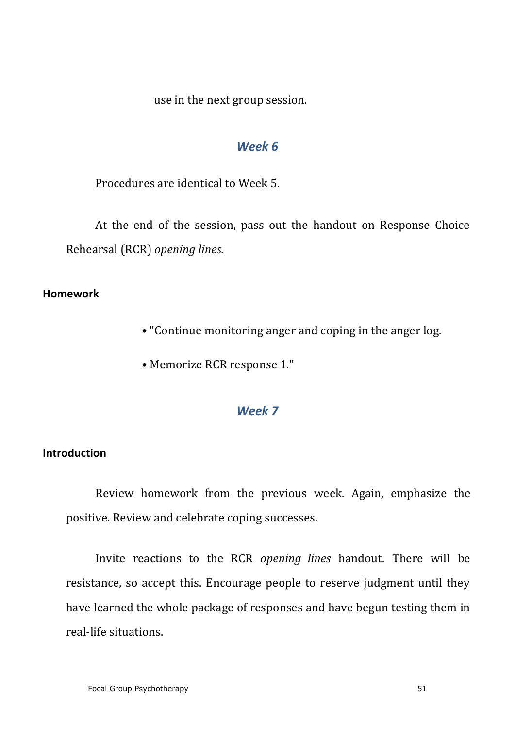use in the next group session.

## *Week 6*

Procedures are identical to Week 5.

At the end of the session, pass out the handout on Response Choice Rehearsal (RCR) *opening lines.*

**Homework**

- "Continue monitoring anger and coping in the anger log.
- Memorize RCR response 1."

## *Week 7*

**Introduction**

Review homework from the previous week. Again, emphasize the positive. Review and celebrate coping successes.

Invite reactions to the RCR *opening lines* handout. There will be resistance, so accept this. Encourage people to reserve judgment until they have learned the whole package of responses and have begun testing them in real-life situations.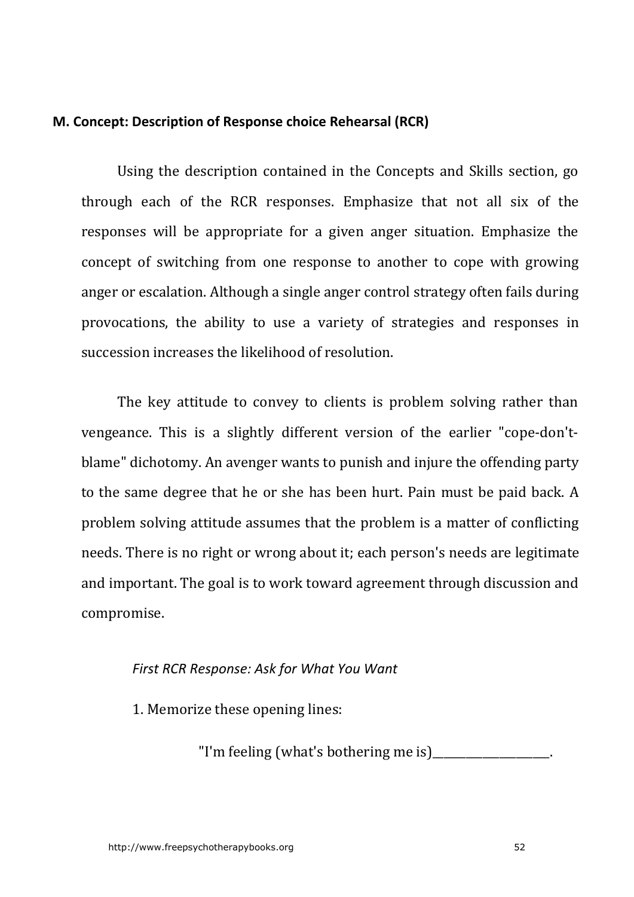**M. Concept: Description of Response choice Rehearsal (RCR)**

Using the description contained in the Concepts and Skills section, go through each of the RCR responses. Emphasize that not all six of the responses will be appropriate for a given anger situation. Emphasize the concept of switching from one response to another to cope with growing anger or escalation. Although a single anger control strategy often fails during provocations, the ability to use a variety of strategies and responses in succession increases the likelihood of resolution.

The key attitude to convey to clients is problem solving rather than vengeance. This is a slightly different version of the earlier "cope-don't-blame" dichotomy. An avenger wants to punish and injure the offending party to the same degree that he or she has been hurt. Pain must be paid back. A problem solving attitude assumes that the problem is a matter of conflicting needs. There is no right or wrong about it; each person's needs are legitimate and important. The goal is to work toward agreement through discussion and compromise.

*First RCR Response: Ask for What You Want*

1. Memorize these opening lines:

"I'm feeling (what's bothering me is)__________________.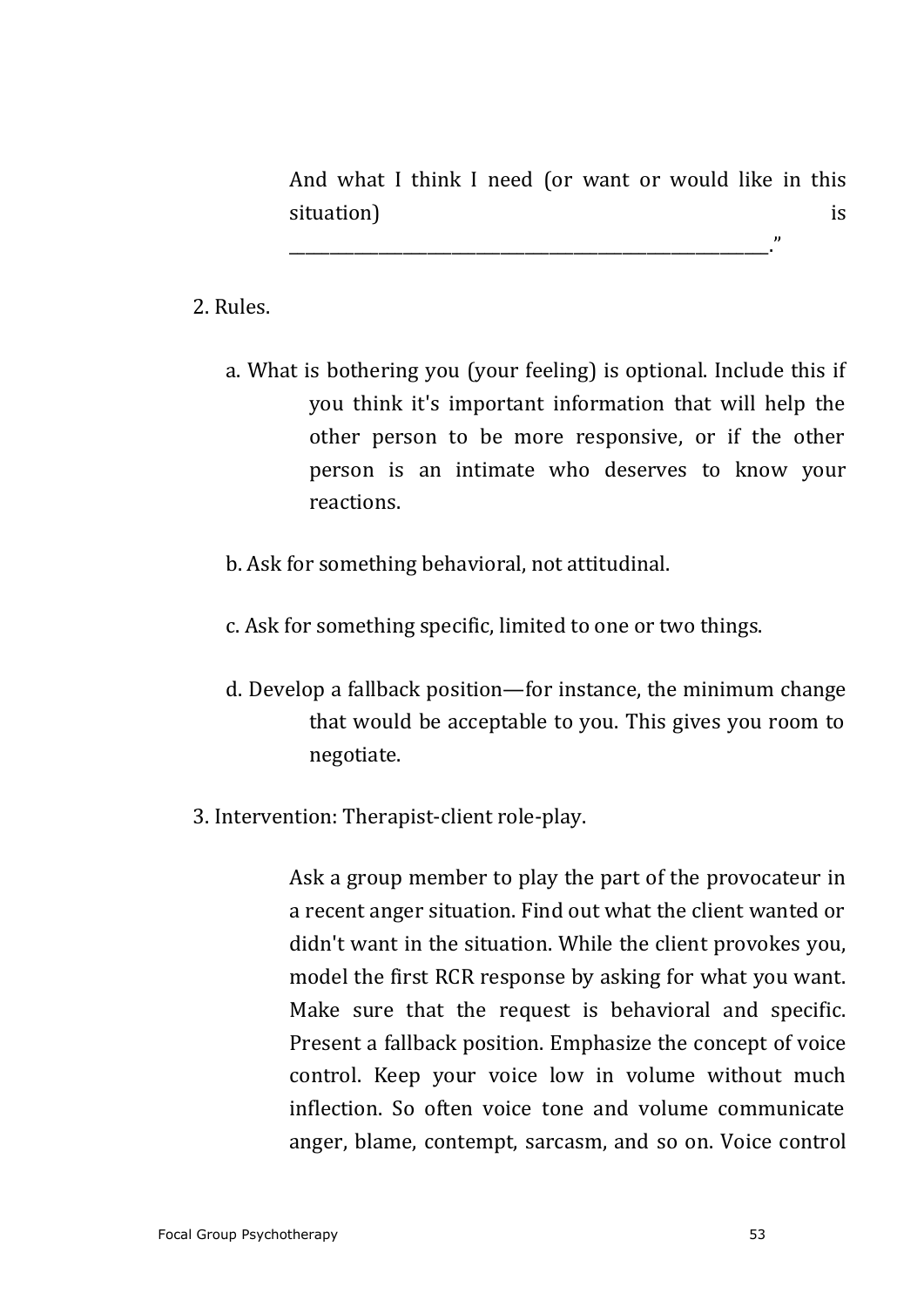And what I think I need (or want or would like in this situation) is ________________________________________________."

2. Rules.

a. What is bothering you (your feeling) is optional. Include this if you think it's important information that will help the other person to be more responsive, or if the other person is an intimate who deserves to know your reactions.

b. Ask for something behavioral, not attitudinal.

c. Ask for something specific, limited to one or two things.

d. Develop a fallback position—for instance, the minimum change that would be acceptable to you. This gives you room to negotiate.

3. Intervention: Therapist-client role-play.

Ask a group member to play the part of the provocateur in a recent anger situation. Find out what the client wanted or didn't want in the situation. While the client provokes you, model the first RCR response by asking for what you want. Make sure that the request is behavioral and specific. Present a fallback position. Emphasize the concept of voice control. Keep your voice low in volume without much inflection. So often voice tone and volume communicate anger, blame, contempt, sarcasm, and so on. Voice control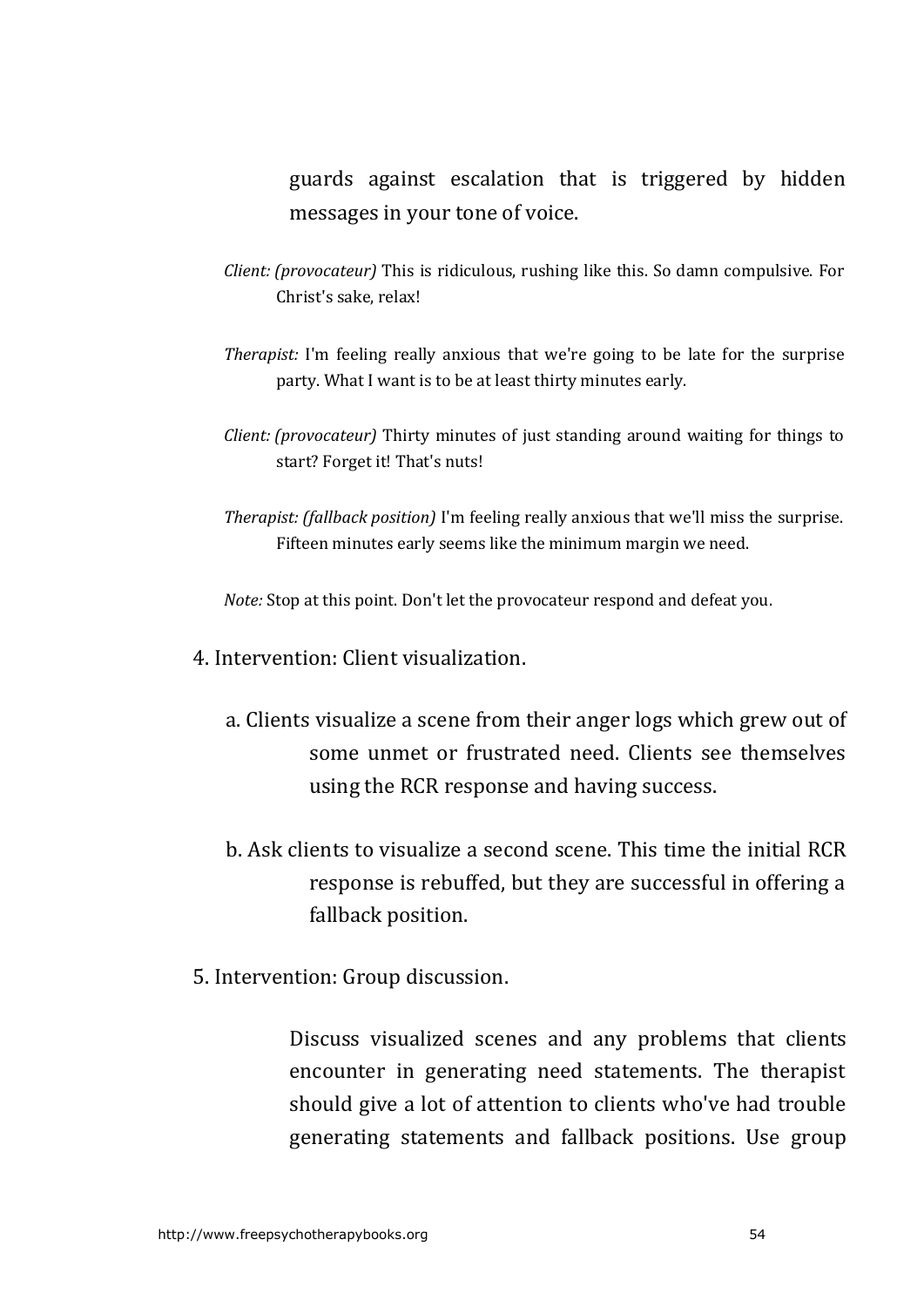guards against escalation that is triggered by hidden messages in your tone of voice.

*Client: (provocateur)* This is ridiculous, rushing like this. So damn compulsive. For Christ's sake, relax!

*Therapist:* I'm feeling really anxious that we're going to be late for the surprise party. What I want is to be at least thirty minutes early.

*Client: (provocateur)* Thirty minutes of just standing around waiting for things to start? Forget it! That's nuts!

*Therapist: (fallback position)* I'm feeling really anxious that we'll miss the surprise. Fifteen minutes early seems like the minimum margin we need.

*Note:* Stop at this point. Don't let the provocateur respond and defeat you.

4. Intervention: Client visualization.

   a. Clients visualize a scene from their anger logs which grew out of some unmet or frustrated need. Clients see themselves using the RCR response and having success.

   b. Ask clients to visualize a second scene. This time the initial RCR response is rebuffed, but they are successful in offering a fallback position.

5. Intervention: Group discussion.

   Discuss visualized scenes and any problems that clients encounter in generating need statements. The therapist should give a lot of attention to clients who've had trouble generating statements and fallback positions. Use group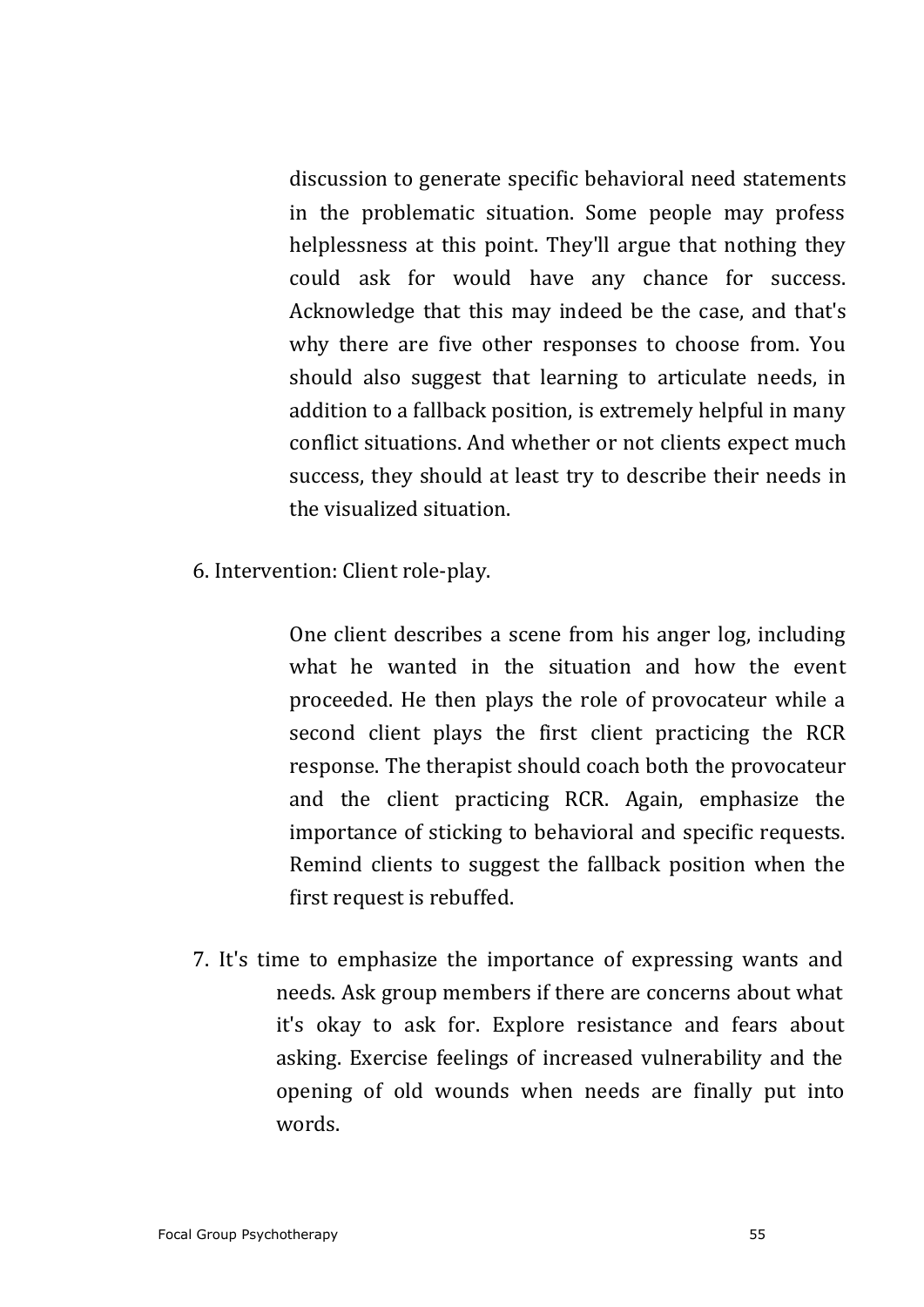discussion to generate specific behavioral need statements in the problematic situation. Some people may profess helplessness at this point. They'll argue that nothing they could ask for would have any chance for success. Acknowledge that this may indeed be the case, and that's why there are five other responses to choose from. You should also suggest that learning to articulate needs, in addition to a fallback position, is extremely helpful in many conflict situations. And whether or not clients expect much success, they should at least try to describe their needs in the visualized situation.

6. Intervention: Client role-play.

   One client describes a scene from his anger log, including what he wanted in the situation and how the event proceeded. He then plays the role of provocateur while a second client plays the first client practicing the RCR response. The therapist should coach both the provocateur and the client practicing RCR. Again, emphasize the importance of sticking to behavioral and specific requests. Remind clients to suggest the fallback position when the first request is rebuffed.

7. It's time to emphasize the importance of expressing wants and needs. Ask group members if there are concerns about what it's okay to ask for. Explore resistance and fears about asking. Exercise feelings of increased vulnerability and the opening of old wounds when needs are finally put into words.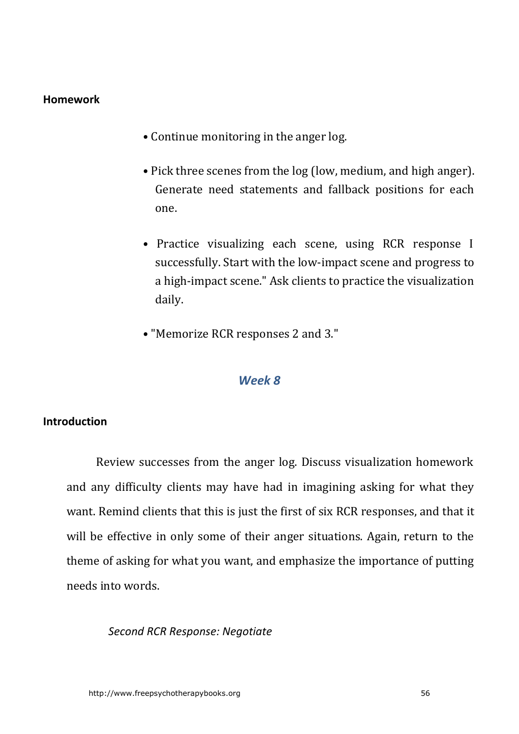**Homework**

- Continue monitoring in the anger log.
- Pick three scenes from the log (low, medium, and high anger). Generate need statements and fallback positions for each one.
- Practice visualizing each scene, using RCR response I successfully. Start with the low-impact scene and progress to a high-impact scene." Ask clients to practice the visualization daily.
- "Memorize RCR responses 2 and 3."

## Week 8

**Introduction**

Review successes from the anger log. Discuss visualization homework and any difficulty clients may have had in imagining asking for what they want. Remind clients that this is just the first of six RCR responses, and that it will be effective in only some of their anger situations. Again, return to the theme of asking for what you want, and emphasize the importance of putting needs into words.

*Second RCR Response: Negotiate*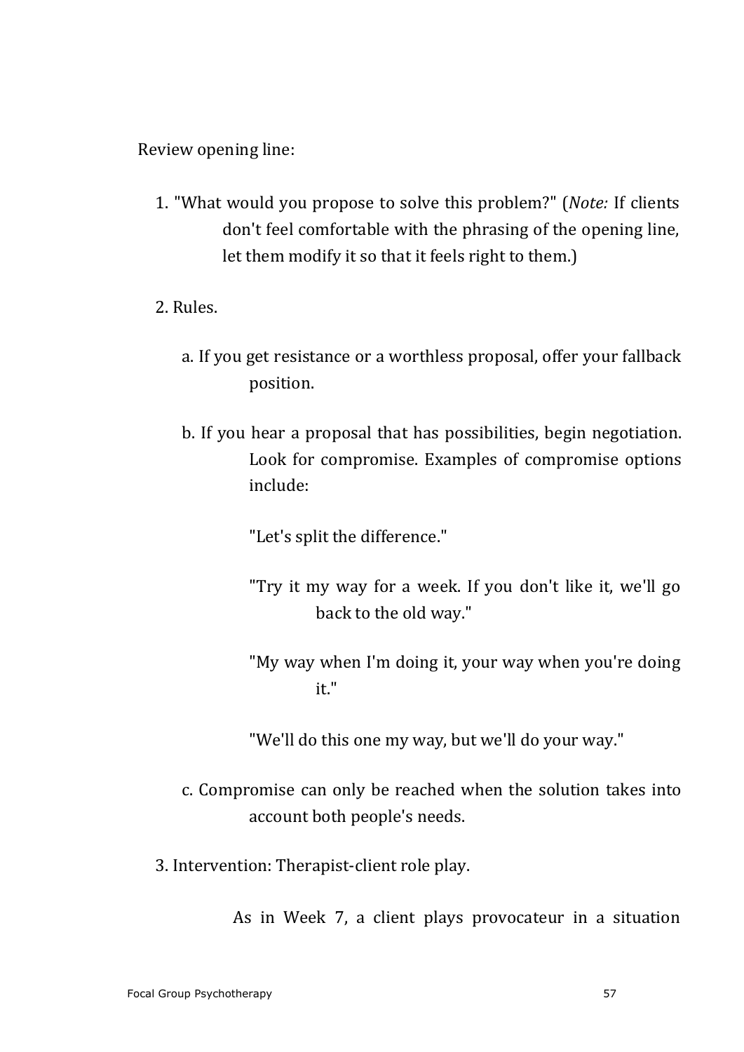Review opening line:

1. "What would you propose to solve this problem?" (*Note:* If clients don't feel comfortable with the phrasing of the opening line, let them modify it so that it feels right to them.)

2. Rules.

   a. If you get resistance or a worthless proposal, offer your fallback position.

   b. If you hear a proposal that has possibilities, begin negotiation. Look for compromise. Examples of compromise options include:

      "Let's split the difference."

      "Try it my way for a week. If you don't like it, we'll go back to the old way."

      "My way when I'm doing it, your way when you're doing it."

      "We'll do this one my way, but we'll do your way."

   c. Compromise can only be reached when the solution takes into account both people's needs.

3. Intervention: Therapist-client role play.

   As in Week 7, a client plays provocateur in a situation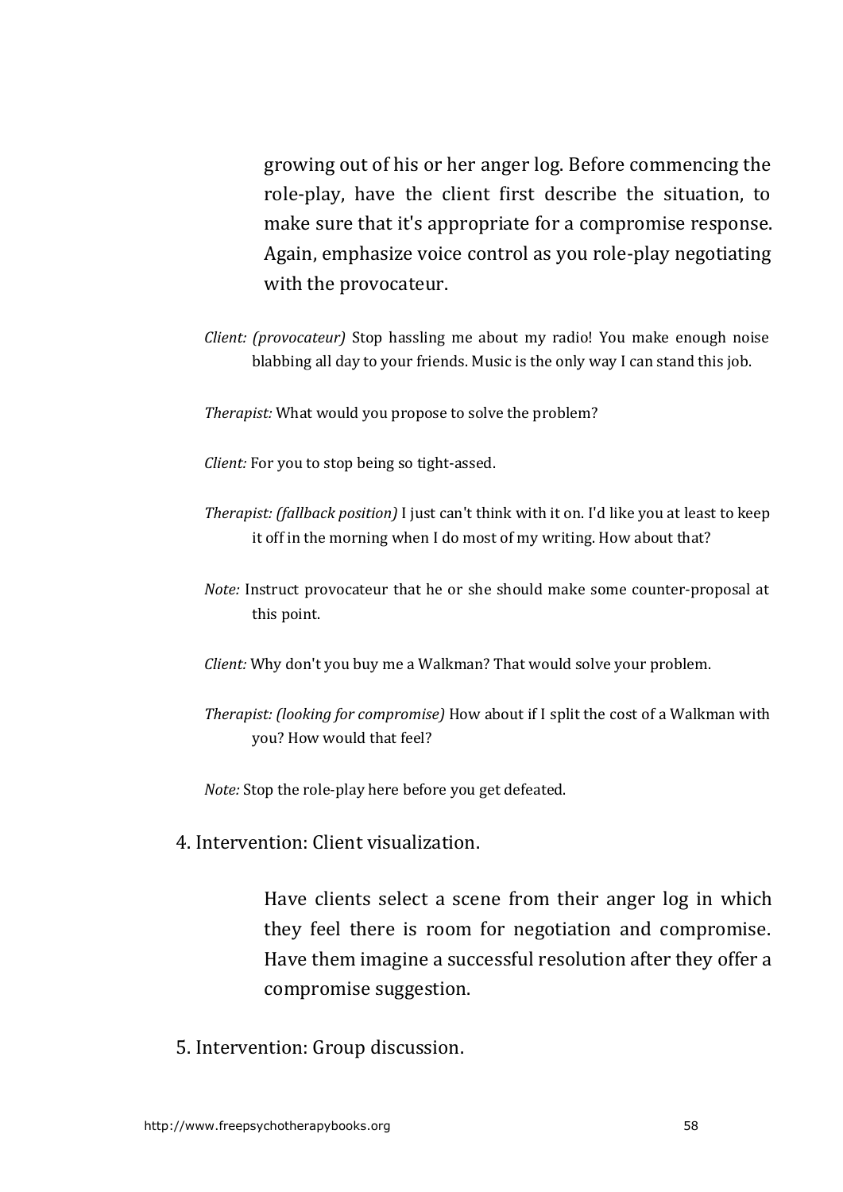growing out of his or her anger log. Before commencing the role-play, have the client first describe the situation, to make sure that it's appropriate for a compromise response. Again, emphasize voice control as you role-play negotiating with the provocateur.

*Client: (provocateur)* Stop hassling me about my radio! You make enough noise blabbing all day to your friends. Music is the only way I can stand this job.

*Therapist:* What would you propose to solve the problem?

*Client:* For you to stop being so tight-assed.

*Therapist: (fallback position)* I just can't think with it on. I'd like you at least to keep it off in the morning when I do most of my writing. How about that?

*Note:* Instruct provocateur that he or she should make some counter-proposal at this point.

*Client:* Why don't you buy me a Walkman? That would solve your problem.

*Therapist: (looking for compromise)* How about if I split the cost of a Walkman with you? How would that feel?

*Note:* Stop the role-play here before you get defeated.

4. Intervention: Client visualization.

Have clients select a scene from their anger log in which they feel there is room for negotiation and compromise. Have them imagine a successful resolution after they offer a compromise suggestion.

5. Intervention: Group discussion.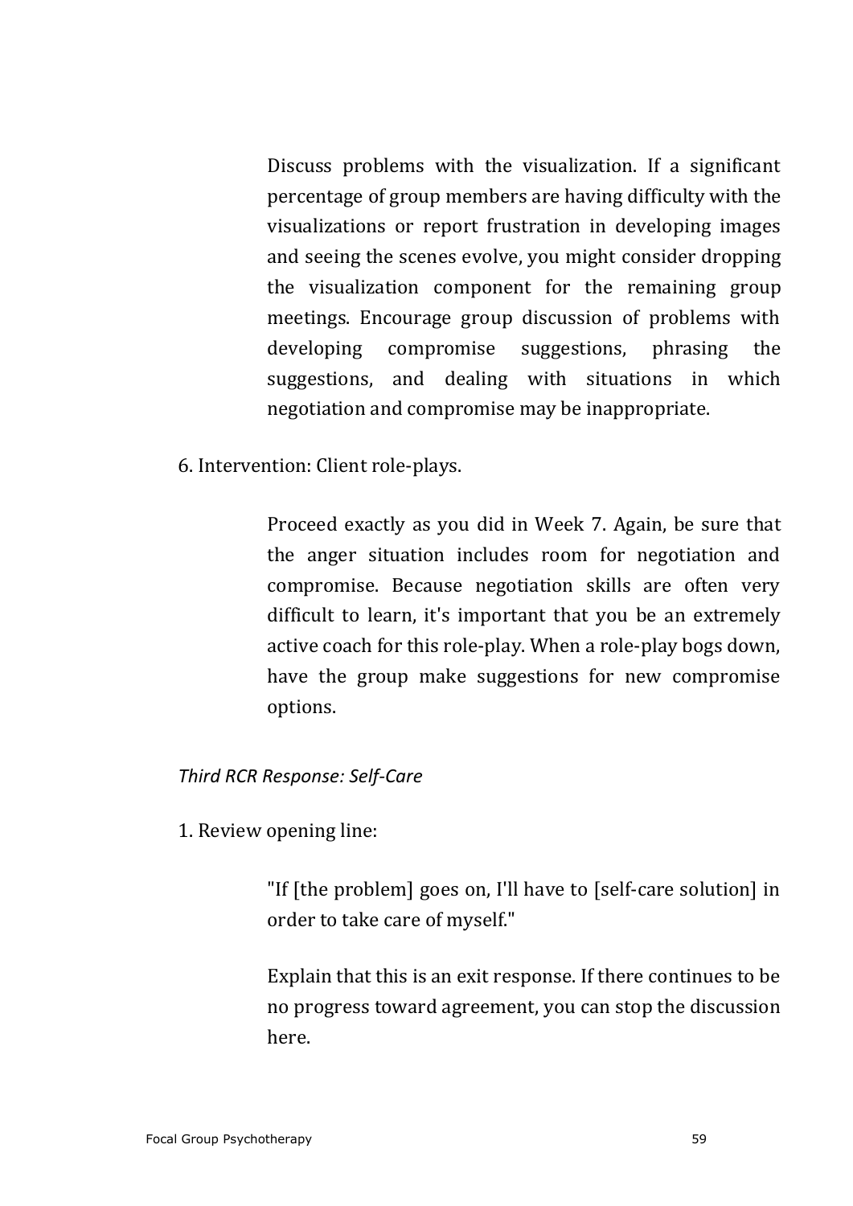Discuss problems with the visualization. If a significant percentage of group members are having difficulty with the visualizations or report frustration in developing images and seeing the scenes evolve, you might consider dropping the visualization component for the remaining group meetings. Encourage group discussion of problems with developing compromise suggestions, phrasing the suggestions, and dealing with situations in which negotiation and compromise may be inappropriate.

6. Intervention: Client role-plays.

Proceed exactly as you did in Week 7. Again, be sure that the anger situation includes room for negotiation and compromise. Because negotiation skills are often very difficult to learn, it's important that you be an extremely active coach for this role-play. When a role-play bogs down, have the group make suggestions for new compromise options.

*Third RCR Response: Self-Care*

1. Review opening line:

"If [the problem] goes on, I'll have to [self-care solution] in order to take care of myself."

Explain that this is an exit response. If there continues to be no progress toward agreement, you can stop the discussion here.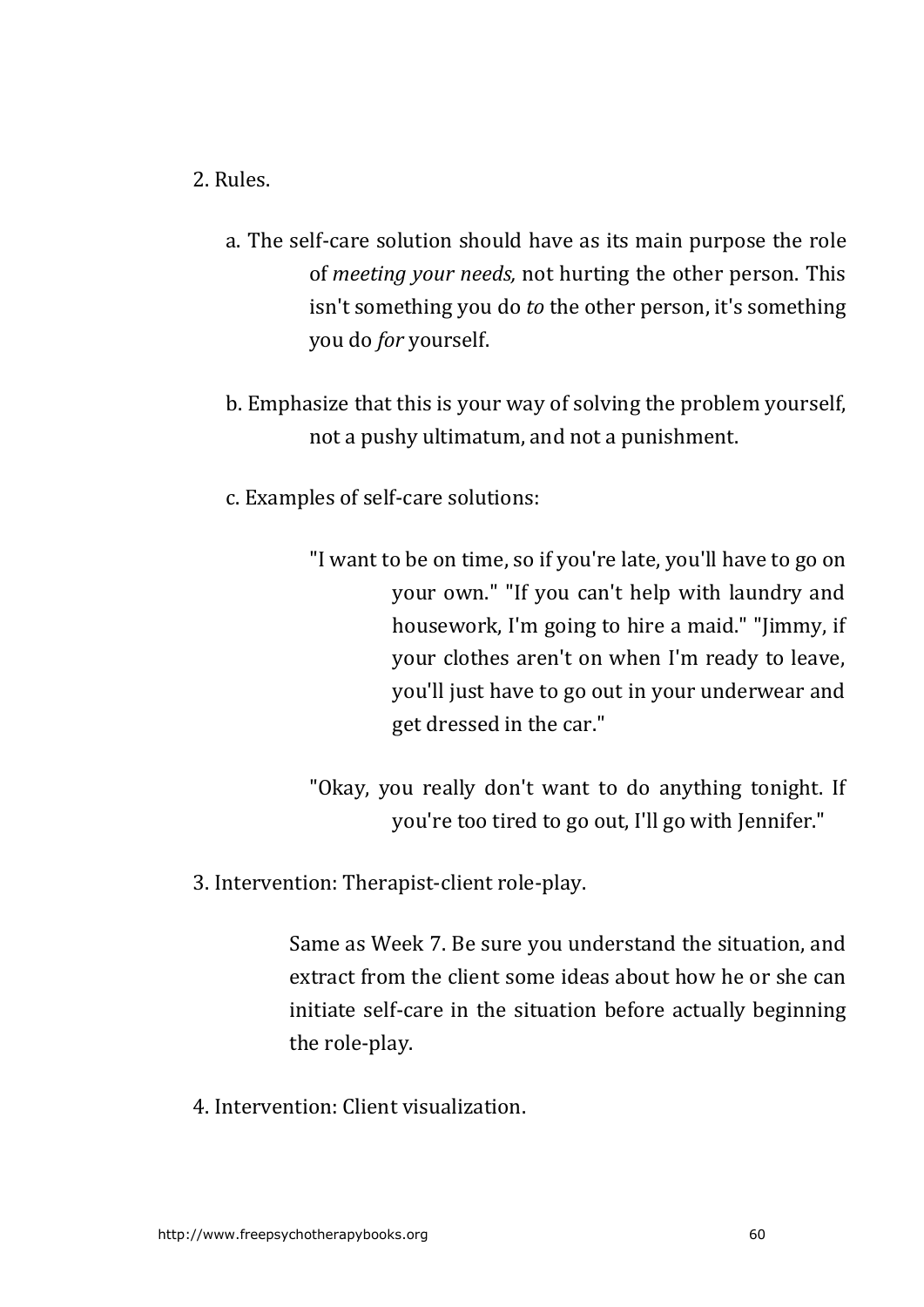2. Rules.

   a. The self-care solution should have as its main purpose the role of *meeting your needs,* not hurting the other person. This isn't something you do *to* the other person, it's something you do *for* yourself.

   b. Emphasize that this is your way of solving the problem yourself, not a pushy ultimatum, and not a punishment.

   c. Examples of self-care solutions:

      "I want to be on time, so if you're late, you'll have to go on your own." "If you can't help with laundry and housework, I'm going to hire a maid." "Jimmy, if your clothes aren't on when I'm ready to leave, you'll just have to go out in your underwear and get dressed in the car."

      "Okay, you really don't want to do anything tonight. If you're too tired to go out, I'll go with Jennifer."

3. Intervention: Therapist-client role-play.

   Same as Week 7. Be sure you understand the situation, and extract from the client some ideas about how he or she can initiate self-care in the situation before actually beginning the role-play.

4. Intervention: Client visualization.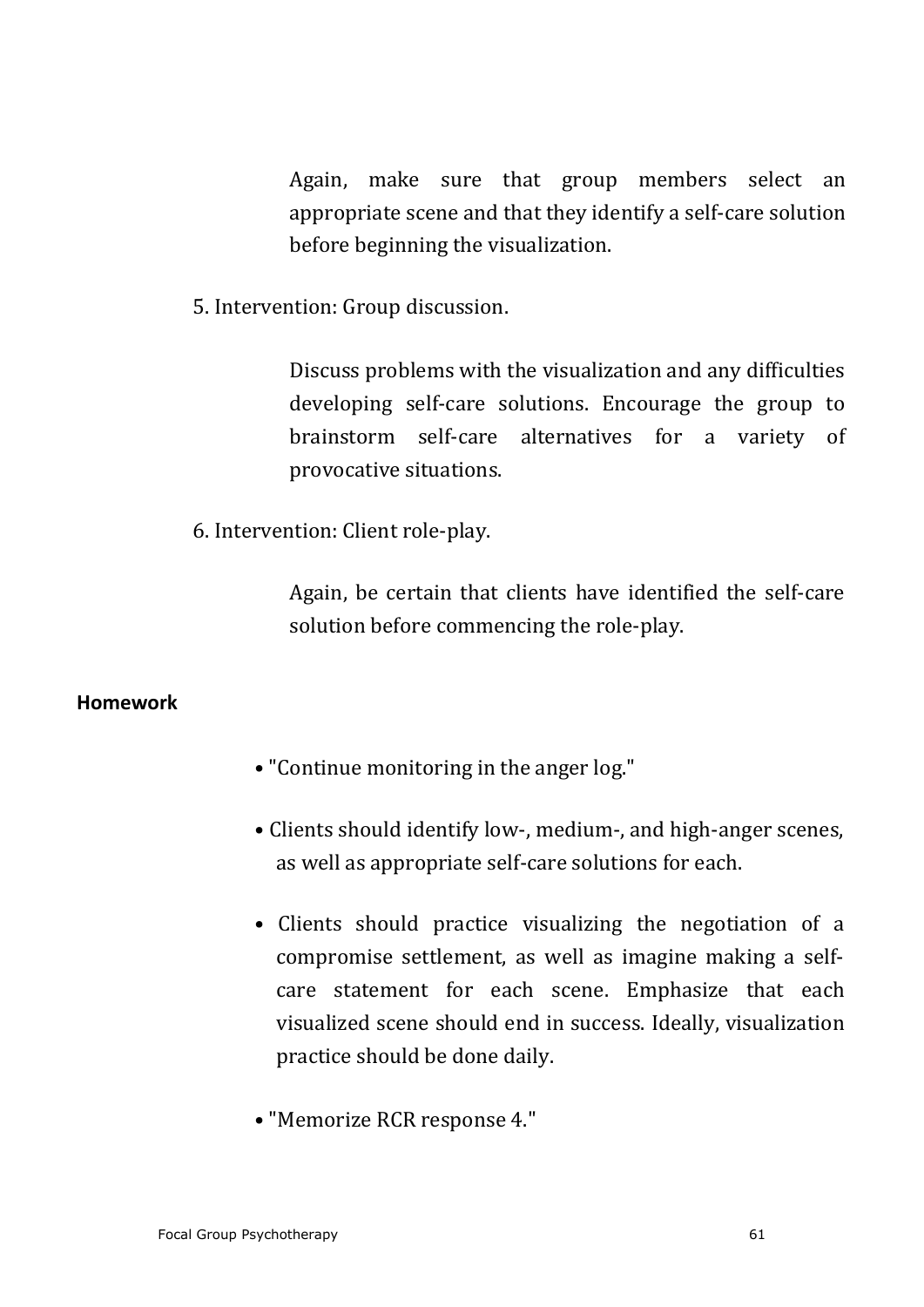Again, make sure that group members select an appropriate scene and that they identify a self-care solution before beginning the visualization.

5. Intervention: Group discussion.

   Discuss problems with the visualization and any difficulties developing self-care solutions. Encourage the group to brainstorm self-care alternatives for a variety of provocative situations.

6. Intervention: Client role-play.

   Again, be certain that clients have identified the self-care solution before commencing the role-play.

**Homework**

- "Continue monitoring in the anger log."
- Clients should identify low-, medium-, and high-anger scenes, as well as appropriate self-care solutions for each.
- Clients should practice visualizing the negotiation of a compromise settlement, as well as imagine making a self-care statement for each scene. Emphasize that each visualized scene should end in success. Ideally, visualization practice should be done daily.
- "Memorize RCR response 4."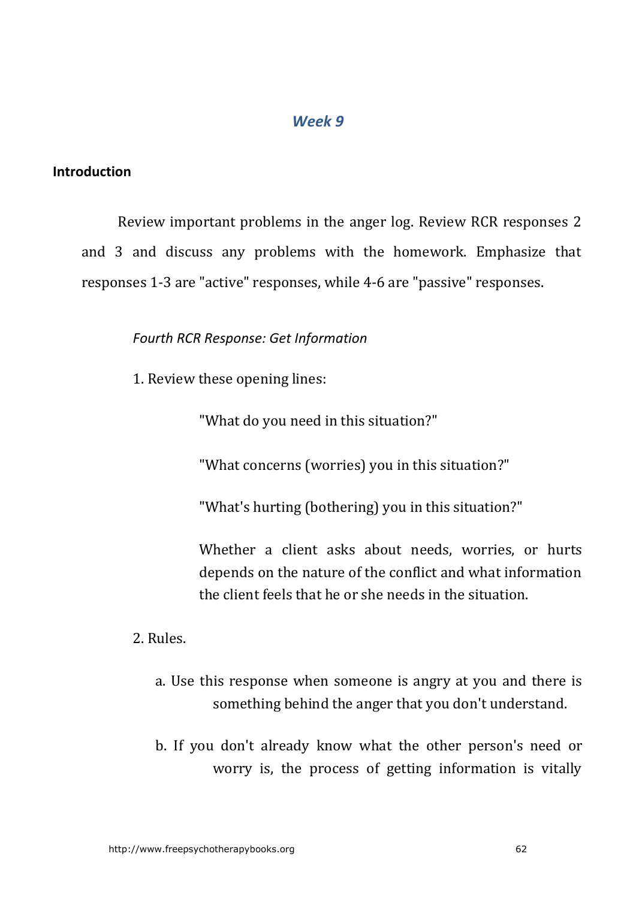## *Week 9*

**Introduction**

Review important problems in the anger log. Review RCR responses 2 and 3 and discuss any problems with the homework. Emphasize that responses 1-3 are "active" responses, while 4-6 are "passive" responses.

*Fourth RCR Response: Get Information*

1. Review these opening lines:

   "What do you need in this situation?"

   "What concerns (worries) you in this situation?"

   "What's hurting (bothering) you in this situation?"

   Whether a client asks about needs, worries, or hurts depends on the nature of the conflict and what information the client feels that he or she needs in the situation.

2. Rules.

   a. Use this response when someone is angry at you and there is something behind the anger that you don't understand.

   b. If you don't already know what the other person's need or worry is, the process of getting information is vitally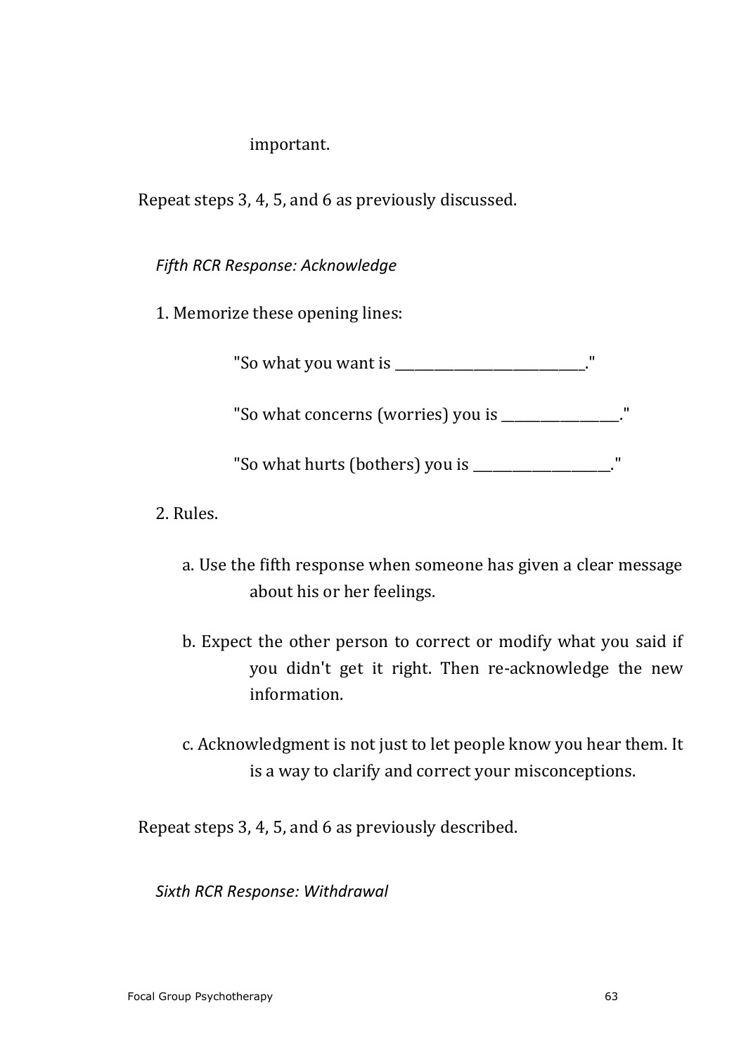important.

Repeat steps 3, 4, 5, and 6 as previously discussed.

*Fifth RCR Response: Acknowledge*

1. Memorize these opening lines:

   "So what you want is ___________________________."

   "So what concerns (worries) you is ________________."

   "So what hurts (bothers) you is ___________________."

2. Rules.

   a. Use the fifth response when someone has given a clear message about his or her feelings.

   b. Expect the other person to correct or modify what you said if you didn't get it right. Then re-acknowledge the new information.

   c. Acknowledgment is not just to let people know you hear them. It is a way to clarify and correct your misconceptions.

Repeat steps 3, 4, 5, and 6 as previously described.

*Sixth RCR Response: Withdrawal*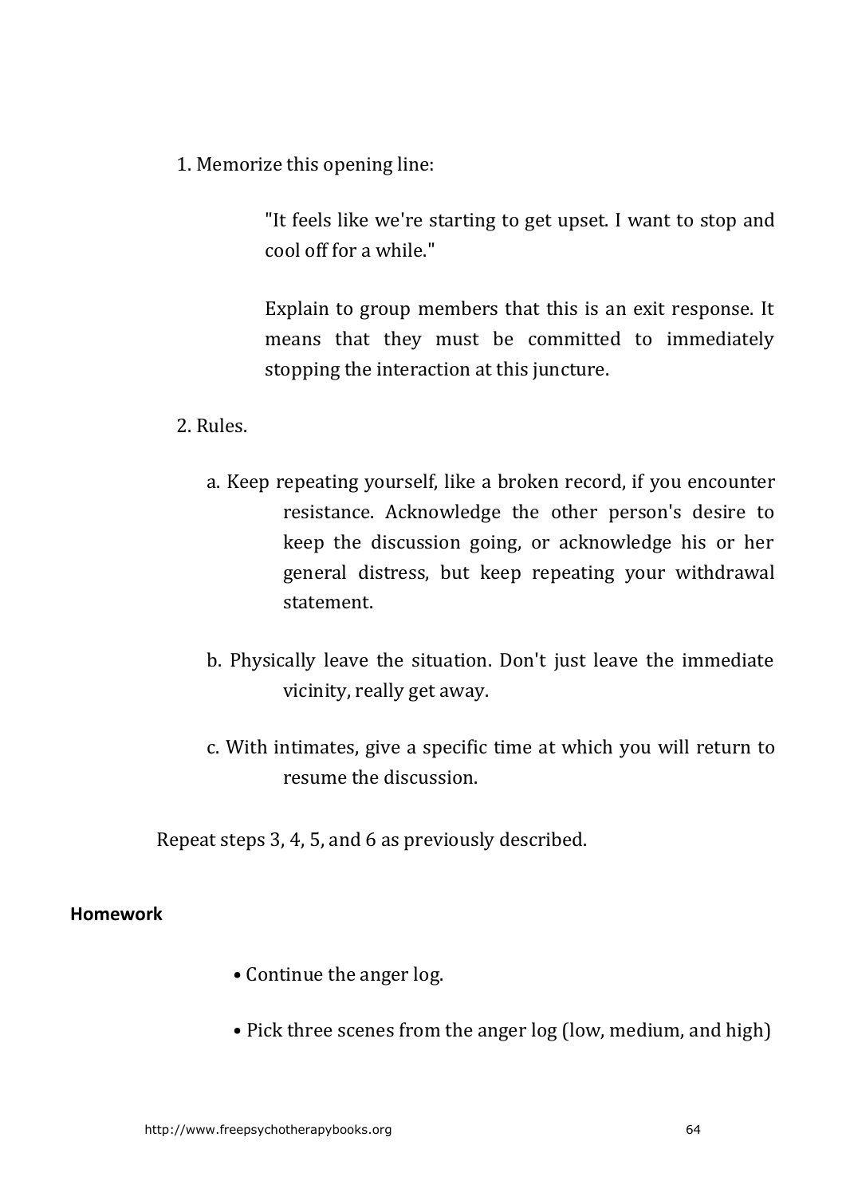1. Memorize this opening line:

   > "It feels like we're starting to get upset. I want to stop and cool off for a while."
   >
   > Explain to group members that this is an exit response. It means that they must be committed to immediately stopping the interaction at this juncture.

2. Rules.

   a. Keep repeating yourself, like a broken record, if you encounter resistance. Acknowledge the other person's desire to keep the discussion going, or acknowledge his or her general distress, but keep repeating your withdrawal statement.

   b. Physically leave the situation. Don't just leave the immediate vicinity, really get away.

   c. With intimates, give a specific time at which you will return to resume the discussion.

Repeat steps 3, 4, 5, and 6 as previously described.

**Homework**

- Continue the anger log.
- Pick three scenes from the anger log (low, medium, and high)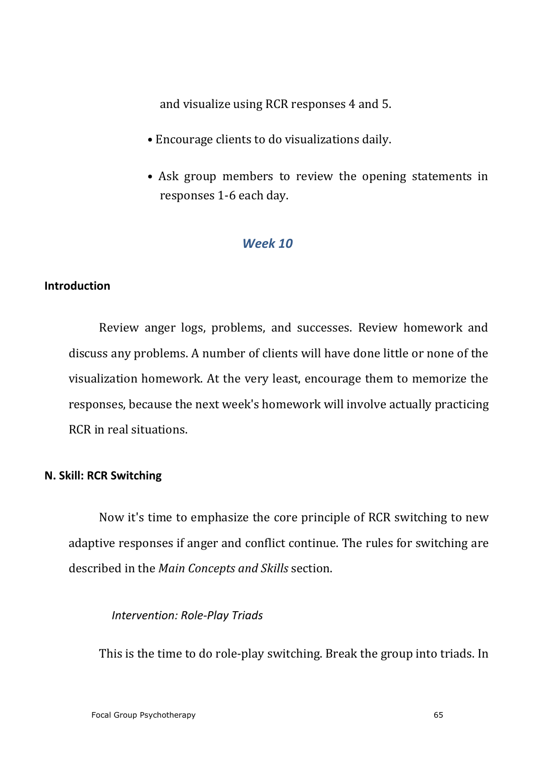and visualize using RCR responses 4 and 5.

- Encourage clients to do visualizations daily.
- Ask group members to review the opening statements in responses 1-6 each day.

## *Week 10*

### Introduction

Review anger logs, problems, and successes. Review homework and discuss any problems. A number of clients will have done little or none of the visualization homework. At the very least, encourage them to memorize the responses, because the next week's homework will involve actually practicing RCR in real situations.

### N. Skill: RCR Switching

Now it's time to emphasize the core principle of RCR switching to new adaptive responses if anger and conflict continue. The rules for switching are described in the *Main Concepts and Skills* section.

*Intervention: Role-Play Triads*

This is the time to do role-play switching. Break the group into triads. In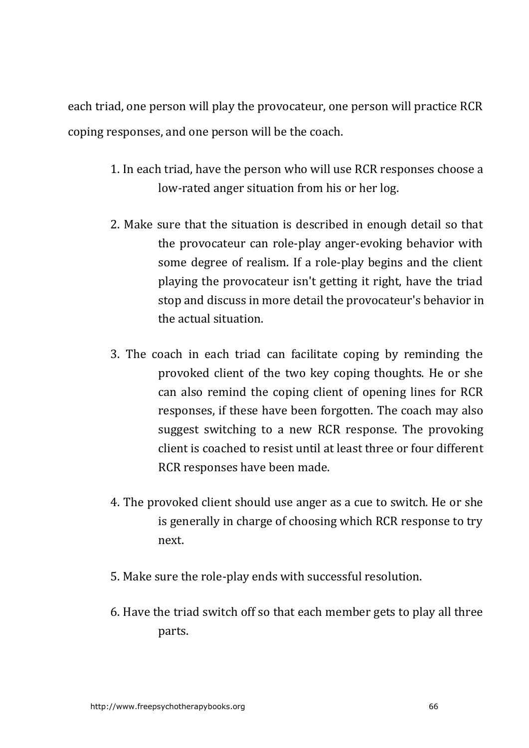each triad, one person will play the provocateur, one person will practice RCR coping responses, and one person will be the coach.

1. In each triad, have the person who will use RCR responses choose a low-rated anger situation from his or her log.

2. Make sure that the situation is described in enough detail so that the provocateur can role-play anger-evoking behavior with some degree of realism. If a role-play begins and the client playing the provocateur isn't getting it right, have the triad stop and discuss in more detail the provocateur's behavior in the actual situation.

3. The coach in each triad can facilitate coping by reminding the provoked client of the two key coping thoughts. He or she can also remind the coping client of opening lines for RCR responses, if these have been forgotten. The coach may also suggest switching to a new RCR response. The provoking client is coached to resist until at least three or four different RCR responses have been made.

4. The provoked client should use anger as a cue to switch. He or she is generally in charge of choosing which RCR response to try next.

5. Make sure the role-play ends with successful resolution.

6. Have the triad switch off so that each member gets to play all three parts.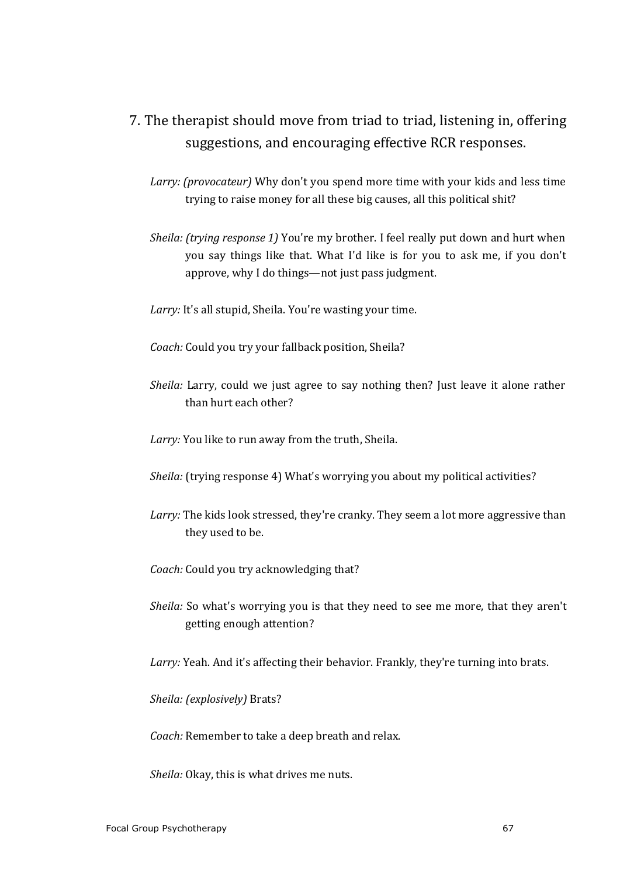7. The therapist should move from triad to triad, listening in, offering suggestions, and encouraging effective RCR responses.

*Larry: (provocateur)* Why don't you spend more time with your kids and less time trying to raise money for all these big causes, all this political shit?

*Sheila: (trying response 1)* You're my brother. I feel really put down and hurt when you say things like that. What I'd like is for you to ask me, if you don't approve, why I do things—not just pass judgment.

*Larry:* It's all stupid, Sheila. You're wasting your time.

*Coach:* Could you try your fallback position, Sheila?

*Sheila:* Larry, could we just agree to say nothing then? Just leave it alone rather than hurt each other?

*Larry:* You like to run away from the truth, Sheila.

*Sheila:* (trying response 4) What's worrying you about my political activities?

*Larry:* The kids look stressed, they're cranky. They seem a lot more aggressive than they used to be.

*Coach:* Could you try acknowledging that?

*Sheila:* So what's worrying you is that they need to see me more, that they aren't getting enough attention?

*Larry:* Yeah. And it's affecting their behavior. Frankly, they're turning into brats.

*Sheila: (explosively)* Brats?

*Coach:* Remember to take a deep breath and relax.

*Sheila:* Okay, this is what drives me nuts.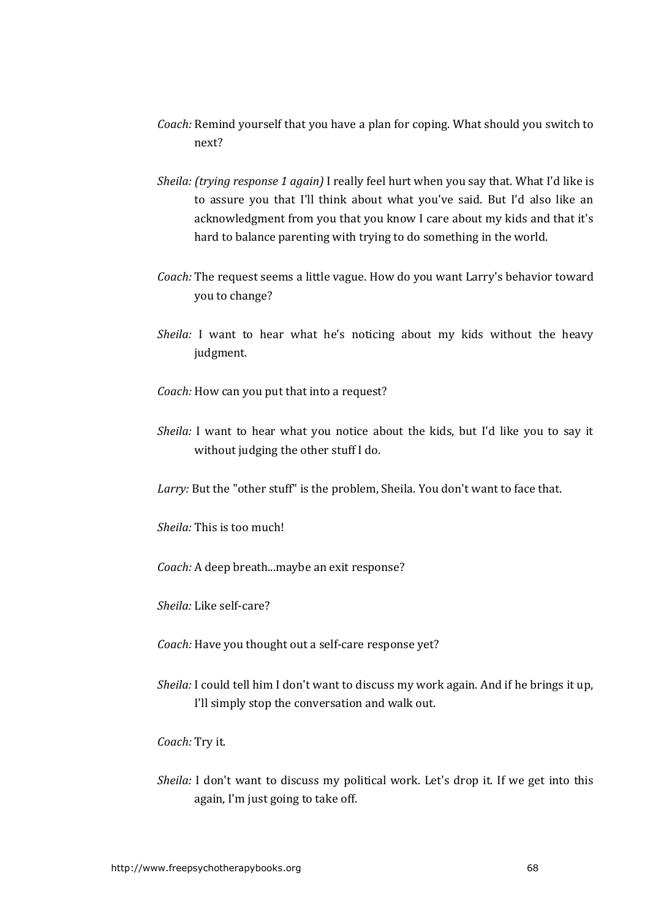*Coach:* Remind yourself that you have a plan for coping. What should you switch to next?

*Sheila: (trying response 1 again)* I really feel hurt when you say that. What I'd like is to assure you that I'll think about what you've said. But I'd also like an acknowledgment from you that you know I care about my kids and that it's hard to balance parenting with trying to do something in the world.

*Coach:* The request seems a little vague. How do you want Larry's behavior toward you to change?

*Sheila:* I want to hear what he's noticing about my kids without the heavy judgment.

*Coach:* How can you put that into a request?

*Sheila:* I want to hear what you notice about the kids, but I'd like you to say it without judging the other stuff I do.

*Larry:* But the "other stuff" is the problem, Sheila. You don't want to face that.

*Sheila:* This is too much!

*Coach:* A deep breath...maybe an exit response?

*Sheila:* Like self-care?

*Coach:* Have you thought out a self-care response yet?

*Sheila:* I could tell him I don't want to discuss my work again. And if he brings it up, I'll simply stop the conversation and walk out.

*Coach:* Try it.

*Sheila:* I don't want to discuss my political work. Let's drop it. If we get into this again, I'm just going to take off.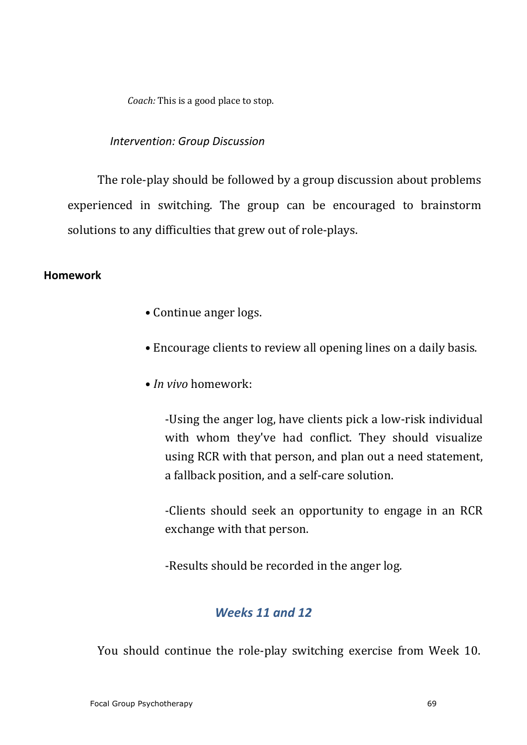*Coach:* This is a good place to stop.

*Intervention: Group Discussion*

The role-play should be followed by a group discussion about problems experienced in switching. The group can be encouraged to brainstorm solutions to any difficulties that grew out of role-plays.

**Homework**

- Continue anger logs.
- Encourage clients to review all opening lines on a daily basis.
- *In vivo* homework:

  -Using the anger log, have clients pick a low-risk individual with whom they've had conflict. They should visualize using RCR with that person, and plan out a need statement, a fallback position, and a self-care solution.

  -Clients should seek an opportunity to engage in an RCR exchange with that person.

  -Results should be recorded in the anger log.

## *Weeks 11 and 12*

You should continue the role-play switching exercise from Week 10.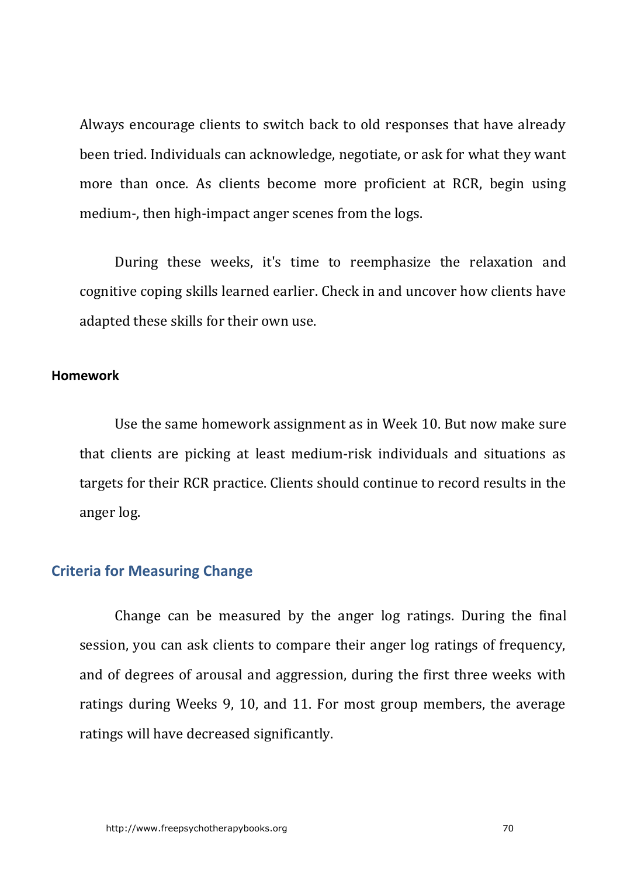Always encourage clients to switch back to old responses that have already been tried. Individuals can acknowledge, negotiate, or ask for what they want more than once. As clients become more proficient at RCR, begin using medium-, then high-impact anger scenes from the logs.

During these weeks, it's time to reemphasize the relaxation and cognitive coping skills learned earlier. Check in and uncover how clients have adapted these skills for their own use.

#### Homework

Use the same homework assignment as in Week 10. But now make sure that clients are picking at least medium-risk individuals and situations as targets for their RCR practice. Clients should continue to record results in the anger log.

### Criteria for Measuring Change

Change can be measured by the anger log ratings. During the final session, you can ask clients to compare their anger log ratings of frequency, and of degrees of arousal and aggression, during the first three weeks with ratings during Weeks 9, 10, and 11. For most group members, the average ratings will have decreased significantly.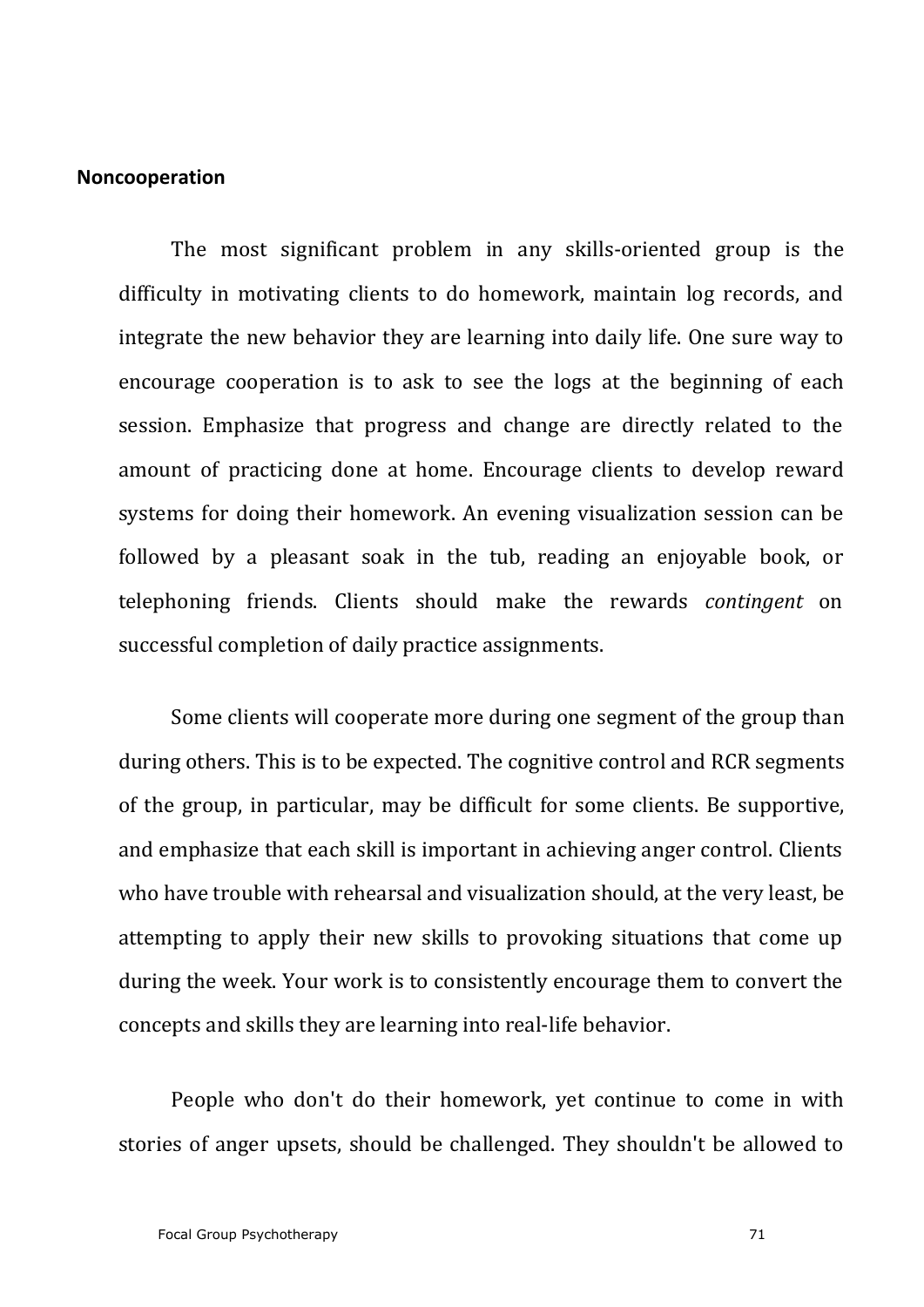**Noncooperation**

The most significant problem in any skills-oriented group is the difficulty in motivating clients to do homework, maintain log records, and integrate the new behavior they are learning into daily life. One sure way to encourage cooperation is to ask to see the logs at the beginning of each session. Emphasize that progress and change are directly related to the amount of practicing done at home. Encourage clients to develop reward systems for doing their homework. An evening visualization session can be followed by a pleasant soak in the tub, reading an enjoyable book, or telephoning friends. Clients should make the rewards *contingent* on successful completion of daily practice assignments.

Some clients will cooperate more during one segment of the group than during others. This is to be expected. The cognitive control and RCR segments of the group, in particular, may be difficult for some clients. Be supportive, and emphasize that each skill is important in achieving anger control. Clients who have trouble with rehearsal and visualization should, at the very least, be attempting to apply their new skills to provoking situations that come up during the week. Your work is to consistently encourage them to convert the concepts and skills they are learning into real-life behavior.

People who don't do their homework, yet continue to come in with stories of anger upsets, should be challenged. They shouldn't be allowed to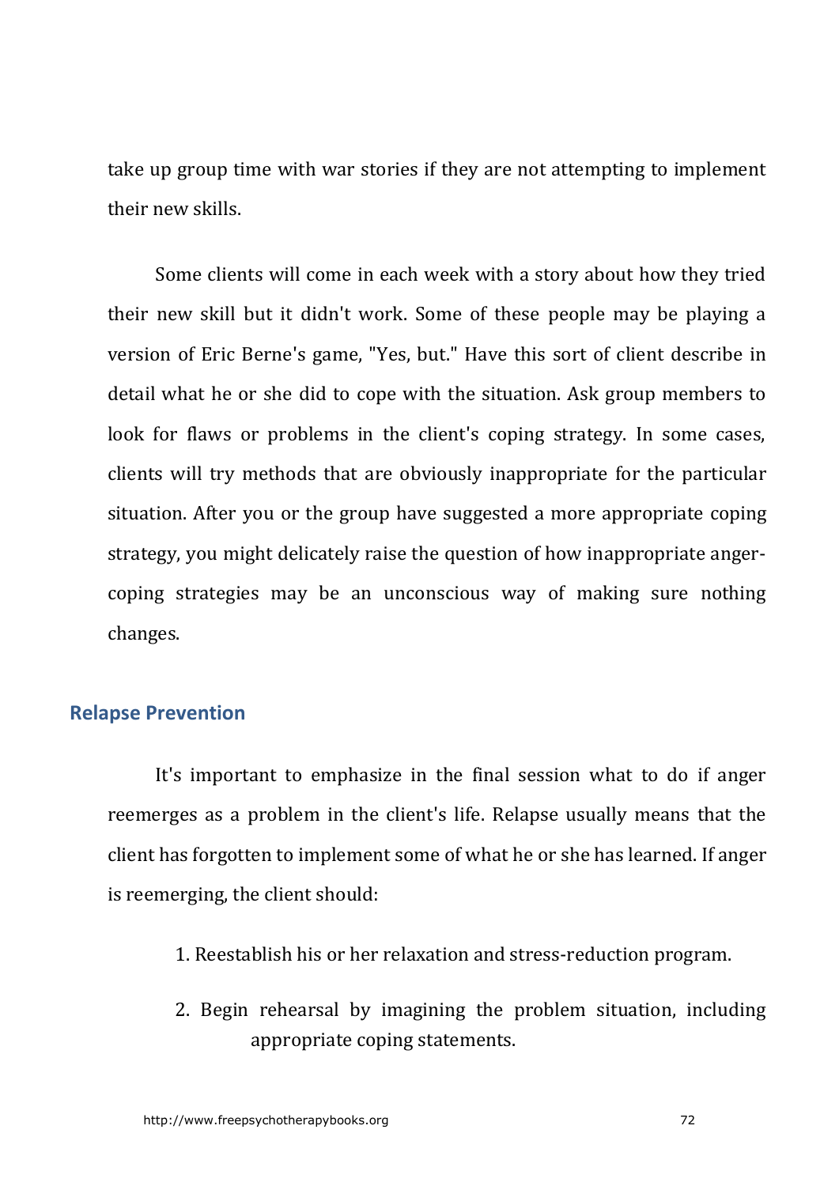take up group time with war stories if they are not attempting to implement their new skills.

Some clients will come in each week with a story about how they tried their new skill but it didn't work. Some of these people may be playing a version of Eric Berne's game, "Yes, but." Have this sort of client describe in detail what he or she did to cope with the situation. Ask group members to look for flaws or problems in the client's coping strategy. In some cases, clients will try methods that are obviously inappropriate for the particular situation. After you or the group have suggested a more appropriate coping strategy, you might delicately raise the question of how inappropriate anger-coping strategies may be an unconscious way of making sure nothing changes.

## Relapse Prevention

It's important to emphasize in the final session what to do if anger reemerges as a problem in the client's life. Relapse usually means that the client has forgotten to implement some of what he or she has learned. If anger is reemerging, the client should:

1. Reestablish his or her relaxation and stress-reduction program.
2. Begin rehearsal by imagining the problem situation, including appropriate coping statements.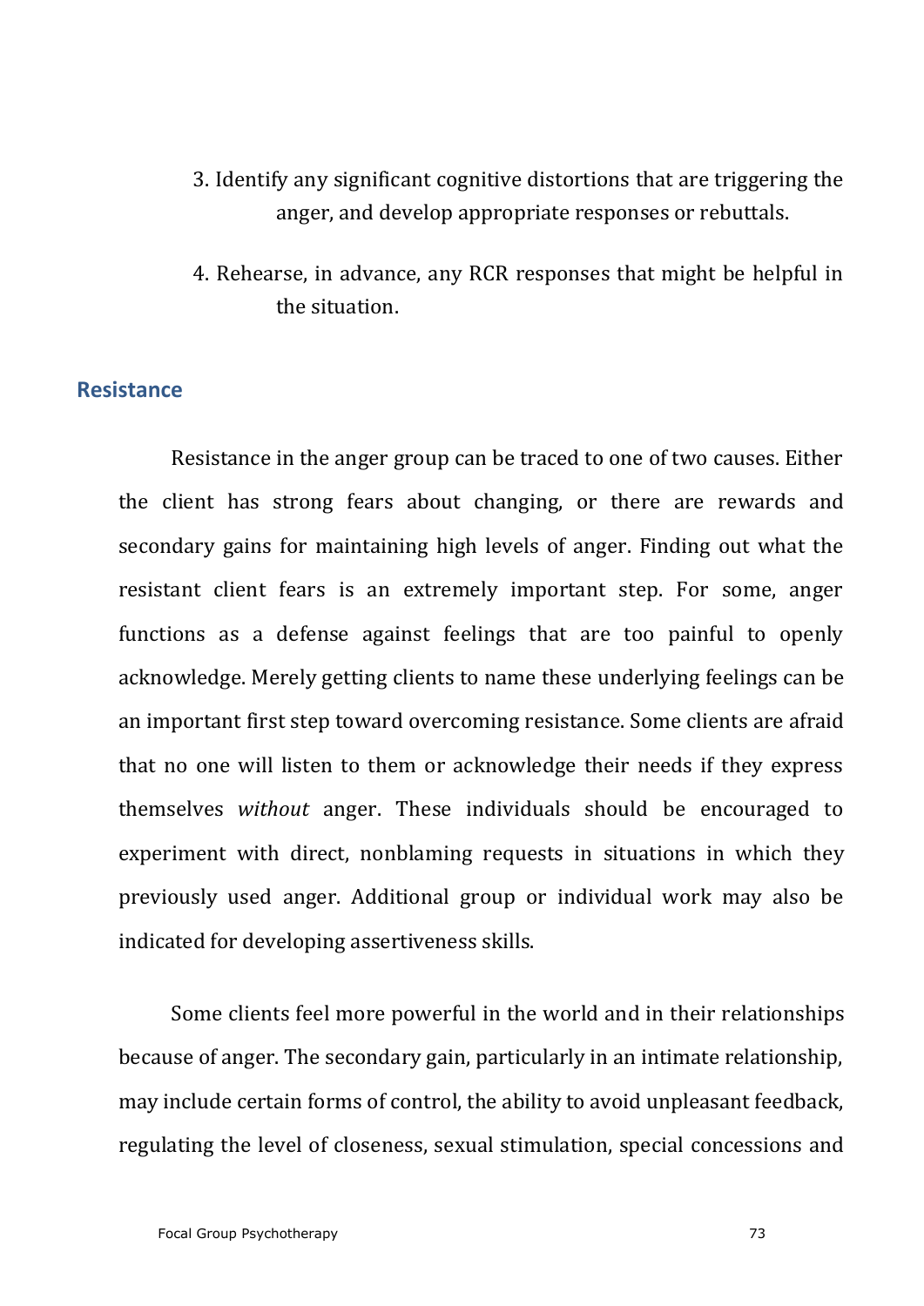3. Identify any significant cognitive distortions that are triggering the anger, and develop appropriate responses or rebuttals.

4. Rehearse, in advance, any RCR responses that might be helpful in the situation.

## Resistance

Resistance in the anger group can be traced to one of two causes. Either the client has strong fears about changing, or there are rewards and secondary gains for maintaining high levels of anger. Finding out what the resistant client fears is an extremely important step. For some, anger functions as a defense against feelings that are too painful to openly acknowledge. Merely getting clients to name these underlying feelings can be an important first step toward overcoming resistance. Some clients are afraid that no one will listen to them or acknowledge their needs if they express themselves *without* anger. These individuals should be encouraged to experiment with direct, nonblaming requests in situations in which they previously used anger. Additional group or individual work may also be indicated for developing assertiveness skills.

Some clients feel more powerful in the world and in their relationships because of anger. The secondary gain, particularly in an intimate relationship, may include certain forms of control, the ability to avoid unpleasant feedback, regulating the level of closeness, sexual stimulation, special concessions and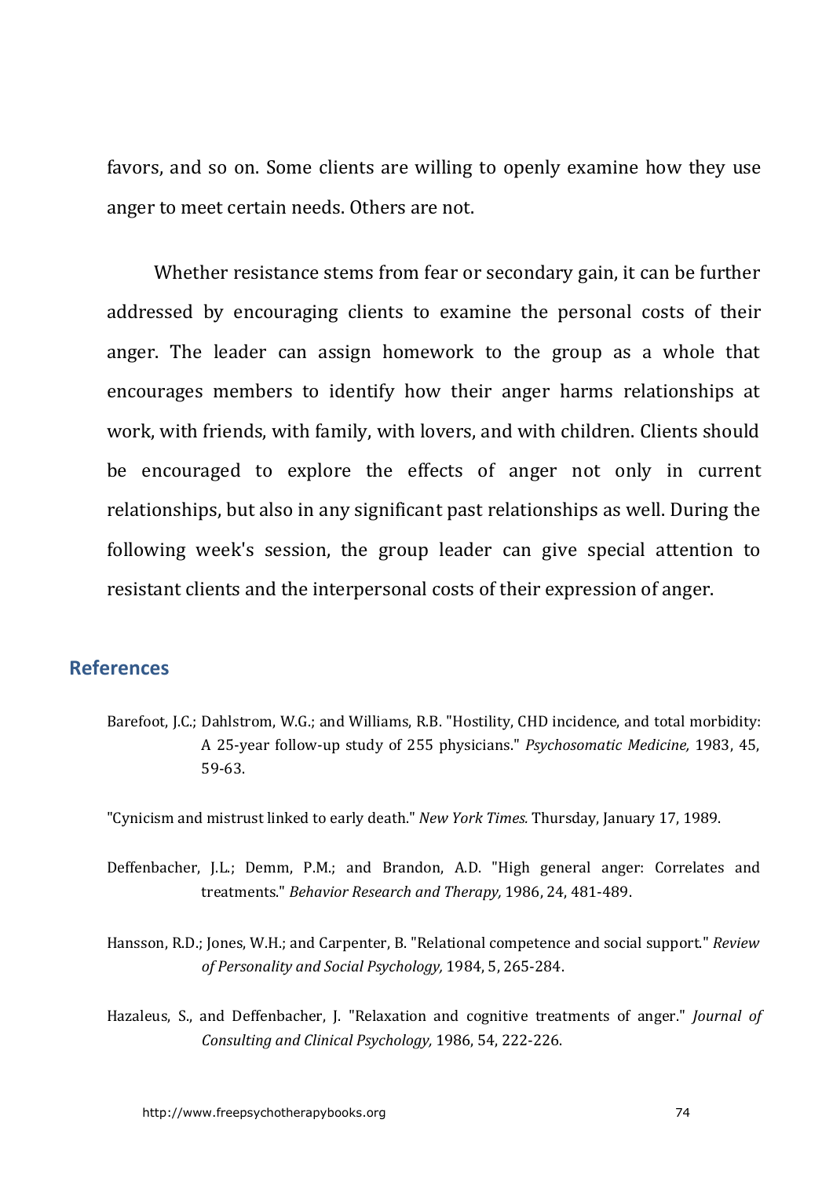favors, and so on. Some clients are willing to openly examine how they use anger to meet certain needs. Others are not.

Whether resistance stems from fear or secondary gain, it can be further addressed by encouraging clients to examine the personal costs of their anger. The leader can assign homework to the group as a whole that encourages members to identify how their anger harms relationships at work, with friends, with family, with lovers, and with children. Clients should be encouraged to explore the effects of anger not only in current relationships, but also in any significant past relationships as well. During the following week's session, the group leader can give special attention to resistant clients and the interpersonal costs of their expression of anger.

## References

Barefoot, J.C.; Dahlstrom, W.G.; and Williams, R.B. "Hostility, CHD incidence, and total morbidity: A 25-year follow-up study of 255 physicians." *Psychosomatic Medicine,* 1983, 45, 59-63.

"Cynicism and mistrust linked to early death." *New York Times.* Thursday, January 17, 1989.

Deffenbacher, J.L.; Demm, P.M.; and Brandon, A.D. "High general anger: Correlates and treatments." *Behavior Research and Therapy,* 1986, 24, 481-489.

Hansson, R.D.; Jones, W.H.; and Carpenter, B. "Relational competence and social support." *Review of Personality and Social Psychology,* 1984, 5, 265-284.

Hazaleus, S., and Deffenbacher, J. "Relaxation and cognitive treatments of anger." *Journal of Consulting and Clinical Psychology,* 1986, 54, 222-226.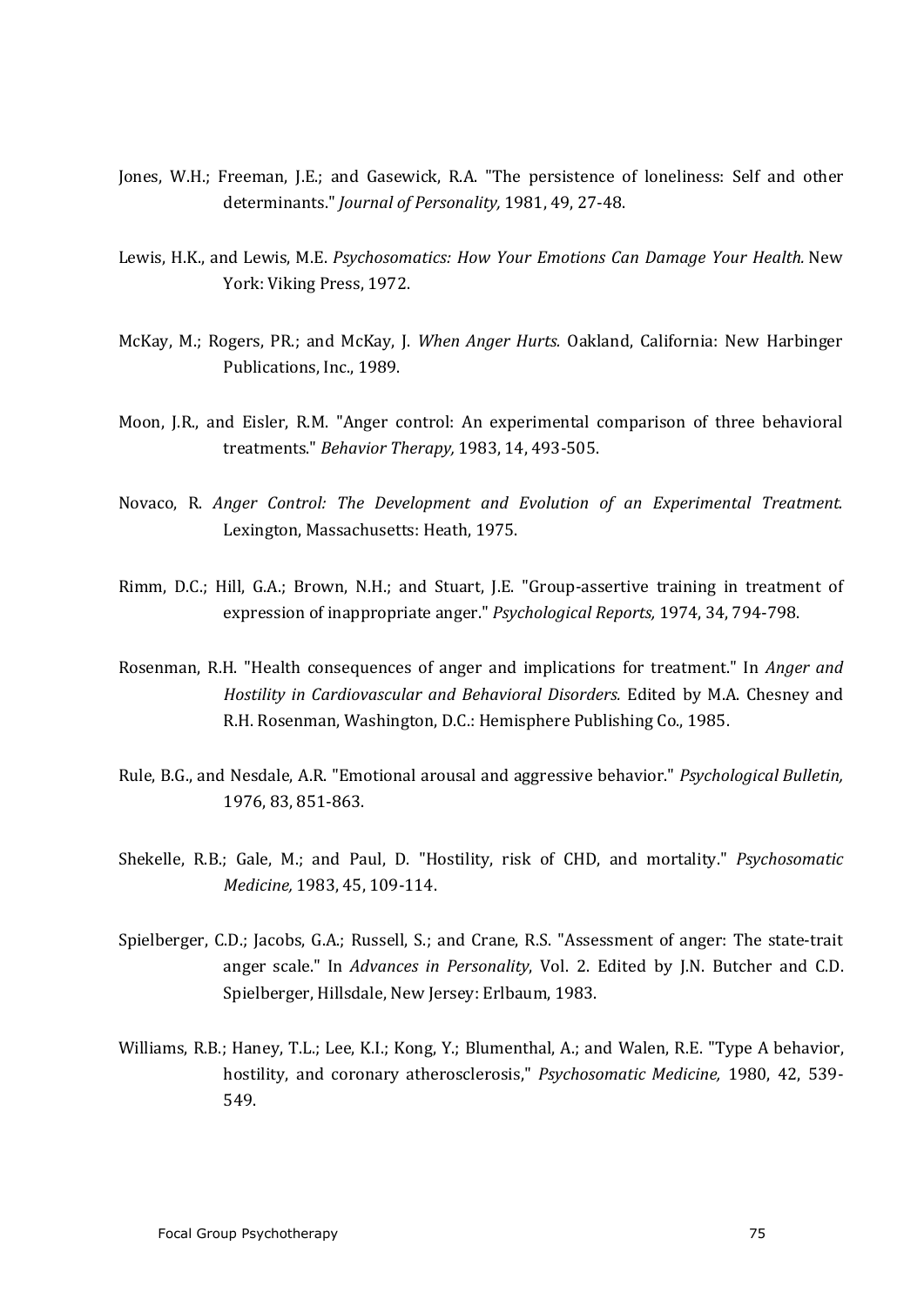Jones, W.H.; Freeman, J.E.; and Gasewick, R.A. "The persistence of loneliness: Self and other determinants." *Journal of Personality,* 1981, 49, 27-48.

Lewis, H.K., and Lewis, M.E. *Psychosomatics: How Your Emotions Can Damage Your Health.* New York: Viking Press, 1972.

McKay, M.; Rogers, PR.; and McKay, J. *When Anger Hurts.* Oakland, California: New Harbinger Publications, Inc., 1989.

Moon, J.R., and Eisler, R.M. "Anger control: An experimental comparison of three behavioral treatments." *Behavior Therapy,* 1983, 14, 493-505.

Novaco, R. *Anger Control: The Development and Evolution of an Experimental Treatment.* Lexington, Massachusetts: Heath, 1975.

Rimm, D.C.; Hill, G.A.; Brown, N.H.; and Stuart, J.E. "Group-assertive training in treatment of expression of inappropriate anger." *Psychological Reports,* 1974, 34, 794-798.

Rosenman, R.H. "Health consequences of anger and implications for treatment." In *Anger and Hostility in Cardiovascular and Behavioral Disorders.* Edited by M.A. Chesney and R.H. Rosenman, Washington, D.C.: Hemisphere Publishing Co., 1985.

Rule, B.G., and Nesdale, A.R. "Emotional arousal and aggressive behavior." *Psychological Bulletin,* 1976, 83, 851-863.

Shekelle, R.B.; Gale, M.; and Paul, D. "Hostility, risk of CHD, and mortality." *Psychosomatic Medicine,* 1983, 45, 109-114.

Spielberger, C.D.; Jacobs, G.A.; Russell, S.; and Crane, R.S. "Assessment of anger: The state-trait anger scale." In *Advances in Personality*, Vol. 2. Edited by J.N. Butcher and C.D. Spielberger, Hillsdale, New Jersey: Erlbaum, 1983.

Williams, R.B.; Haney, T.L.; Lee, K.I.; Kong, Y.; Blumenthal, A.; and Walen, R.E. "Type A behavior, hostility, and coronary atherosclerosis," *Psychosomatic Medicine,* 1980, 42, 539-549.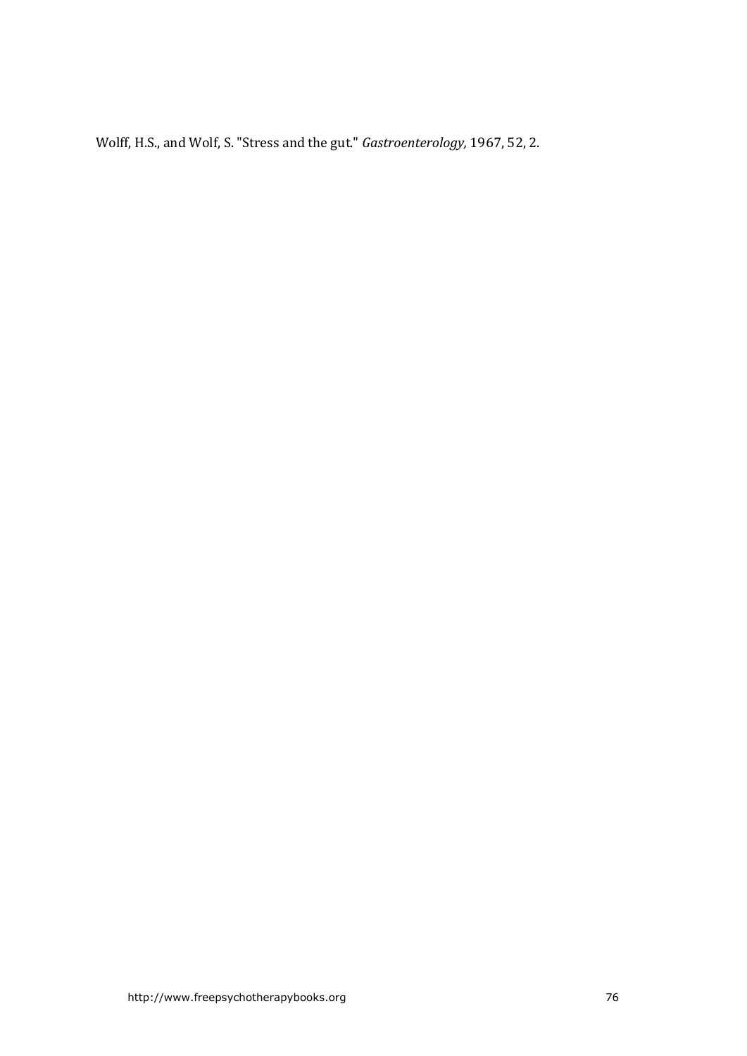Wolff, H.S., and Wolf, S. "Stress and the gut." *Gastroenterology,* 1967, 52, 2.